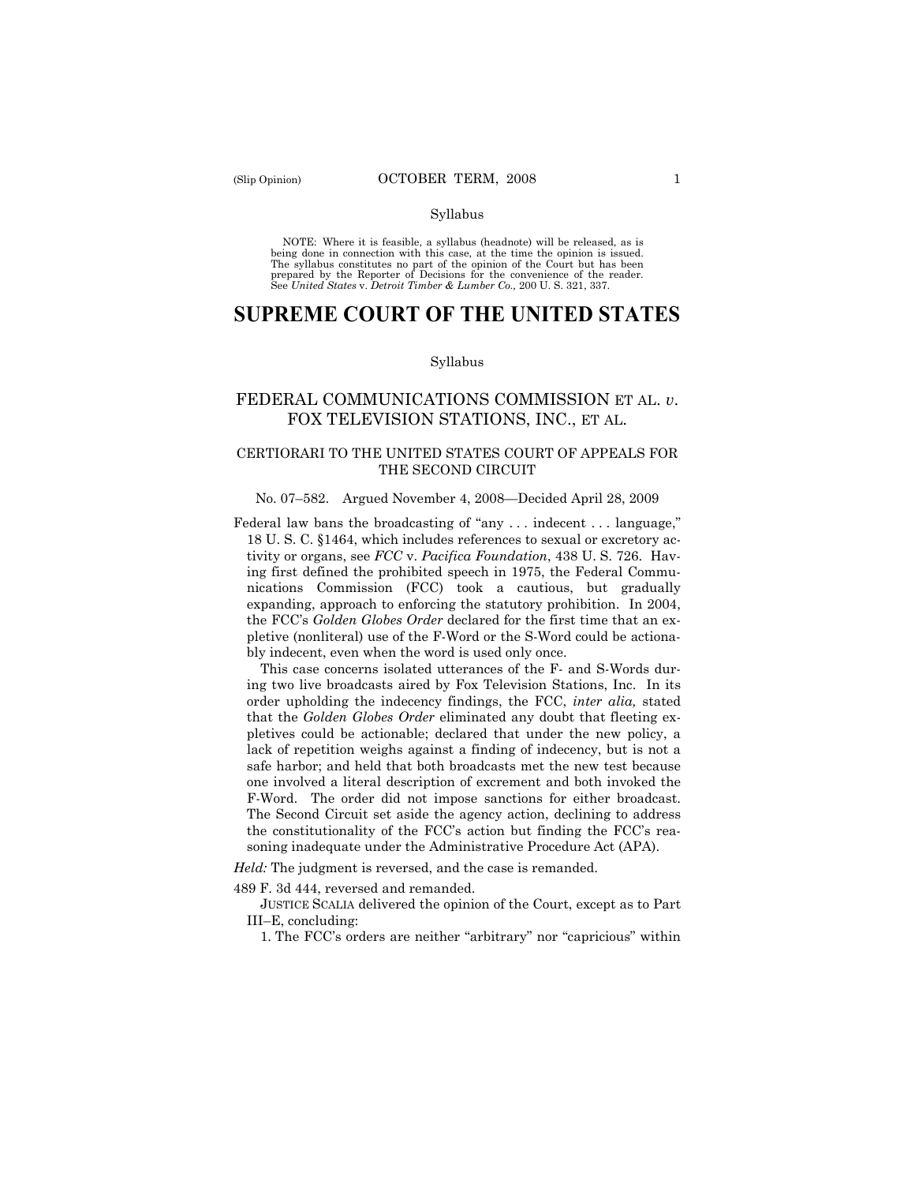Syllabus

NOTE: Where it is feasible, a syllabus (headnote) will be released, as is being done in connection with this case, at the time the opinion is issued. The syllabus constitutes no part of the opinion of the Court but has been prepared by the Reporter of Decisions for the convenience of the reader. See *United States* v. *Detroit Timber & Lumber Co.,* 200 U. S. 321, 337.

# SUPREME COURT OF THE UNITED STATES

Syllabus

## FEDERAL COMMUNICATIONS COMMISSION ET AL. *v*. FOX TELEVISION STATIONS, INC., ET AL.

### CERTIORARI TO THE UNITED STATES COURT OF APPEALS FOR THE SECOND CIRCUIT

No. 07–582. Argued November 4, 2008—Decided April 28, 2009

Federal law bans the broadcasting of "any . . . indecent . . . language," 18 U. S. C. §1464, which includes references to sexual or excretory activity or organs, see *FCC* v. *Pacifica Foundation*, 438 U. S. 726. Having first defined the prohibited speech in 1975, the Federal Communications Commission (FCC) took a cautious, but gradually expanding, approach to enforcing the statutory prohibition. In 2004, the FCC's *Golden Globes Order* declared for the first time that an expletive (nonliteral) use of the F-Word or the S-Word could be actionably indecent, even when the word is used only once.

This case concerns isolated utterances of the F- and S-Words during two live broadcasts aired by Fox Television Stations, Inc. In its order upholding the indecency findings, the FCC, *inter alia,* stated that the *Golden Globes Order* eliminated any doubt that fleeting expletives could be actionable; declared that under the new policy, a lack of repetition weighs against a finding of indecency, but is not a safe harbor; and held that both broadcasts met the new test because one involved a literal description of excrement and both invoked the F-Word. The order did not impose sanctions for either broadcast. The Second Circuit set aside the agency action, declining to address the constitutionality of the FCC's action but finding the FCC's reasoning inadequate under the Administrative Procedure Act (APA).

*Held:* The judgment is reversed, and the case is remanded.

489 F. 3d 444, reversed and remanded.

JUSTICE SCALIA delivered the opinion of the Court, except as to Part III–E, concluding:

1. The FCC's orders are neither "arbitrary" nor "capricious" within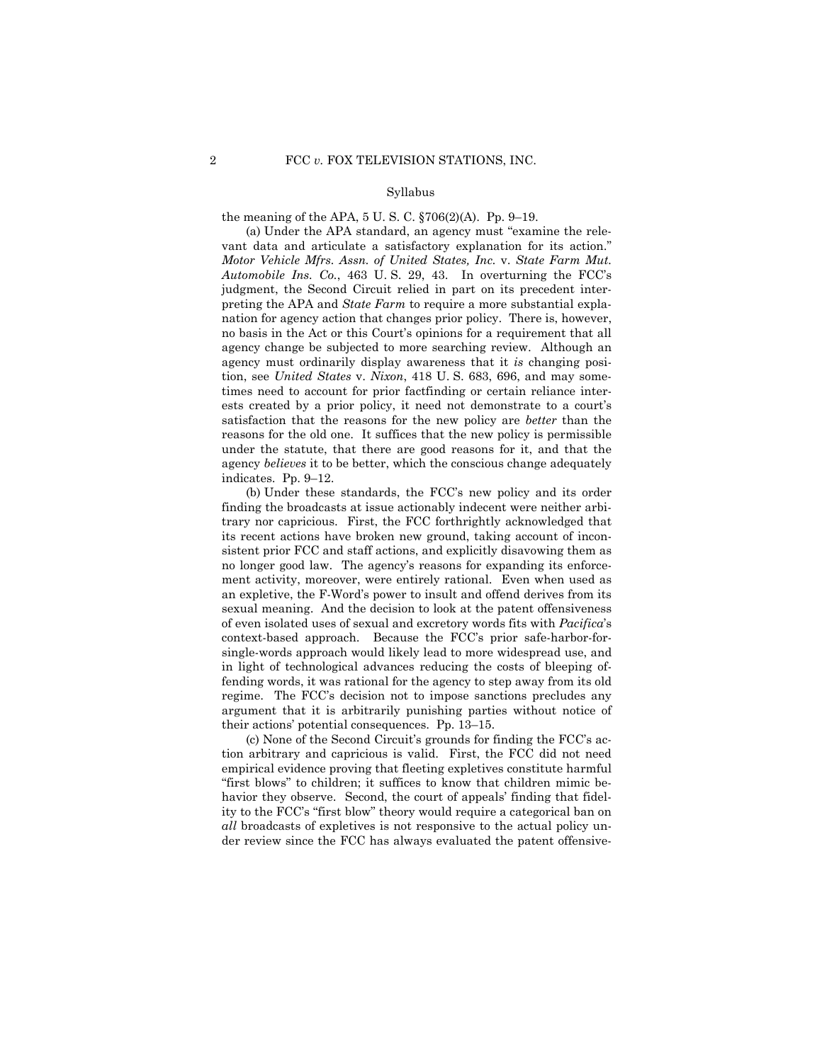Syllabus

the meaning of the APA, 5 U. S. C. §706(2)(A). Pp. 9–19.

(a) Under the APA standard, an agency must "examine the relevant data and articulate a satisfactory explanation for its action." *Motor Vehicle Mfrs. Assn. of United States, Inc.* v. *State Farm Mut. Automobile Ins. Co.*, 463 U. S. 29, 43. In overturning the FCC's judgment, the Second Circuit relied in part on its precedent interpreting the APA and *State Farm* to require a more substantial explanation for agency action that changes prior policy. There is, however, no basis in the Act or this Court's opinions for a requirement that all agency change be subjected to more searching review. Although an agency must ordinarily display awareness that it *is* changing position, see *United States* v. *Nixon*, 418 U. S. 683, 696, and may sometimes need to account for prior factfinding or certain reliance interests created by a prior policy, it need not demonstrate to a court's satisfaction that the reasons for the new policy are *better* than the reasons for the old one. It suffices that the new policy is permissible under the statute, that there are good reasons for it, and that the agency *believes* it to be better, which the conscious change adequately indicates. Pp. 9–12.

(b) Under these standards, the FCC's new policy and its order finding the broadcasts at issue actionably indecent were neither arbitrary nor capricious. First, the FCC forthrightly acknowledged that its recent actions have broken new ground, taking account of inconsistent prior FCC and staff actions, and explicitly disavowing them as no longer good law. The agency's reasons for expanding its enforcement activity, moreover, were entirely rational. Even when used as an expletive, the F-Word's power to insult and offend derives from its sexual meaning. And the decision to look at the patent offensiveness of even isolated uses of sexual and excretory words fits with *Pacifica*'s context-based approach. Because the FCC's prior safe-harbor-for-single-words approach would likely lead to more widespread use, and in light of technological advances reducing the costs of bleeping offending words, it was rational for the agency to step away from its old regime. The FCC's decision not to impose sanctions precludes any argument that it is arbitrarily punishing parties without notice of their actions' potential consequences. Pp. 13–15.

(c) None of the Second Circuit's grounds for finding the FCC's action arbitrary and capricious is valid. First, the FCC did not need empirical evidence proving that fleeting expletives constitute harmful "first blows" to children; it suffices to know that children mimic behavior they observe. Second, the court of appeals' finding that fidelity to the FCC's "first blow" theory would require a categorical ban on *all* broadcasts of expletives is not responsive to the actual policy under review since the FCC has always evaluated the patent offensive-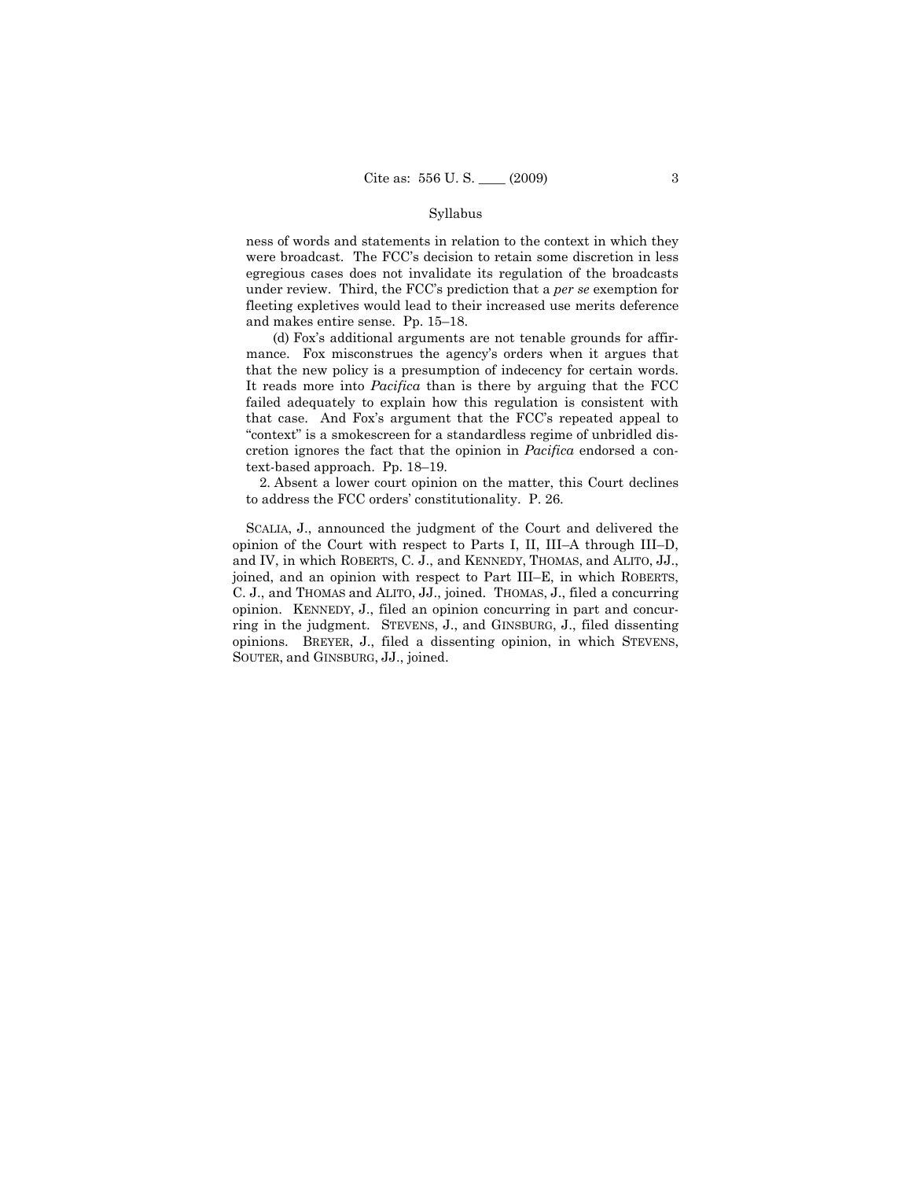ness of words and statements in relation to the context in which they were broadcast. The FCC's decision to retain some discretion in less egregious cases does not invalidate its regulation of the broadcasts under review. Third, the FCC's prediction that a *per se* exemption for fleeting expletives would lead to their increased use merits deference and makes entire sense. Pp. 15–18.

(d) Fox's additional arguments are not tenable grounds for affirmance. Fox misconstrues the agency's orders when it argues that that the new policy is a presumption of indecency for certain words. It reads more into *Pacifica* than is there by arguing that the FCC failed adequately to explain how this regulation is consistent with that case. And Fox's argument that the FCC's repeated appeal to "context" is a smokescreen for a standardless regime of unbridled discretion ignores the fact that the opinion in *Pacifica* endorsed a context-based approach. Pp. 18–19.

2. Absent a lower court opinion on the matter, this Court declines to address the FCC orders' constitutionality. P. 26.

SCALIA, J., announced the judgment of the Court and delivered the opinion of the Court with respect to Parts I, II, III–A through III–D, and IV, in which ROBERTS, C. J., and KENNEDY, THOMAS, and ALITO, JJ., joined, and an opinion with respect to Part III–E, in which ROBERTS, C. J., and THOMAS and ALITO, JJ., joined. THOMAS, J., filed a concurring opinion. KENNEDY, J., filed an opinion concurring in part and concurring in the judgment. STEVENS, J., and GINSBURG, J., filed dissenting opinions. BREYER, J., filed a dissenting opinion, in which STEVENS, SOUTER, and GINSBURG, JJ., joined.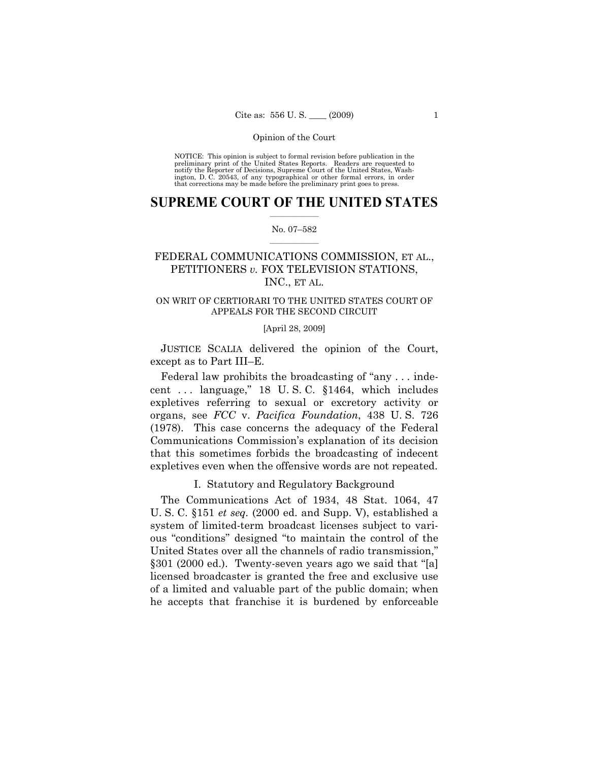Opinion of the Court

NOTICE: This opinion is subject to formal revision before publication in the preliminary print of the United States Reports. Readers are requested to notify the Reporter of Decisions, Supreme Court of the United States, Washington, D. C. 20543, of any typographical or other formal errors, in order that corrections may be made before the preliminary print goes to press.

# SUPREME COURT OF THE UNITED STATES

No. 07–582

## FEDERAL COMMUNICATIONS COMMISSION, ET AL., PETITIONERS *v.* FOX TELEVISION STATIONS, INC., ET AL.

ON WRIT OF CERTIORARI TO THE UNITED STATES COURT OF APPEALS FOR THE SECOND CIRCUIT

[April 28, 2009]

JUSTICE SCALIA delivered the opinion of the Court, except as to Part III–E.

Federal law prohibits the broadcasting of "any . . . indecent . . . language," 18 U. S. C. §1464, which includes expletives referring to sexual or excretory activity or organs, see *FCC* v. *Pacifica Foundation*, 438 U. S. 726 (1978). This case concerns the adequacy of the Federal Communications Commission's explanation of its decision that this sometimes forbids the broadcasting of indecent expletives even when the offensive words are not repeated.

### I. Statutory and Regulatory Background

The Communications Act of 1934, 48 Stat. 1064, 47 U. S. C. §151 *et seq*. (2000 ed. and Supp. V), established a system of limited-term broadcast licenses subject to various "conditions" designed "to maintain the control of the United States over all the channels of radio transmission," §301 (2000 ed.). Twenty-seven years ago we said that "[a] licensed broadcaster is granted the free and exclusive use of a limited and valuable part of the public domain; when he accepts that franchise it is burdened by enforceable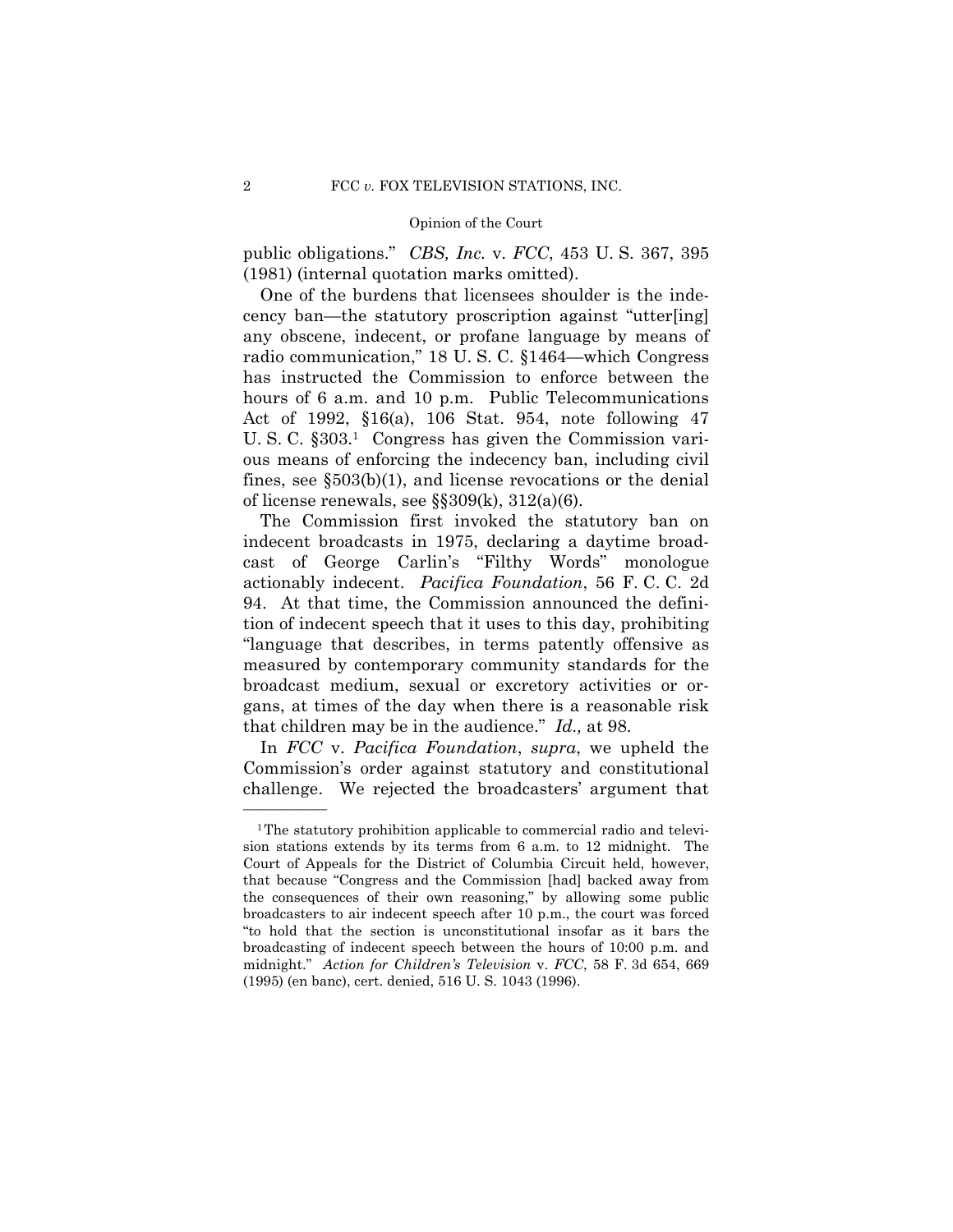public obligations." *CBS, Inc.* v. *FCC*, 453 U. S. 367, 395 (1981) (internal quotation marks omitted).

One of the burdens that licensees shoulder is the indecency ban—the statutory proscription against "utter[ing] any obscene, indecent, or profane language by means of radio communication," 18 U. S. C. §1464—which Congress has instructed the Commission to enforce between the hours of 6 a.m. and 10 p.m. Public Telecommunications Act of 1992, §16(a), 106 Stat. 954, note following 47 U. S. C. §303.[1] Congress has given the Commission various means of enforcing the indecency ban, including civil fines, see §503(b)(1), and license revocations or the denial of license renewals, see §§309(k), 312(a)(6).

The Commission first invoked the statutory ban on indecent broadcasts in 1975, declaring a daytime broadcast of George Carlin's "Filthy Words" monologue actionably indecent. *Pacifica Foundation*, 56 F. C. C. 2d 94. At that time, the Commission announced the definition of indecent speech that it uses to this day, prohibiting "language that describes, in terms patently offensive as measured by contemporary community standards for the broadcast medium, sexual or excretory activities or organs, at times of the day when there is a reasonable risk that children may be in the audience." *Id.,* at 98.

In *FCC* v. *Pacifica Foundation*, *supra*, we upheld the Commission's order against statutory and constitutional challenge. We rejected the broadcasters' argument that

---

[1] The statutory prohibition applicable to commercial radio and television stations extends by its terms from 6 a.m. to 12 midnight. The Court of Appeals for the District of Columbia Circuit held, however, that because "Congress and the Commission [had] backed away from the consequences of their own reasoning," by allowing some public broadcasters to air indecent speech after 10 p.m., the court was forced "to hold that the section is unconstitutional insofar as it bars the broadcasting of indecent speech between the hours of 10:00 p.m. and midnight." *Action for Children's Television* v. *FCC*, 58 F. 3d 654, 669 (1995) (en banc), cert. denied, 516 U. S. 1043 (1996).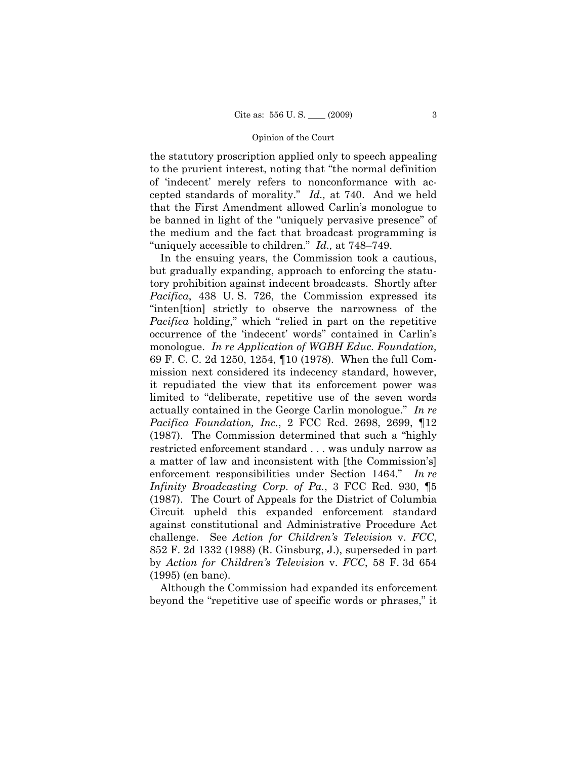the statutory proscription applied only to speech appealing to the prurient interest, noting that "the normal definition of 'indecent' merely refers to nonconformance with accepted standards of morality." *Id.,* at 740. And we held that the First Amendment allowed Carlin's monologue to be banned in light of the "uniquely pervasive presence" of the medium and the fact that broadcast programming is "uniquely accessible to children." *Id.,* at 748–749.

In the ensuing years, the Commission took a cautious, but gradually expanding, approach to enforcing the statutory prohibition against indecent broadcasts. Shortly after *Pacifica*, 438 U. S. 726, the Commission expressed its "inten[tion] strictly to observe the narrowness of the *Pacifica* holding," which "relied in part on the repetitive occurrence of the 'indecent' words" contained in Carlin's monologue. *In re Application of WGBH Educ. Foundation,* 69 F. C. C. 2d 1250, 1254, ¶10 (1978). When the full Commission next considered its indecency standard, however, it repudiated the view that its enforcement power was limited to "deliberate, repetitive use of the seven words actually contained in the George Carlin monologue." *In re Pacifica Foundation, Inc.*, 2 FCC Rcd. 2698, 2699, ¶12 (1987). The Commission determined that such a "highly restricted enforcement standard . . . was unduly narrow as a matter of law and inconsistent with [the Commission's] enforcement responsibilities under Section 1464." *In re Infinity Broadcasting Corp. of Pa.*, 3 FCC Rcd. 930, ¶5 (1987). The Court of Appeals for the District of Columbia Circuit upheld this expanded enforcement standard against constitutional and Administrative Procedure Act challenge. See *Action for Children's Television* v. *FCC*, 852 F. 2d 1332 (1988) (R. Ginsburg, J.), superseded in part by *Action for Children's Television* v. *FCC*, 58 F. 3d 654 (1995) (en banc).

Although the Commission had expanded its enforcement beyond the "repetitive use of specific words or phrases," it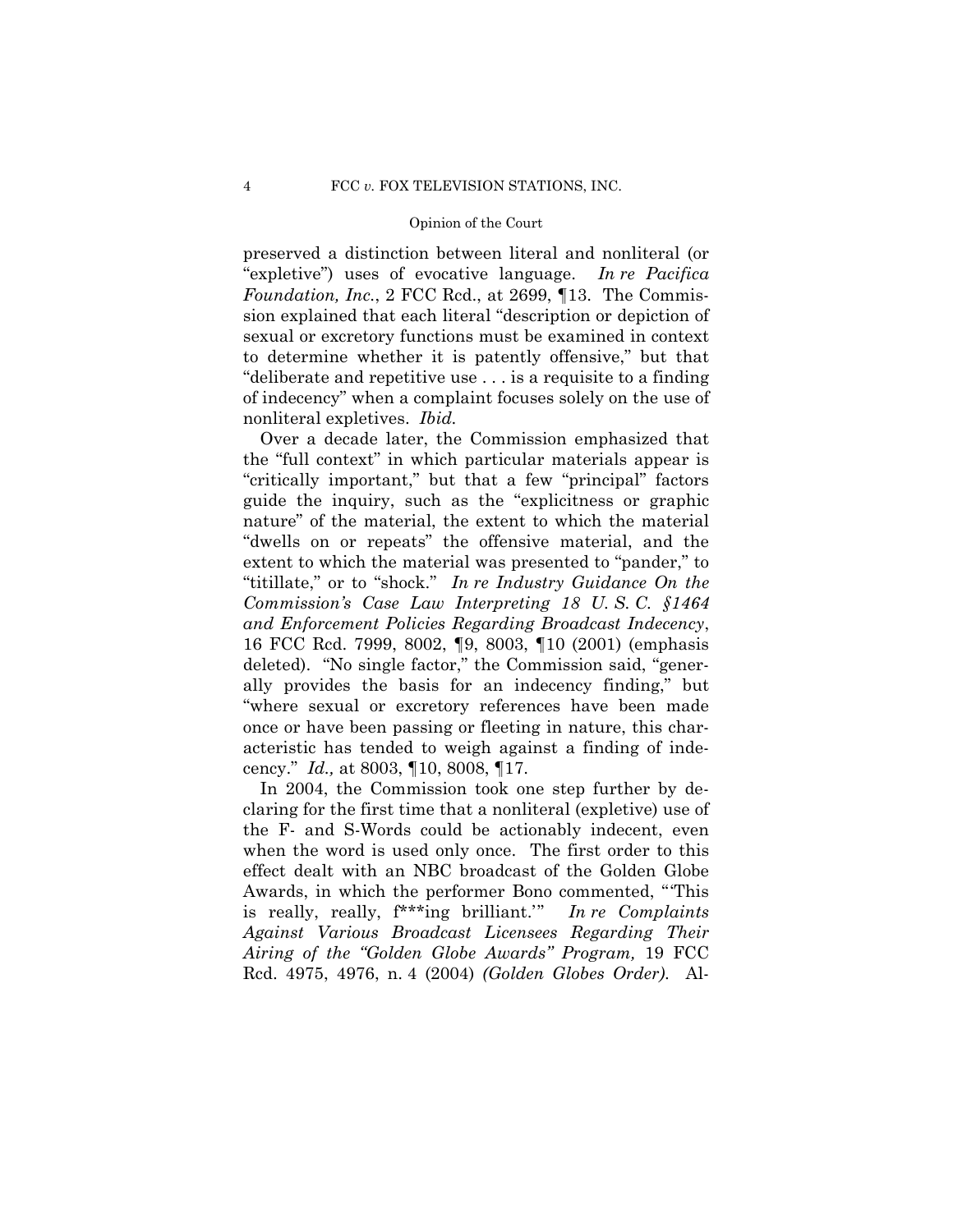preserved a distinction between literal and nonliteral (or "expletive") uses of evocative language. *In re Pacifica Foundation, Inc.*, 2 FCC Rcd., at 2699, ¶13. The Commission explained that each literal "description or depiction of sexual or excretory functions must be examined in context to determine whether it is patently offensive," but that "deliberate and repetitive use . . . is a requisite to a finding of indecency" when a complaint focuses solely on the use of nonliteral expletives. *Ibid.*

Over a decade later, the Commission emphasized that the "full context" in which particular materials appear is "critically important," but that a few "principal" factors guide the inquiry, such as the "explicitness or graphic nature" of the material, the extent to which the material "dwells on or repeats" the offensive material, and the extent to which the material was presented to "pander," to "titillate," or to "shock." *In re Industry Guidance On the Commission's Case Law Interpreting 18 U. S. C. §1464 and Enforcement Policies Regarding Broadcast Indecency*, 16 FCC Rcd. 7999, 8002, ¶9, 8003, ¶10 (2001) (emphasis deleted). "No single factor," the Commission said, "generally provides the basis for an indecency finding," but "where sexual or excretory references have been made once or have been passing or fleeting in nature, this characteristic has tended to weigh against a finding of indecency." *Id.,* at 8003, ¶10, 8008, ¶17.

In 2004, the Commission took one step further by declaring for the first time that a nonliteral (expletive) use of the F- and S-Words could be actionably indecent, even when the word is used only once. The first order to this effect dealt with an NBC broadcast of the Golden Globe Awards, in which the performer Bono commented, "'This is really, really, f***ing brilliant.'" *In re Complaints Against Various Broadcast Licensees Regarding Their Airing of the "Golden Globe Awards" Program,* 19 FCC Rcd. 4975, 4976, n. 4 (2004) *(Golden Globes Order).* Al-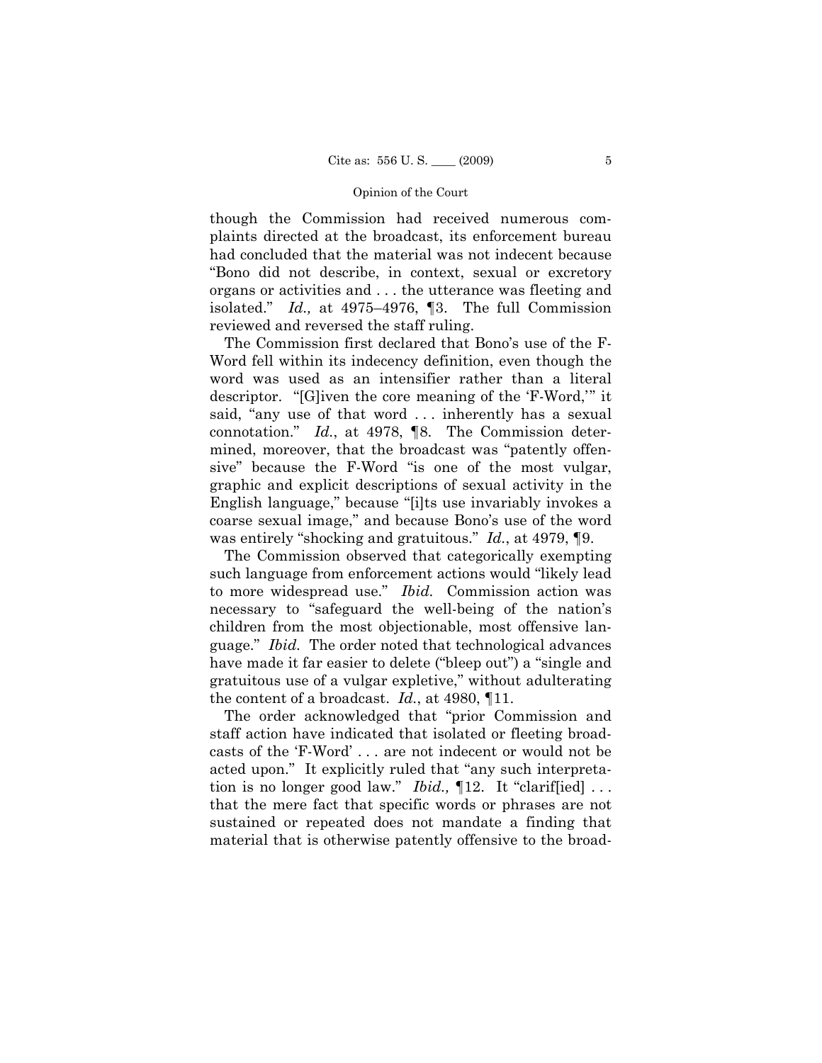though the Commission had received numerous complaints directed at the broadcast, its enforcement bureau had concluded that the material was not indecent because "Bono did not describe, in context, sexual or excretory organs or activities and . . . the utterance was fleeting and isolated." *Id.,* at 4975–4976, ¶3. The full Commission reviewed and reversed the staff ruling.

The Commission first declared that Bono's use of the F-Word fell within its indecency definition, even though the word was used as an intensifier rather than a literal descriptor. "[G]iven the core meaning of the 'F-Word,'" it said, "any use of that word . . . inherently has a sexual connotation." *Id.*, at 4978, ¶8. The Commission determined, moreover, that the broadcast was "patently offensive" because the F-Word "is one of the most vulgar, graphic and explicit descriptions of sexual activity in the English language," because "[i]ts use invariably invokes a coarse sexual image," and because Bono's use of the word was entirely "shocking and gratuitous." *Id.*, at 4979, ¶9.

The Commission observed that categorically exempting such language from enforcement actions would "likely lead to more widespread use." *Ibid.* Commission action was necessary to "safeguard the well-being of the nation's children from the most objectionable, most offensive language." *Ibid.* The order noted that technological advances have made it far easier to delete ("bleep out") a "single and gratuitous use of a vulgar expletive," without adulterating the content of a broadcast. *Id.*, at 4980, ¶11.

The order acknowledged that "prior Commission and staff action have indicated that isolated or fleeting broadcasts of the 'F-Word' . . . are not indecent or would not be acted upon." It explicitly ruled that "any such interpretation is no longer good law." *Ibid.,* ¶12. It "clarif[ied] . . . that the mere fact that specific words or phrases are not sustained or repeated does not mandate a finding that material that is otherwise patently offensive to the broad-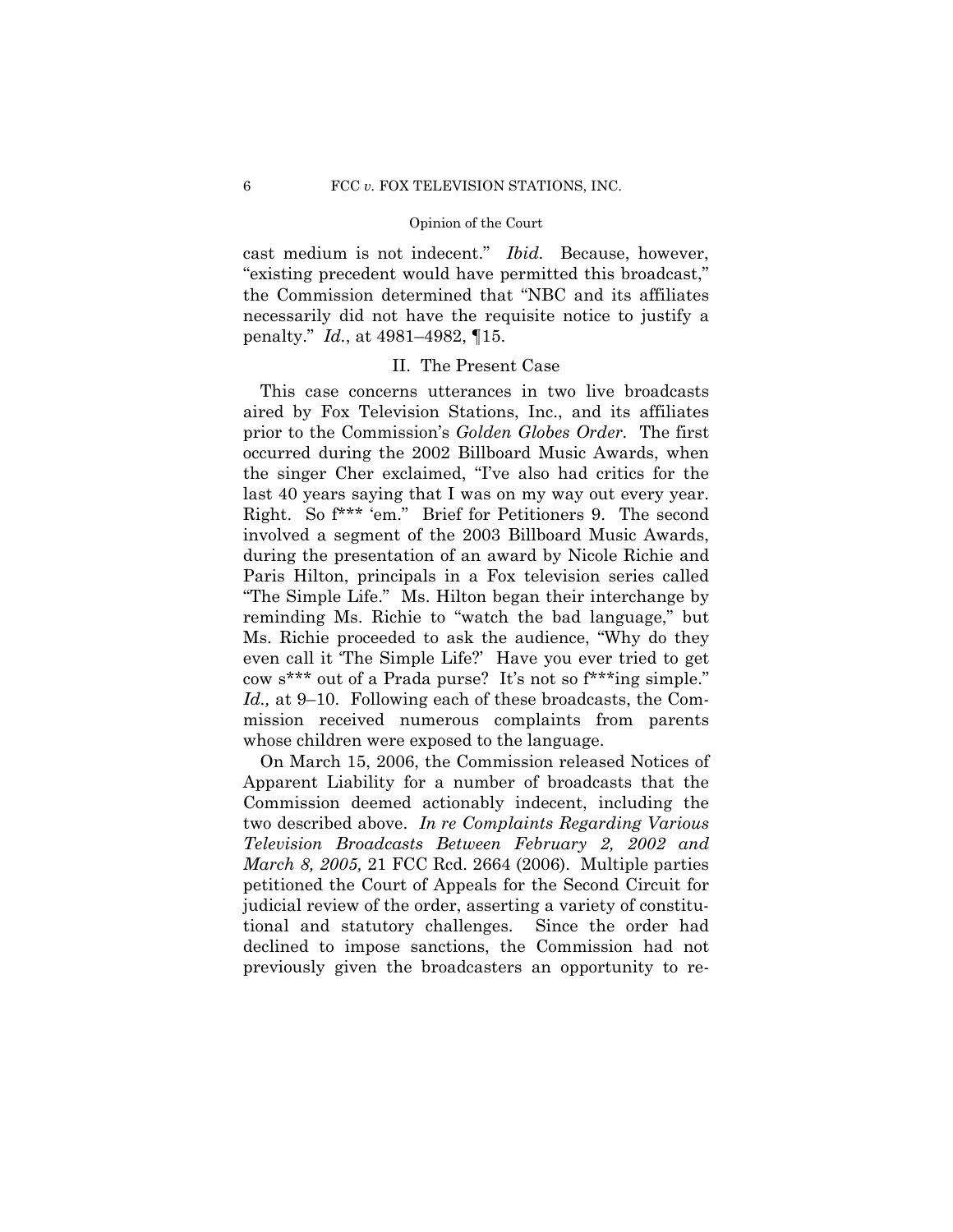cast medium is not indecent." *Ibid.* Because, however, "existing precedent would have permitted this broadcast," the Commission determined that "NBC and its affiliates necessarily did not have the requisite notice to justify a penalty." *Id.*, at 4981–4982, ¶15.

## II. The Present Case

This case concerns utterances in two live broadcasts aired by Fox Television Stations, Inc., and its affiliates prior to the Commission's *Golden Globes Order*. The first occurred during the 2002 Billboard Music Awards, when the singer Cher exclaimed, "I've also had critics for the last 40 years saying that I was on my way out every year. Right. So f*** 'em." Brief for Petitioners 9. The second involved a segment of the 2003 Billboard Music Awards, during the presentation of an award by Nicole Richie and Paris Hilton, principals in a Fox television series called "The Simple Life." Ms. Hilton began their interchange by reminding Ms. Richie to "watch the bad language," but Ms. Richie proceeded to ask the audience, "Why do they even call it 'The Simple Life?' Have you ever tried to get cow s*** out of a Prada purse? It's not so f***ing simple." *Id.,* at 9–10. Following each of these broadcasts, the Commission received numerous complaints from parents whose children were exposed to the language.

On March 15, 2006, the Commission released Notices of Apparent Liability for a number of broadcasts that the Commission deemed actionably indecent, including the two described above. *In re Complaints Regarding Various Television Broadcasts Between February 2, 2002 and March 8, 2005,* 21 FCC Rcd. 2664 (2006). Multiple parties petitioned the Court of Appeals for the Second Circuit for judicial review of the order, asserting a variety of constitutional and statutory challenges. Since the order had declined to impose sanctions, the Commission had not previously given the broadcasters an opportunity to re-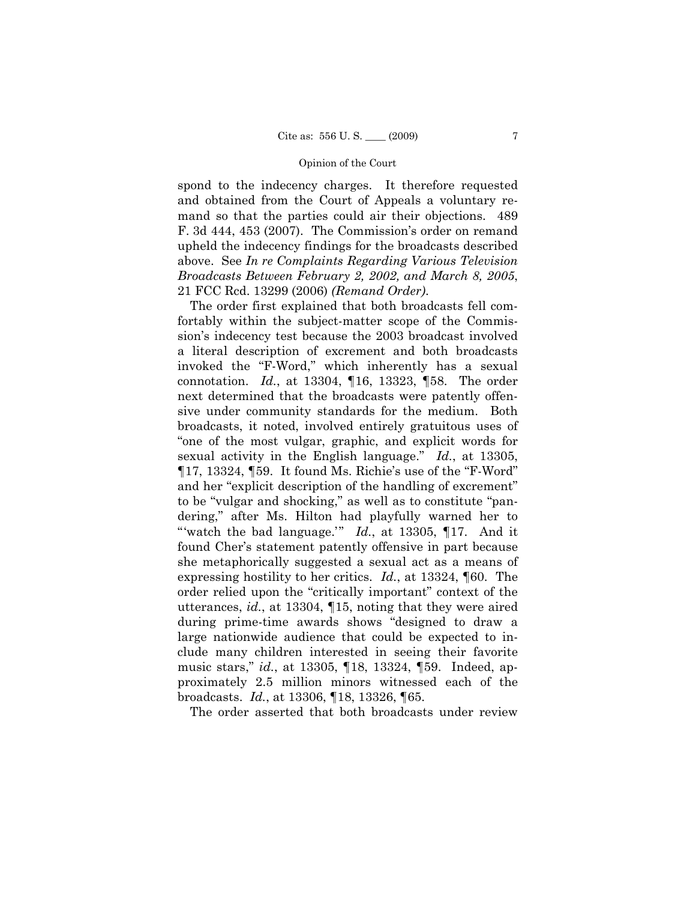spond to the indecency charges. It therefore requested and obtained from the Court of Appeals a voluntary remand so that the parties could air their objections. 489 F. 3d 444, 453 (2007). The Commission's order on remand upheld the indecency findings for the broadcasts described above. See *In re Complaints Regarding Various Television Broadcasts Between February 2, 2002, and March 8, 2005*, 21 FCC Rcd. 13299 (2006) *(Remand Order)*.

The order first explained that both broadcasts fell comfortably within the subject-matter scope of the Commission's indecency test because the 2003 broadcast involved a literal description of excrement and both broadcasts invoked the "F-Word," which inherently has a sexual connotation. *Id.*, at 13304, ¶16, 13323, ¶58. The order next determined that the broadcasts were patently offensive under community standards for the medium. Both broadcasts, it noted, involved entirely gratuitous uses of "one of the most vulgar, graphic, and explicit words for sexual activity in the English language." *Id.*, at 13305, ¶17, 13324, ¶59. It found Ms. Richie's use of the "F-Word" and her "explicit description of the handling of excrement" to be "vulgar and shocking," as well as to constitute "pandering," after Ms. Hilton had playfully warned her to "'watch the bad language.'" *Id.*, at 13305, ¶17. And it found Cher's statement patently offensive in part because she metaphorically suggested a sexual act as a means of expressing hostility to her critics. *Id.*, at 13324, ¶60. The order relied upon the "critically important" context of the utterances, *id.*, at 13304, ¶15, noting that they were aired during prime-time awards shows "designed to draw a large nationwide audience that could be expected to include many children interested in seeing their favorite music stars," *id.*, at 13305, ¶18, 13324, ¶59. Indeed, approximately 2.5 million minors witnessed each of the broadcasts. *Id.*, at 13306, ¶18, 13326, ¶65.

The order asserted that both broadcasts under review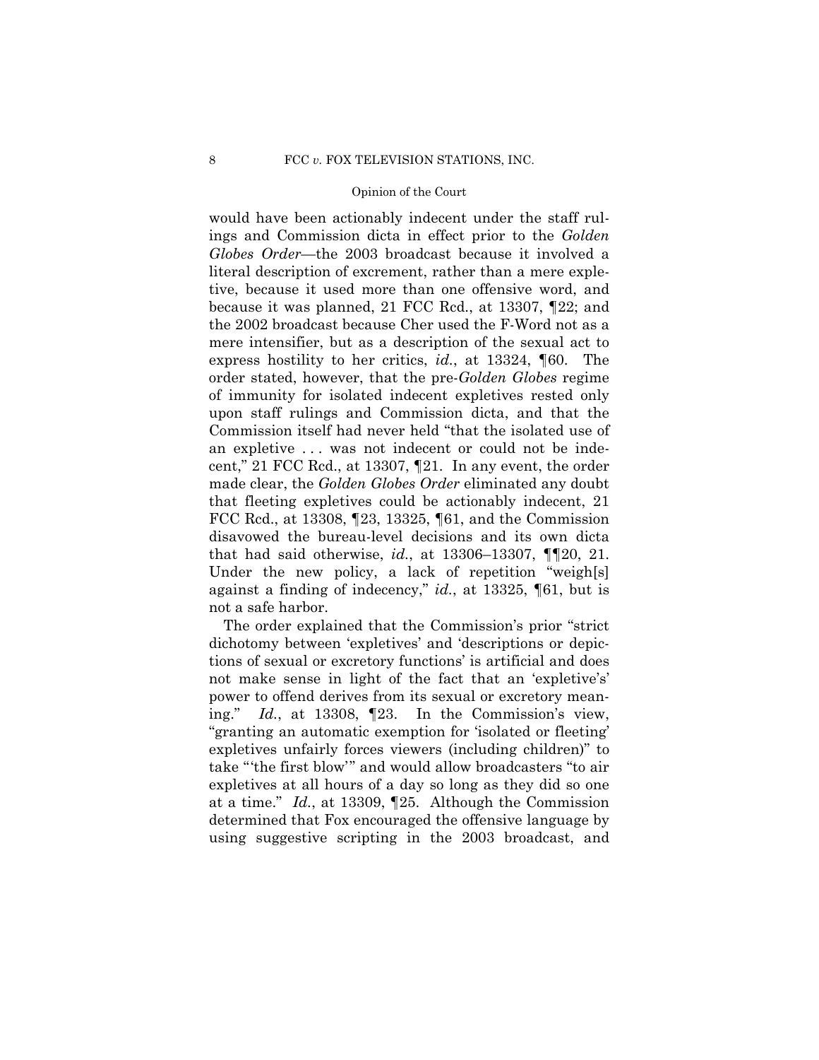would have been actionably indecent under the staff rulings and Commission dicta in effect prior to the *Golden Globes Order*—the 2003 broadcast because it involved a literal description of excrement, rather than a mere expletive, because it used more than one offensive word, and because it was planned, 21 FCC Rcd., at 13307, ¶22; and the 2002 broadcast because Cher used the F-Word not as a mere intensifier, but as a description of the sexual act to express hostility to her critics, *id.*, at 13324, ¶60. The order stated, however, that the pre-*Golden Globes* regime of immunity for isolated indecent expletives rested only upon staff rulings and Commission dicta, and that the Commission itself had never held "that the isolated use of an expletive . . . was not indecent or could not be indecent," 21 FCC Rcd., at 13307, ¶21. In any event, the order made clear, the *Golden Globes Order* eliminated any doubt that fleeting expletives could be actionably indecent, 21 FCC Rcd., at 13308, ¶23, 13325, ¶61, and the Commission disavowed the bureau-level decisions and its own dicta that had said otherwise, *id.*, at 13306–13307, ¶¶20, 21. Under the new policy, a lack of repetition "weigh[s] against a finding of indecency," *id.*, at 13325, ¶61, but is not a safe harbor.

The order explained that the Commission's prior "strict dichotomy between 'expletives' and 'descriptions or depictions of sexual or excretory functions' is artificial and does not make sense in light of the fact that an 'expletive's' power to offend derives from its sexual or excretory meaning." *Id.*, at 13308, ¶23. In the Commission's view, "granting an automatic exemption for 'isolated or fleeting' expletives unfairly forces viewers (including children)" to take "'the first blow'" and would allow broadcasters "to air expletives at all hours of a day so long as they did so one at a time." *Id.*, at 13309, ¶25. Although the Commission determined that Fox encouraged the offensive language by using suggestive scripting in the 2003 broadcast, and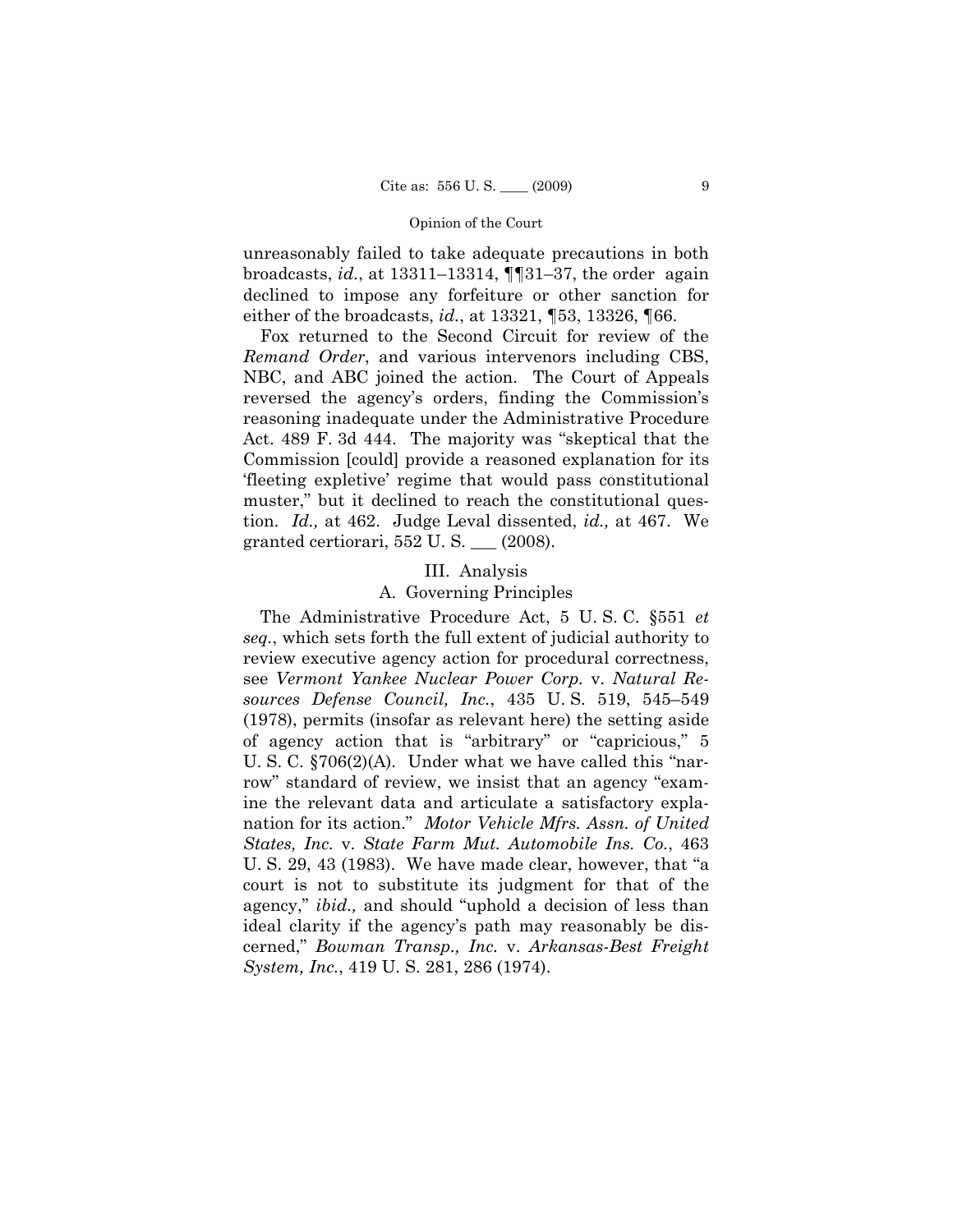unreasonably failed to take adequate precautions in both broadcasts, *id.*, at 13311–13314, ¶¶31–37, the order again declined to impose any forfeiture or other sanction for either of the broadcasts, *id.*, at 13321, ¶53, 13326, ¶66.

Fox returned to the Second Circuit for review of the *Remand Order*, and various intervenors including CBS, NBC, and ABC joined the action. The Court of Appeals reversed the agency's orders, finding the Commission's reasoning inadequate under the Administrative Procedure Act. 489 F. 3d 444. The majority was "skeptical that the Commission [could] provide a reasoned explanation for its 'fleeting expletive' regime that would pass constitutional muster," but it declined to reach the constitutional question. *Id.,* at 462. Judge Leval dissented, *id.,* at 467. We granted certiorari, 552 U. S. ___ (2008).

## III. Analysis

### A. Governing Principles

The Administrative Procedure Act, 5 U. S. C. §551 *et seq.*, which sets forth the full extent of judicial authority to review executive agency action for procedural correctness, see *Vermont Yankee Nuclear Power Corp.* v. *Natural Resources Defense Council, Inc.*, 435 U. S. 519, 545–549 (1978), permits (insofar as relevant here) the setting aside of agency action that is "arbitrary" or "capricious," 5 U. S. C. §706(2)(A). Under what we have called this "narrow" standard of review, we insist that an agency "examine the relevant data and articulate a satisfactory explanation for its action." *Motor Vehicle Mfrs. Assn. of United States, Inc.* v. *State Farm Mut. Automobile Ins. Co.*, 463 U. S. 29, 43 (1983). We have made clear, however, that "a court is not to substitute its judgment for that of the agency," *ibid.,* and should "uphold a decision of less than ideal clarity if the agency's path may reasonably be discerned," *Bowman Transp., Inc.* v. *Arkansas-Best Freight System, Inc.*, 419 U. S. 281, 286 (1974).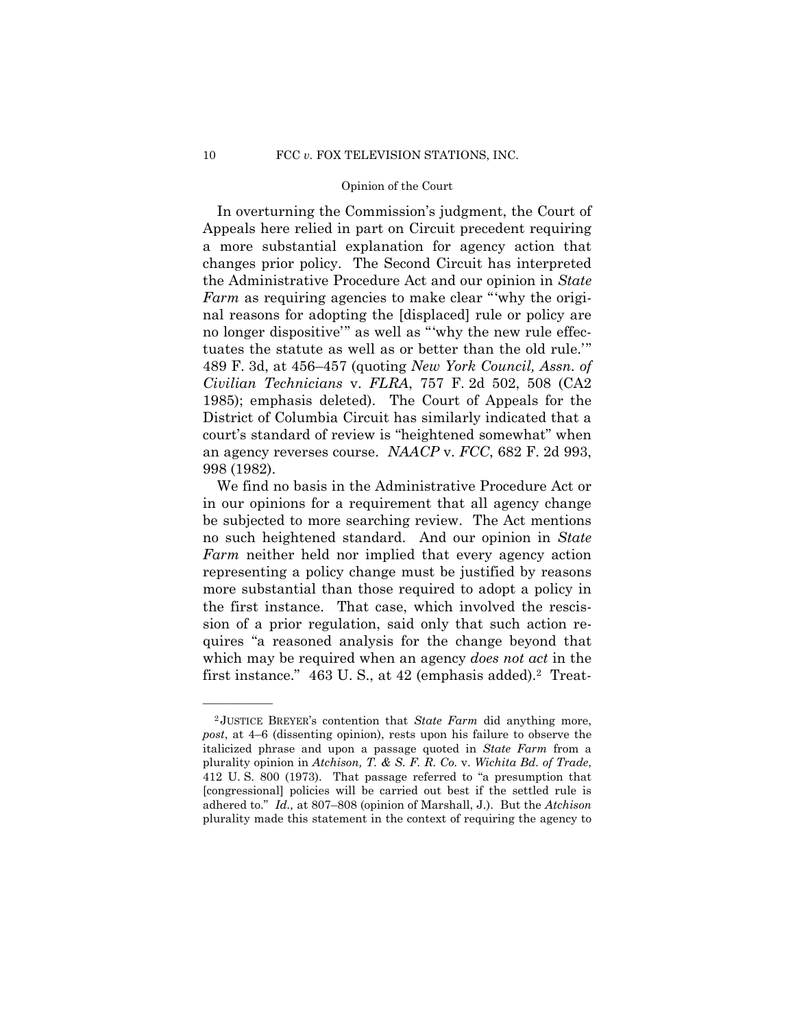In overturning the Commission's judgment, the Court of Appeals here relied in part on Circuit precedent requiring a more substantial explanation for agency action that changes prior policy. The Second Circuit has interpreted the Administrative Procedure Act and our opinion in *State Farm* as requiring agencies to make clear "'why the original reasons for adopting the [displaced] rule or policy are no longer dispositive'" as well as "'why the new rule effectuates the statute as well as or better than the old rule.'" 489 F. 3d, at 456–457 (quoting *New York Council, Assn. of Civilian Technicians* v. *FLRA*, 757 F. 2d 502, 508 (CA2 1985); emphasis deleted). The Court of Appeals for the District of Columbia Circuit has similarly indicated that a court's standard of review is "heightened somewhat" when an agency reverses course. *NAACP* v. *FCC*, 682 F. 2d 993, 998 (1982).

We find no basis in the Administrative Procedure Act or in our opinions for a requirement that all agency change be subjected to more searching review. The Act mentions no such heightened standard. And our opinion in *State Farm* neither held nor implied that every agency action representing a policy change must be justified by reasons more substantial than those required to adopt a policy in the first instance. That case, which involved the rescission of a prior regulation, said only that such action requires "a reasoned analysis for the change beyond that which may be required when an agency *does not act* in the first instance." 463 U. S., at 42 (emphasis added).[2] Treat-

---

[2] JUSTICE BREYER's contention that *State Farm* did anything more, *post*, at 4–6 (dissenting opinion), rests upon his failure to observe the italicized phrase and upon a passage quoted in *State Farm* from a plurality opinion in *Atchison, T. & S. F. R. Co.* v. *Wichita Bd. of Trade*, 412 U. S. 800 (1973). That passage referred to "a presumption that [congressional] policies will be carried out best if the settled rule is adhered to." *Id.,* at 807–808 (opinion of Marshall, J.). But the *Atchison* plurality made this statement in the context of requiring the agency to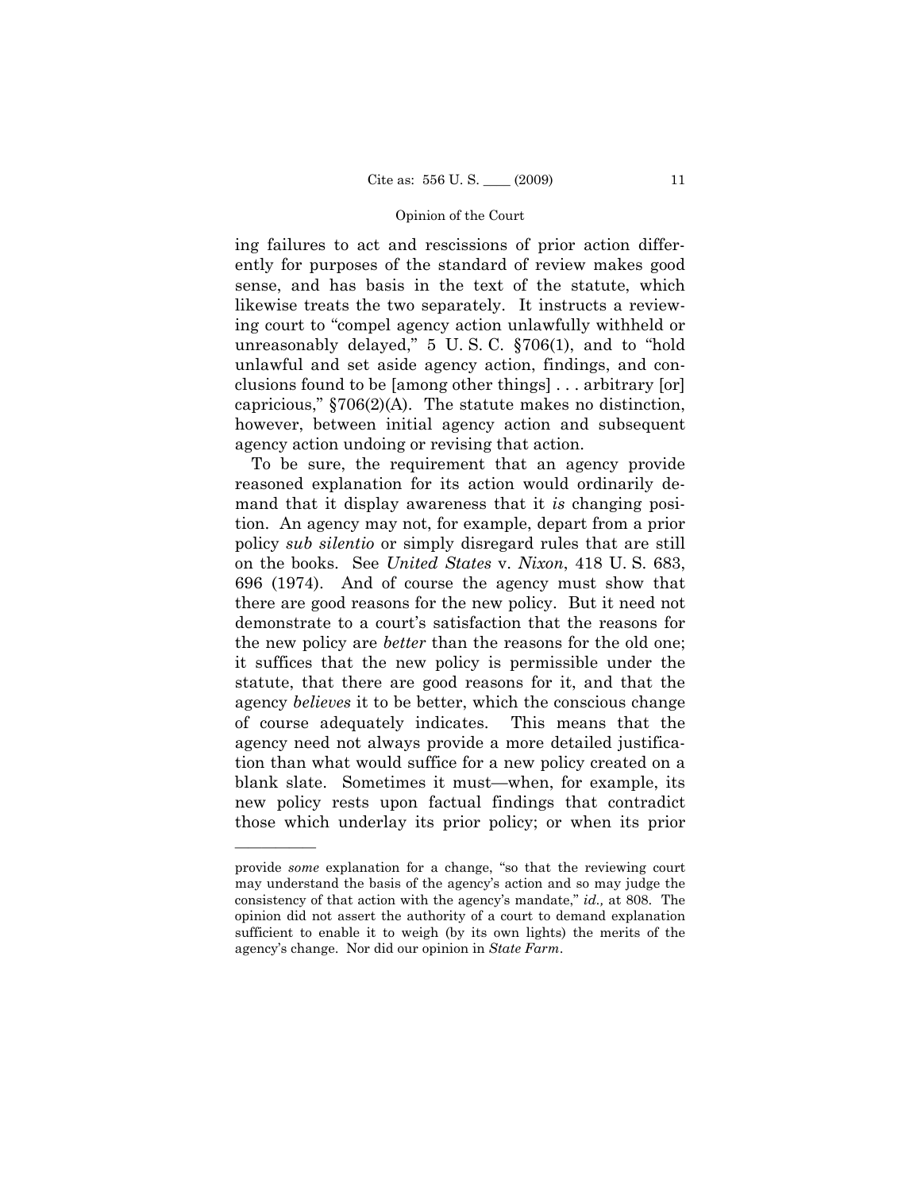ing failures to act and rescissions of prior action differently for purposes of the standard of review makes good sense, and has basis in the text of the statute, which likewise treats the two separately. It instructs a reviewing court to "compel agency action unlawfully withheld or unreasonably delayed," 5 U. S. C. §706(1), and to "hold unlawful and set aside agency action, findings, and conclusions found to be [among other things] . . . arbitrary [or] capricious," §706(2)(A). The statute makes no distinction, however, between initial agency action and subsequent agency action undoing or revising that action.

To be sure, the requirement that an agency provide reasoned explanation for its action would ordinarily demand that it display awareness that it *is* changing position. An agency may not, for example, depart from a prior policy *sub silentio* or simply disregard rules that are still on the books. See *United States* v. *Nixon*, 418 U. S. 683, 696 (1974). And of course the agency must show that there are good reasons for the new policy. But it need not demonstrate to a court's satisfaction that the reasons for the new policy are *better* than the reasons for the old one; it suffices that the new policy is permissible under the statute, that there are good reasons for it, and that the agency *believes* it to be better, which the conscious change of course adequately indicates. This means that the agency need not always provide a more detailed justification than what would suffice for a new policy created on a blank slate. Sometimes it must—when, for example, its new policy rests upon factual findings that contradict those which underlay its prior policy; or when its prior

---

provide *some* explanation for a change, "so that the reviewing court may understand the basis of the agency's action and so may judge the consistency of that action with the agency's mandate," *id.,* at 808. The opinion did not assert the authority of a court to demand explanation sufficient to enable it to weigh (by its own lights) the merits of the agency's change. Nor did our opinion in *State Farm*.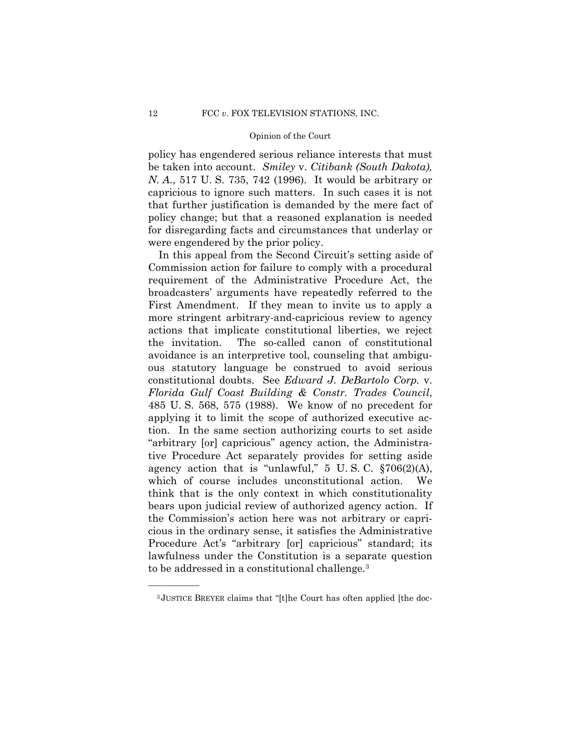policy has engendered serious reliance interests that must be taken into account. *Smiley* v. *Citibank (South Dakota), N. A.*, 517 U. S. 735, 742 (1996). It would be arbitrary or capricious to ignore such matters. In such cases it is not that further justification is demanded by the mere fact of policy change; but that a reasoned explanation is needed for disregarding facts and circumstances that underlay or were engendered by the prior policy.

In this appeal from the Second Circuit's setting aside of Commission action for failure to comply with a procedural requirement of the Administrative Procedure Act, the broadcasters' arguments have repeatedly referred to the First Amendment. If they mean to invite us to apply a more stringent arbitrary-and-capricious review to agency actions that implicate constitutional liberties, we reject the invitation. The so-called canon of constitutional avoidance is an interpretive tool, counseling that ambiguous statutory language be construed to avoid serious constitutional doubts. See *Edward J. DeBartolo Corp.* v. *Florida Gulf Coast Building & Constr. Trades Council*, 485 U. S. 568, 575 (1988). We know of no precedent for applying it to limit the scope of authorized executive action. In the same section authorizing courts to set aside "arbitrary [or] capricious" agency action, the Administrative Procedure Act separately provides for setting aside agency action that is "unlawful," 5 U. S. C. §706(2)(A), which of course includes unconstitutional action. We think that is the only context in which constitutionality bears upon judicial review of authorized agency action. If the Commission's action here was not arbitrary or capricious in the ordinary sense, it satisfies the Administrative Procedure Act's "arbitrary [or] capricious" standard; its lawfulness under the Constitution is a separate question to be addressed in a constitutional challenge.[3]

---

[3] JUSTICE BREYER claims that "[t]he Court has often applied [the doc-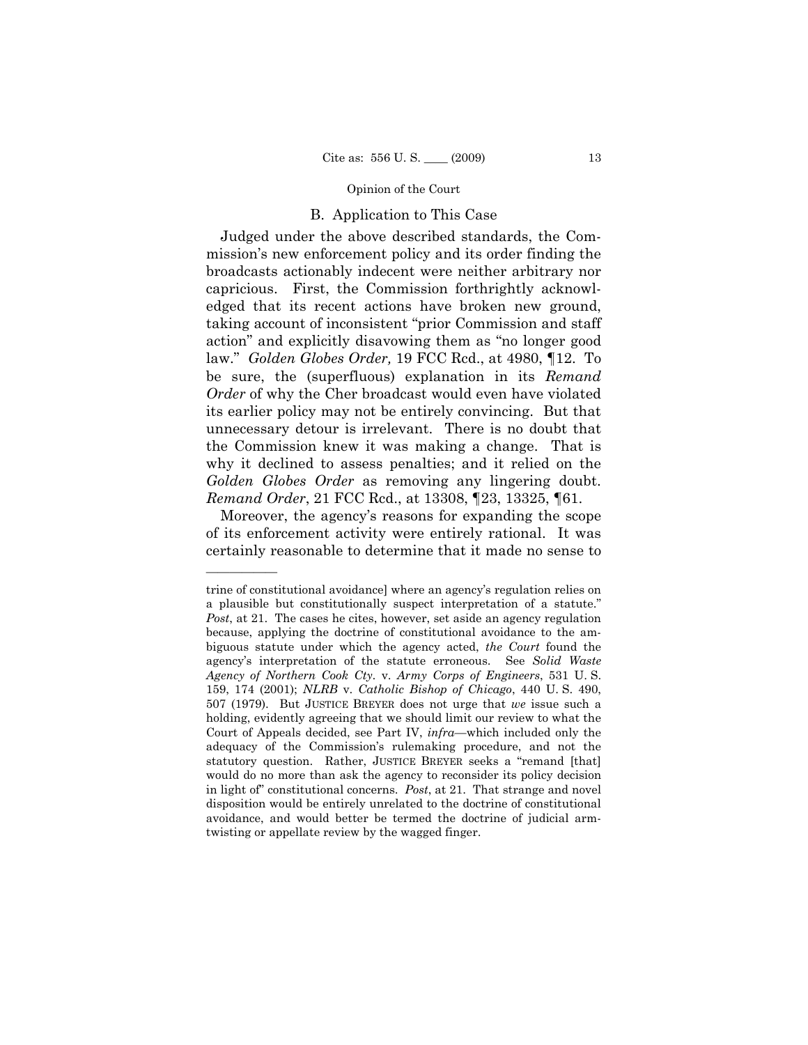### B. Application to This Case

Judged under the above described standards, the Commission's new enforcement policy and its order finding the broadcasts actionably indecent were neither arbitrary nor capricious. First, the Commission forthrightly acknowledged that its recent actions have broken new ground, taking account of inconsistent "prior Commission and staff action" and explicitly disavowing them as "no longer good law." *Golden Globes Order,* 19 FCC Rcd., at 4980, ¶12. To be sure, the (superfluous) explanation in its *Remand Order* of why the Cher broadcast would even have violated its earlier policy may not be entirely convincing. But that unnecessary detour is irrelevant. There is no doubt that the Commission knew it was making a change. That is why it declined to assess penalties; and it relied on the *Golden Globes Order* as removing any lingering doubt. *Remand Order*, 21 FCC Rcd., at 13308, ¶23, 13325, ¶61.

Moreover, the agency's reasons for expanding the scope of its enforcement activity were entirely rational. It was certainly reasonable to determine that it made no sense to

---

trine of constitutional avoidance] where an agency's regulation relies on a plausible but constitutionally suspect interpretation of a statute." *Post*, at 21. The cases he cites, however, set aside an agency regulation because, applying the doctrine of constitutional avoidance to the ambiguous statute under which the agency acted, *the Court* found the agency's interpretation of the statute erroneous. See *Solid Waste Agency of Northern Cook Cty.* v. *Army Corps of Engineers*, 531 U. S. 159, 174 (2001); *NLRB* v. *Catholic Bishop of Chicago*, 440 U. S. 490, 507 (1979). But JUSTICE BREYER does not urge that *we* issue such a holding, evidently agreeing that we should limit our review to what the Court of Appeals decided, see Part IV, *infra*—which included only the adequacy of the Commission's rulemaking procedure, and not the statutory question. Rather, JUSTICE BREYER seeks a "remand [that] would do no more than ask the agency to reconsider its policy decision in light of" constitutional concerns. *Post*, at 21. That strange and novel disposition would be entirely unrelated to the doctrine of constitutional avoidance, and would better be termed the doctrine of judicial arm-twisting or appellate review by the wagged finger.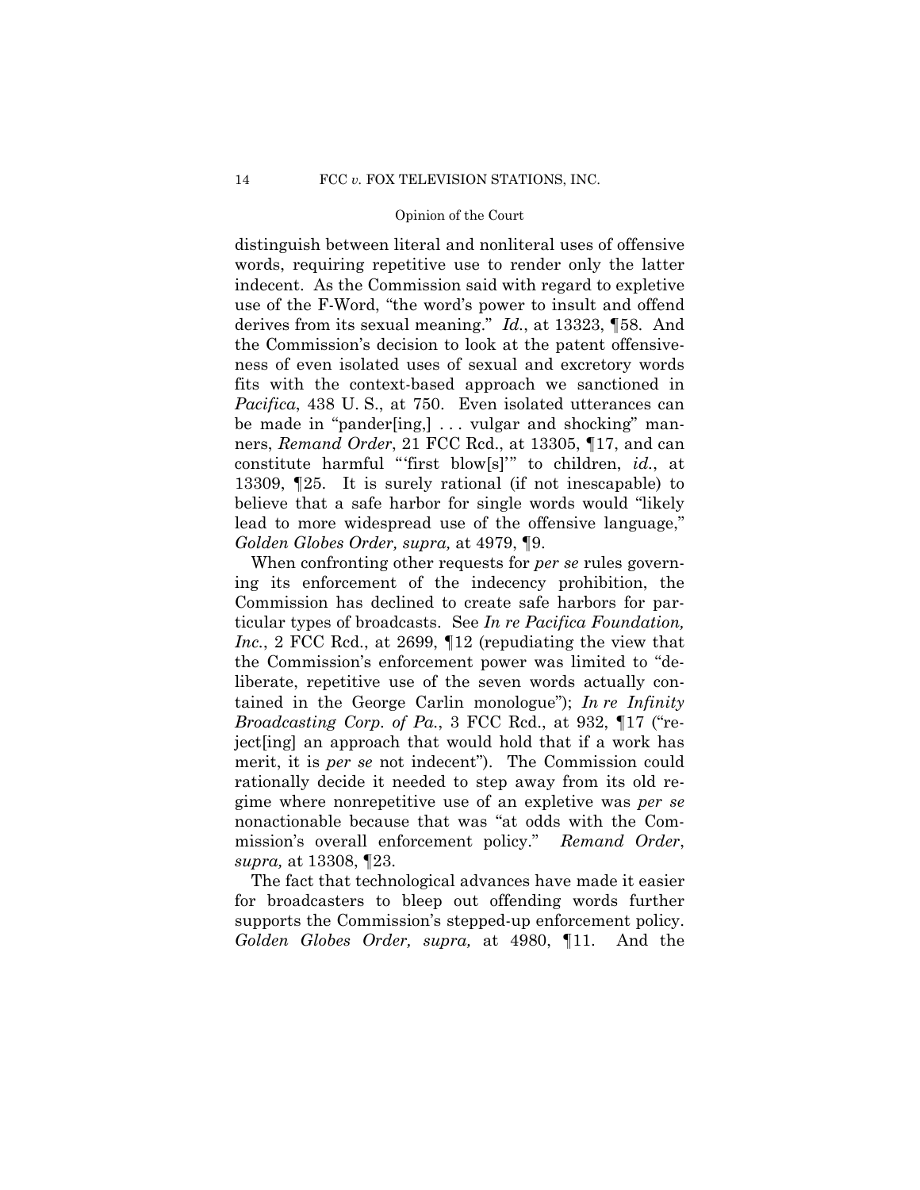distinguish between literal and nonliteral uses of offensive words, requiring repetitive use to render only the latter indecent. As the Commission said with regard to expletive use of the F-Word, "the word's power to insult and offend derives from its sexual meaning." *Id.*, at 13323, ¶58. And the Commission's decision to look at the patent offensiveness of even isolated uses of sexual and excretory words fits with the context-based approach we sanctioned in *Pacifica*, 438 U. S., at 750. Even isolated utterances can be made in "pander[ing,] . . . vulgar and shocking" manners, *Remand Order*, 21 FCC Rcd., at 13305, ¶17, and can constitute harmful "'first blow[s]'" to children, *id.*, at 13309, ¶25. It is surely rational (if not inescapable) to believe that a safe harbor for single words would "likely lead to more widespread use of the offensive language," *Golden Globes Order, supra,* at 4979, ¶9.

When confronting other requests for *per se* rules governing its enforcement of the indecency prohibition, the Commission has declined to create safe harbors for particular types of broadcasts. See *In re Pacifica Foundation, Inc.*, 2 FCC Rcd., at 2699, ¶12 (repudiating the view that the Commission's enforcement power was limited to "deliberate, repetitive use of the seven words actually contained in the George Carlin monologue"); *In re Infinity Broadcasting Corp. of Pa.*, 3 FCC Rcd., at 932, ¶17 ("reject[ing] an approach that would hold that if a work has merit, it is *per se* not indecent"). The Commission could rationally decide it needed to step away from its old regime where nonrepetitive use of an expletive was *per se* nonactionable because that was "at odds with the Commission's overall enforcement policy." *Remand Order*, *supra,* at 13308, ¶23.

The fact that technological advances have made it easier for broadcasters to bleep out offending words further supports the Commission's stepped-up enforcement policy. *Golden Globes Order, supra,* at 4980, ¶11. And the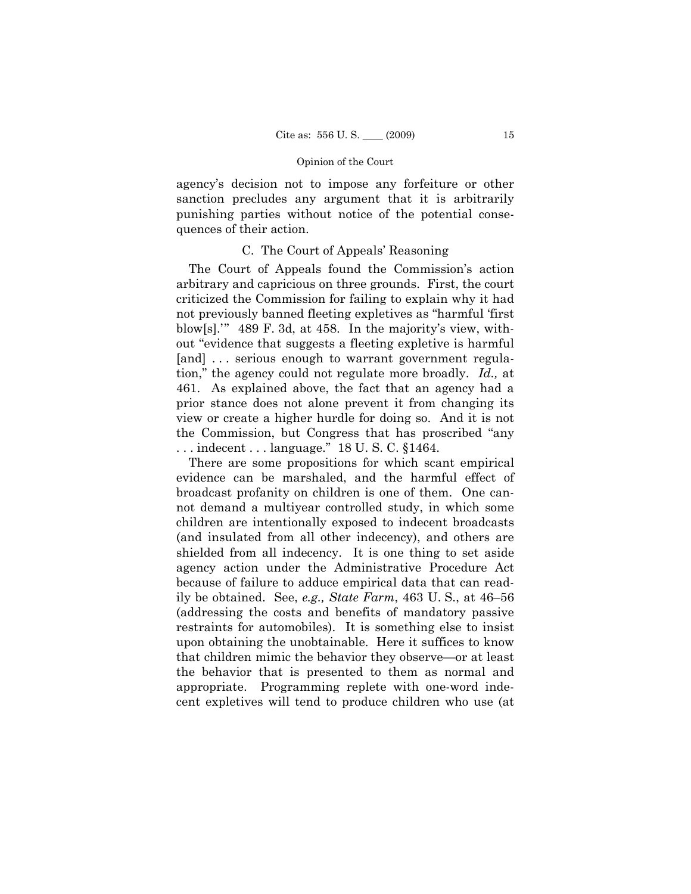agency's decision not to impose any forfeiture or other sanction precludes any argument that it is arbitrarily punishing parties without notice of the potential consequences of their action.

### C. The Court of Appeals' Reasoning

The Court of Appeals found the Commission's action arbitrary and capricious on three grounds. First, the court criticized the Commission for failing to explain why it had not previously banned fleeting expletives as "harmful 'first blow[s].'" 489 F. 3d, at 458. In the majority's view, without "evidence that suggests a fleeting expletive is harmful [and] . . . serious enough to warrant government regulation," the agency could not regulate more broadly. *Id.,* at 461. As explained above, the fact that an agency had a prior stance does not alone prevent it from changing its view or create a higher hurdle for doing so. And it is not the Commission, but Congress that has proscribed "any . . . indecent . . . language." 18 U. S. C. §1464.

There are some propositions for which scant empirical evidence can be marshaled, and the harmful effect of broadcast profanity on children is one of them. One cannot demand a multiyear controlled study, in which some children are intentionally exposed to indecent broadcasts (and insulated from all other indecency), and others are shielded from all indecency. It is one thing to set aside agency action under the Administrative Procedure Act because of failure to adduce empirical data that can readily be obtained. See, *e.g., State Farm*, 463 U. S., at 46–56 (addressing the costs and benefits of mandatory passive restraints for automobiles). It is something else to insist upon obtaining the unobtainable. Here it suffices to know that children mimic the behavior they observe—or at least the behavior that is presented to them as normal and appropriate. Programming replete with one-word indecent expletives will tend to produce children who use (at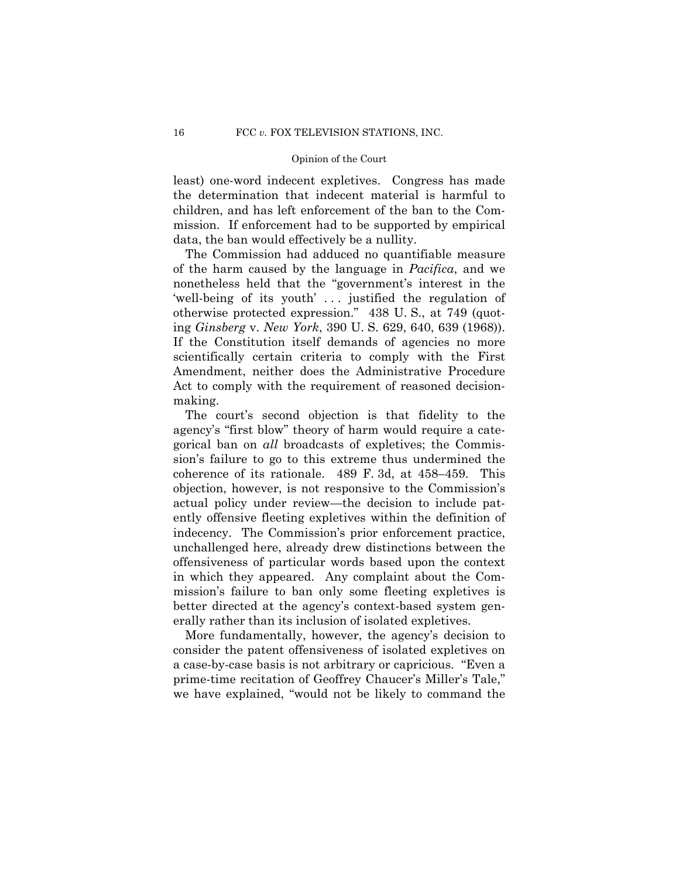least) one-word indecent expletives. Congress has made the determination that indecent material is harmful to children, and has left enforcement of the ban to the Commission. If enforcement had to be supported by empirical data, the ban would effectively be a nullity.

The Commission had adduced no quantifiable measure of the harm caused by the language in *Pacifica*, and we nonetheless held that the "government's interest in the 'well-being of its youth' . . . justified the regulation of otherwise protected expression." 438 U. S., at 749 (quoting *Ginsberg* v. *New York*, 390 U. S. 629, 640, 639 (1968)). If the Constitution itself demands of agencies no more scientifically certain criteria to comply with the First Amendment, neither does the Administrative Procedure Act to comply with the requirement of reasoned decision-making.

The court's second objection is that fidelity to the agency's "first blow" theory of harm would require a categorical ban on *all* broadcasts of expletives; the Commission's failure to go to this extreme thus undermined the coherence of its rationale. 489 F. 3d, at 458–459. This objection, however, is not responsive to the Commission's actual policy under review—the decision to include patently offensive fleeting expletives within the definition of indecency. The Commission's prior enforcement practice, unchallenged here, already drew distinctions between the offensiveness of particular words based upon the context in which they appeared. Any complaint about the Commission's failure to ban only some fleeting expletives is better directed at the agency's context-based system generally rather than its inclusion of isolated expletives.

More fundamentally, however, the agency's decision to consider the patent offensiveness of isolated expletives on a case-by-case basis is not arbitrary or capricious. "Even a prime-time recitation of Geoffrey Chaucer's Miller's Tale," we have explained, "would not be likely to command the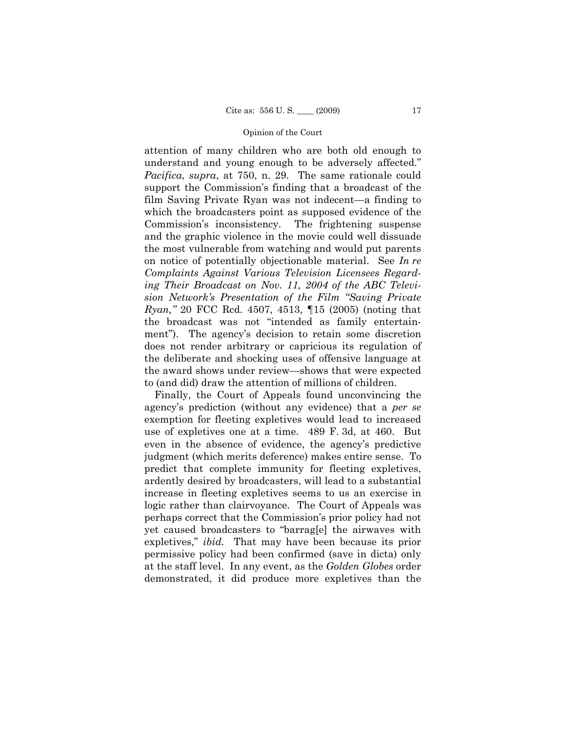attention of many children who are both old enough to understand and young enough to be adversely affected." *Pacifica*, *supra*, at 750, n. 29. The same rationale could support the Commission's finding that a broadcast of the film Saving Private Ryan was not indecent—a finding to which the broadcasters point as supposed evidence of the Commission's inconsistency. The frightening suspense and the graphic violence in the movie could well dissuade the most vulnerable from watching and would put parents on notice of potentially objectionable material. See *In re Complaints Against Various Television Licensees Regarding Their Broadcast on Nov. 11, 2004 of the ABC Television Network's Presentation of the Film "Saving Private Ryan,"* 20 FCC Rcd. 4507, 4513, ¶15 (2005) (noting that the broadcast was not "intended as family entertainment"). The agency's decision to retain some discretion does not render arbitrary or capricious its regulation of the deliberate and shocking uses of offensive language at the award shows under review—shows that were expected to (and did) draw the attention of millions of children.

Finally, the Court of Appeals found unconvincing the agency's prediction (without any evidence) that a *per se* exemption for fleeting expletives would lead to increased use of expletives one at a time. 489 F. 3d, at 460. But even in the absence of evidence, the agency's predictive judgment (which merits deference) makes entire sense. To predict that complete immunity for fleeting expletives, ardently desired by broadcasters, will lead to a substantial increase in fleeting expletives seems to us an exercise in logic rather than clairvoyance. The Court of Appeals was perhaps correct that the Commission's prior policy had not yet caused broadcasters to "barrag[e] the airwaves with expletives," *ibid.* That may have been because its prior permissive policy had been confirmed (save in dicta) only at the staff level. In any event, as the *Golden Globes* order demonstrated, it did produce more expletives than the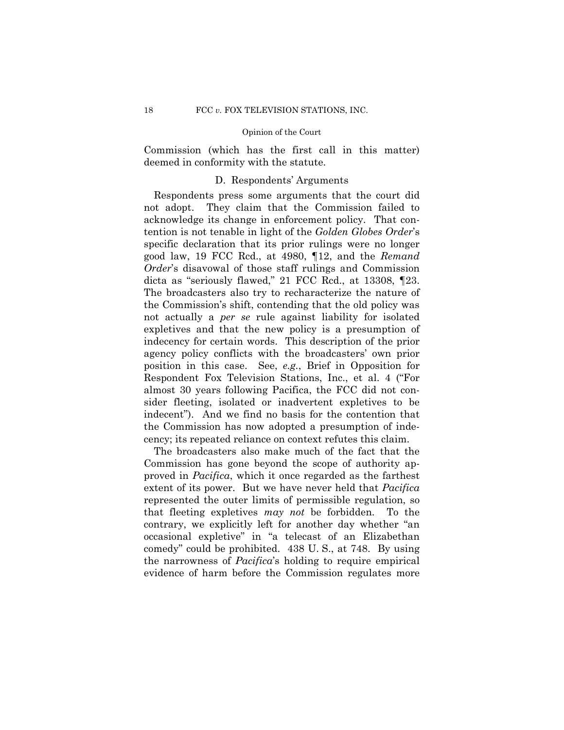Commission (which has the first call in this matter) deemed in conformity with the statute.

### D. Respondents' Arguments

Respondents press some arguments that the court did not adopt. They claim that the Commission failed to acknowledge its change in enforcement policy. That contention is not tenable in light of the *Golden Globes Order*'s specific declaration that its prior rulings were no longer good law, 19 FCC Rcd., at 4980, ¶12, and the *Remand Order*'s disavowal of those staff rulings and Commission dicta as "seriously flawed," 21 FCC Rcd., at 13308, ¶23. The broadcasters also try to recharacterize the nature of the Commission's shift, contending that the old policy was not actually a *per se* rule against liability for isolated expletives and that the new policy is a presumption of indecency for certain words. This description of the prior agency policy conflicts with the broadcasters' own prior position in this case. See, *e.g.*, Brief in Opposition for Respondent Fox Television Stations, Inc., et al. 4 ("For almost 30 years following Pacifica, the FCC did not consider fleeting, isolated or inadvertent expletives to be indecent"). And we find no basis for the contention that the Commission has now adopted a presumption of indecency; its repeated reliance on context refutes this claim.

The broadcasters also make much of the fact that the Commission has gone beyond the scope of authority approved in *Pacifica*, which it once regarded as the farthest extent of its power. But we have never held that *Pacifica* represented the outer limits of permissible regulation, so that fleeting expletives *may not* be forbidden. To the contrary, we explicitly left for another day whether "an occasional expletive" in "a telecast of an Elizabethan comedy" could be prohibited. 438 U. S., at 748. By using the narrowness of *Pacifica*'s holding to require empirical evidence of harm before the Commission regulates more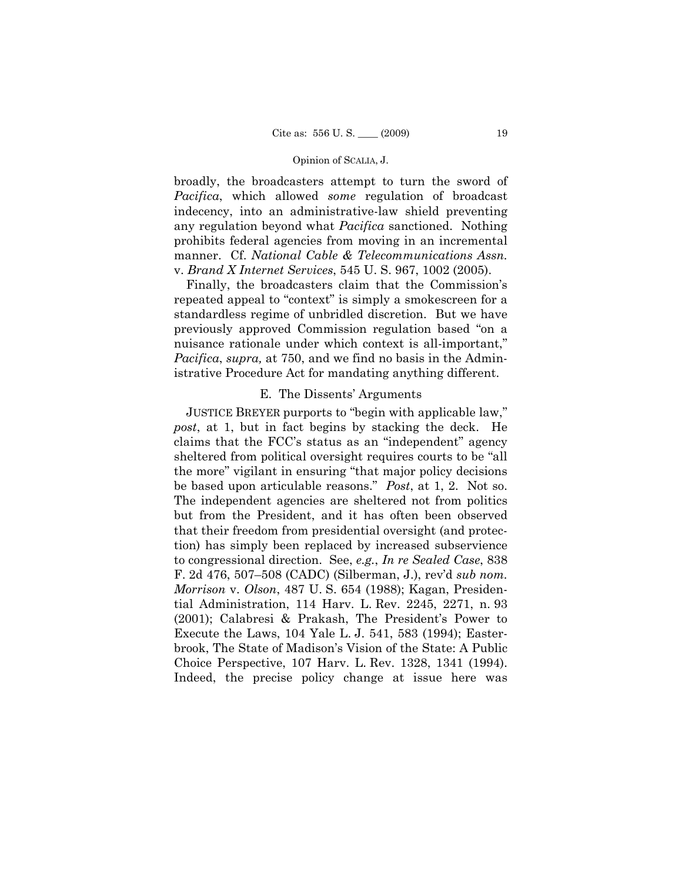broadly, the broadcasters attempt to turn the sword of *Pacifica*, which allowed *some* regulation of broadcast indecency, into an administrative-law shield preventing any regulation beyond what *Pacifica* sanctioned. Nothing prohibits federal agencies from moving in an incremental manner. Cf. *National Cable & Telecommunications Assn.* v. *Brand X Internet Services*, 545 U. S. 967, 1002 (2005).

Finally, the broadcasters claim that the Commission's repeated appeal to "context" is simply a smokescreen for a standardless regime of unbridled discretion. But we have previously approved Commission regulation based "on a nuisance rationale under which context is all-important," *Pacifica*, *supra,* at 750, and we find no basis in the Administrative Procedure Act for mandating anything different.

### E. The Dissents' Arguments

JUSTICE BREYER purports to "begin with applicable law," *post*, at 1, but in fact begins by stacking the deck. He claims that the FCC's status as an "independent" agency sheltered from political oversight requires courts to be "all the more" vigilant in ensuring "that major policy decisions be based upon articulable reasons." *Post*, at 1, 2. Not so. The independent agencies are sheltered not from politics but from the President, and it has often been observed that their freedom from presidential oversight (and protection) has simply been replaced by increased subservience to congressional direction. See, *e.g.*, *In re Sealed Case*, 838 F. 2d 476, 507–508 (CADC) (Silberman, J.), rev'd *sub nom.* *Morrison* v. *Olson*, 487 U. S. 654 (1988); Kagan, Presidential Administration, 114 Harv. L. Rev. 2245, 2271, n. 93 (2001); Calabresi & Prakash, The President's Power to Execute the Laws, 104 Yale L. J. 541, 583 (1994); Easterbrook, The State of Madison's Vision of the State: A Public Choice Perspective, 107 Harv. L. Rev. 1328, 1341 (1994). Indeed, the precise policy change at issue here was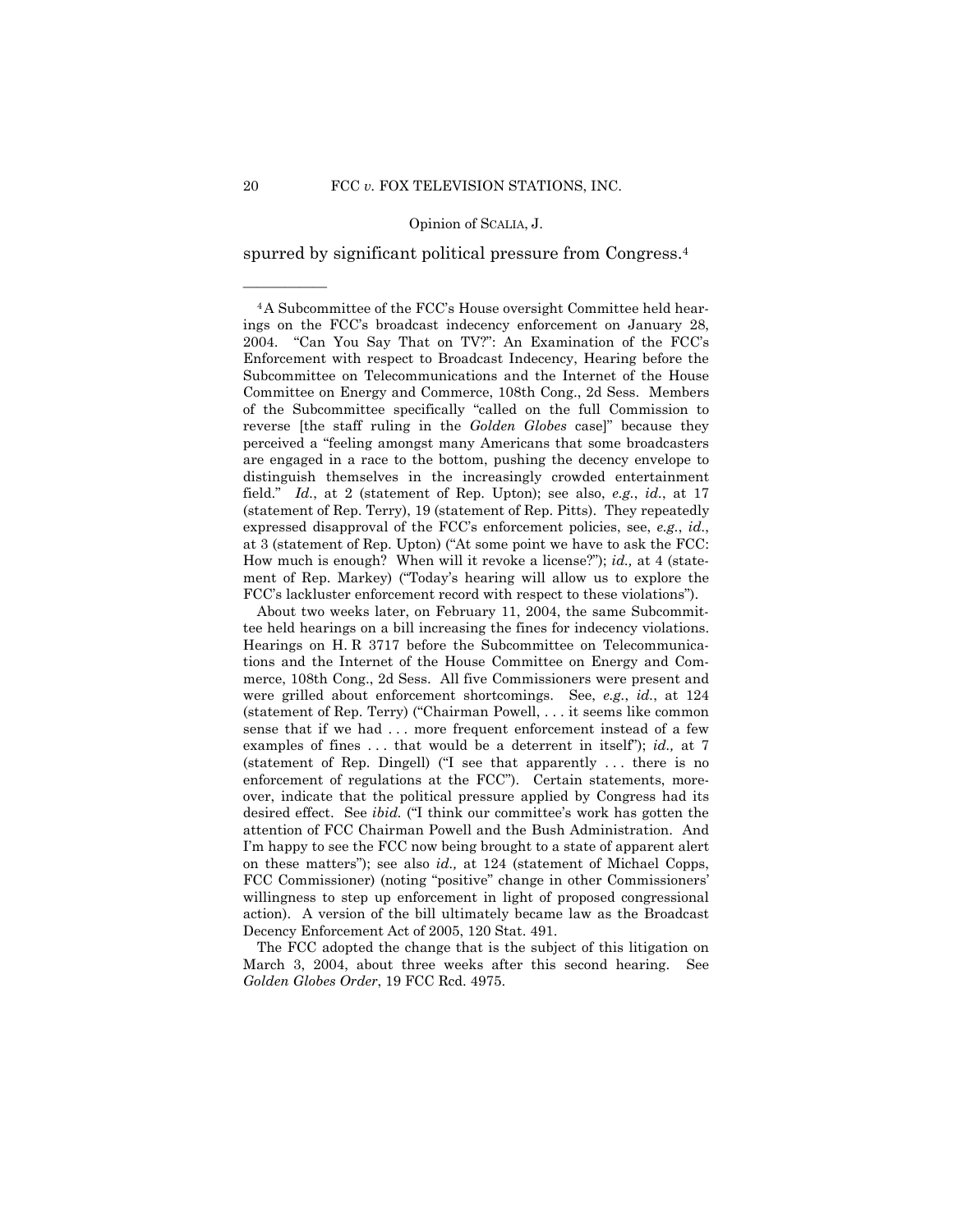spurred by significant political pressure from Congress.[4]

---

[4] A Subcommittee of the FCC's House oversight Committee held hearings on the FCC's broadcast indecency enforcement on January 28, 2004. "Can You Say That on TV?": An Examination of the FCC's Enforcement with respect to Broadcast Indecency, Hearing before the Subcommittee on Telecommunications and the Internet of the House Committee on Energy and Commerce, 108th Cong., 2d Sess. Members of the Subcommittee specifically "called on the full Commission to reverse [the staff ruling in the *Golden Globes* case]" because they perceived a "feeling amongst many Americans that some broadcasters are engaged in a race to the bottom, pushing the decency envelope to distinguish themselves in the increasingly crowded entertainment field." *Id.*, at 2 (statement of Rep. Upton); see also, *e.g.*, *id.*, at 17 (statement of Rep. Terry), 19 (statement of Rep. Pitts). They repeatedly expressed disapproval of the FCC's enforcement policies, see, *e.g.*, *id.*, at 3 (statement of Rep. Upton) ("At some point we have to ask the FCC: How much is enough? When will it revoke a license?"); *id.,* at 4 (statement of Rep. Markey) ("Today's hearing will allow us to explore the FCC's lackluster enforcement record with respect to these violations").

About two weeks later, on February 11, 2004, the same Subcommittee held hearings on a bill increasing the fines for indecency violations. Hearings on H. R 3717 before the Subcommittee on Telecommunications and the Internet of the House Committee on Energy and Commerce, 108th Cong., 2d Sess. All five Commissioners were present and were grilled about enforcement shortcomings. See, *e.g.*, *id.*, at 124 (statement of Rep. Terry) ("Chairman Powell, . . . it seems like common sense that if we had . . . more frequent enforcement instead of a few examples of fines . . . that would be a deterrent in itself"); *id.,* at 7 (statement of Rep. Dingell) ("I see that apparently . . . there is no enforcement of regulations at the FCC"). Certain statements, moreover, indicate that the political pressure applied by Congress had its desired effect. See *ibid.* ("I think our committee's work has gotten the attention of FCC Chairman Powell and the Bush Administration. And I'm happy to see the FCC now being brought to a state of apparent alert on these matters"); see also *id.,* at 124 (statement of Michael Copps, FCC Commissioner) (noting "positive" change in other Commissioners' willingness to step up enforcement in light of proposed congressional action). A version of the bill ultimately became law as the Broadcast Decency Enforcement Act of 2005, 120 Stat. 491.

The FCC adopted the change that is the subject of this litigation on March 3, 2004, about three weeks after this second hearing. See *Golden Globes Order*, 19 FCC Rcd. 4975.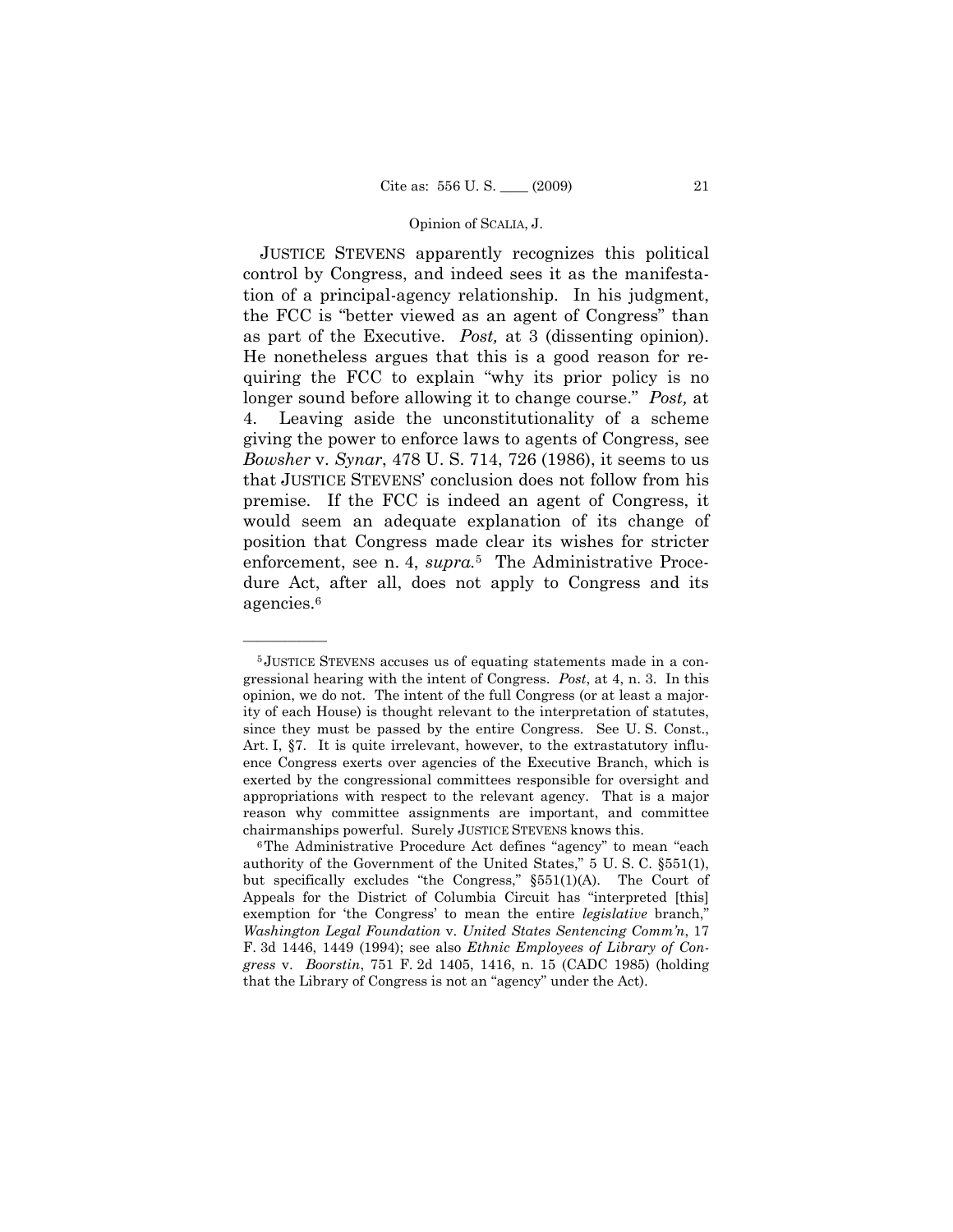JUSTICE STEVENS apparently recognizes this political control by Congress, and indeed sees it as the manifestation of a principal-agency relationship. In his judgment, the FCC is "better viewed as an agent of Congress" than as part of the Executive. *Post,* at 3 (dissenting opinion). He nonetheless argues that this is a good reason for requiring the FCC to explain "why its prior policy is no longer sound before allowing it to change course." *Post,* at 4. Leaving aside the unconstitutionality of a scheme giving the power to enforce laws to agents of Congress, see *Bowsher* v. *Synar*, 478 U. S. 714, 726 (1986), it seems to us that JUSTICE STEVENS' conclusion does not follow from his premise. If the FCC is indeed an agent of Congress, it would seem an adequate explanation of its change of position that Congress made clear its wishes for stricter enforcement, see n. 4, *supra.*[5] The Administrative Procedure Act, after all, does not apply to Congress and its agencies.[6]

---

[5] JUSTICE STEVENS accuses us of equating statements made in a congressional hearing with the intent of Congress. *Post*, at 4, n. 3. In this opinion, we do not. The intent of the full Congress (or at least a majority of each House) is thought relevant to the interpretation of statutes, since they must be passed by the entire Congress. See U. S. Const., Art. I, §7. It is quite irrelevant, however, to the extrastatutory influence Congress exerts over agencies of the Executive Branch, which is exerted by the congressional committees responsible for oversight and appropriations with respect to the relevant agency. That is a major reason why committee assignments are important, and committee chairmanships powerful. Surely JUSTICE STEVENS knows this.

[6] The Administrative Procedure Act defines "agency" to mean "each authority of the Government of the United States," 5 U. S. C. §551(1), but specifically excludes "the Congress," §551(1)(A). The Court of Appeals for the District of Columbia Circuit has "interpreted [this] exemption for 'the Congress' to mean the entire *legislative* branch," *Washington Legal Foundation* v. *United States Sentencing Comm'n*, 17 F. 3d 1446, 1449 (1994); see also *Ethnic Employees of Library of Congress* v. *Boorstin*, 751 F. 2d 1405, 1416, n. 15 (CADC 1985) (holding that the Library of Congress is not an "agency" under the Act).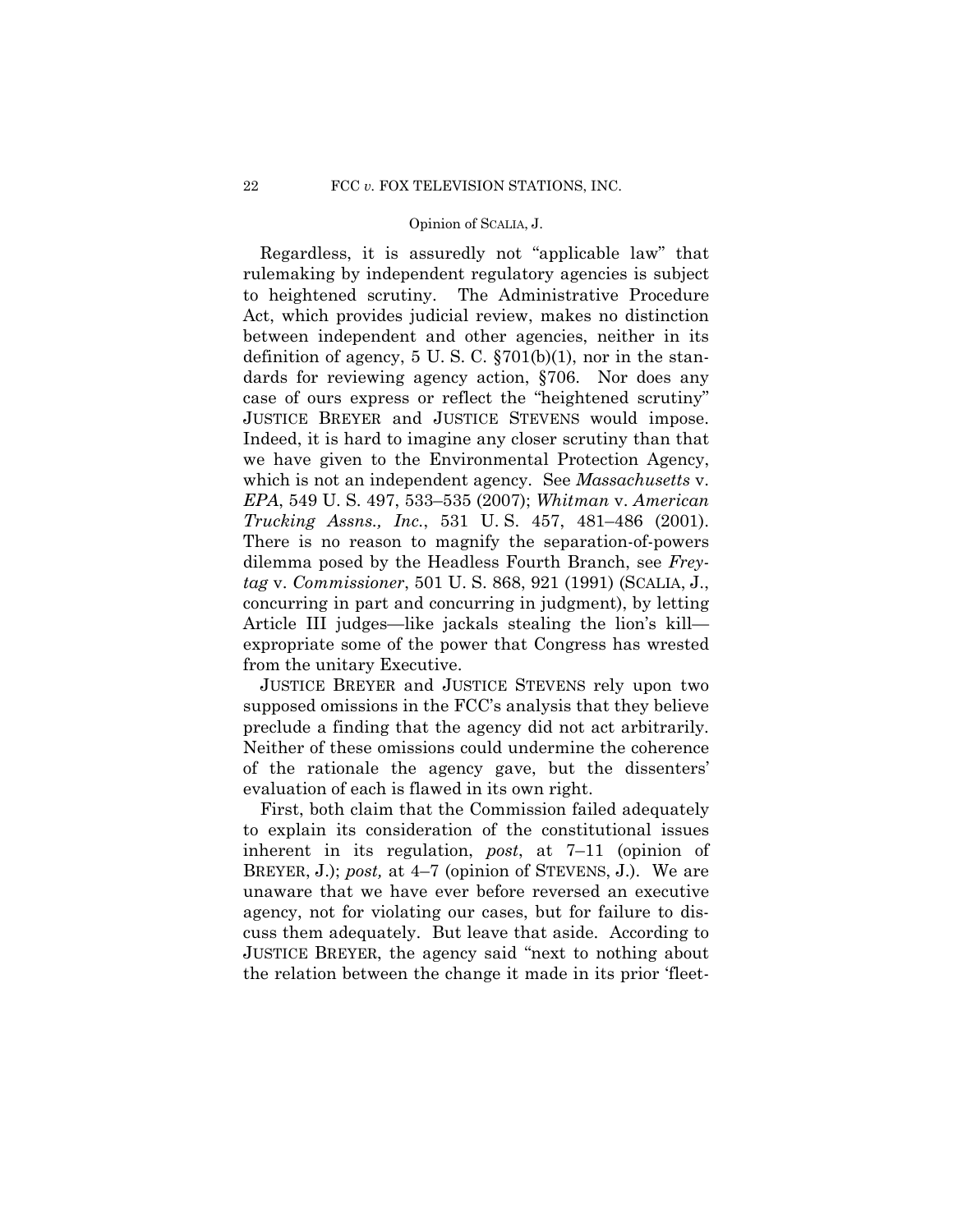Regardless, it is assuredly not "applicable law" that rulemaking by independent regulatory agencies is subject to heightened scrutiny. The Administrative Procedure Act, which provides judicial review, makes no distinction between independent and other agencies, neither in its definition of agency, 5 U. S. C. §701(b)(1), nor in the standards for reviewing agency action, §706. Nor does any case of ours express or reflect the "heightened scrutiny" JUSTICE BREYER and JUSTICE STEVENS would impose. Indeed, it is hard to imagine any closer scrutiny than that we have given to the Environmental Protection Agency, which is not an independent agency. See *Massachusetts* v. *EPA*, 549 U. S. 497, 533–535 (2007); *Whitman* v. *American Trucking Assns., Inc.*, 531 U. S. 457, 481–486 (2001). There is no reason to magnify the separation-of-powers dilemma posed by the Headless Fourth Branch, see *Freytag* v. *Commissioner*, 501 U. S. 868, 921 (1991) (SCALIA, J., concurring in part and concurring in judgment), by letting Article III judges—like jackals stealing the lion's kill—expropriate some of the power that Congress has wrested from the unitary Executive.

JUSTICE BREYER and JUSTICE STEVENS rely upon two supposed omissions in the FCC's analysis that they believe preclude a finding that the agency did not act arbitrarily. Neither of these omissions could undermine the coherence of the rationale the agency gave, but the dissenters' evaluation of each is flawed in its own right.

First, both claim that the Commission failed adequately to explain its consideration of the constitutional issues inherent in its regulation, *post*, at 7–11 (opinion of BREYER, J.); *post,* at 4–7 (opinion of STEVENS, J.). We are unaware that we have ever before reversed an executive agency, not for violating our cases, but for failure to discuss them adequately. But leave that aside. According to JUSTICE BREYER, the agency said "next to nothing about the relation between the change it made in its prior 'fleet-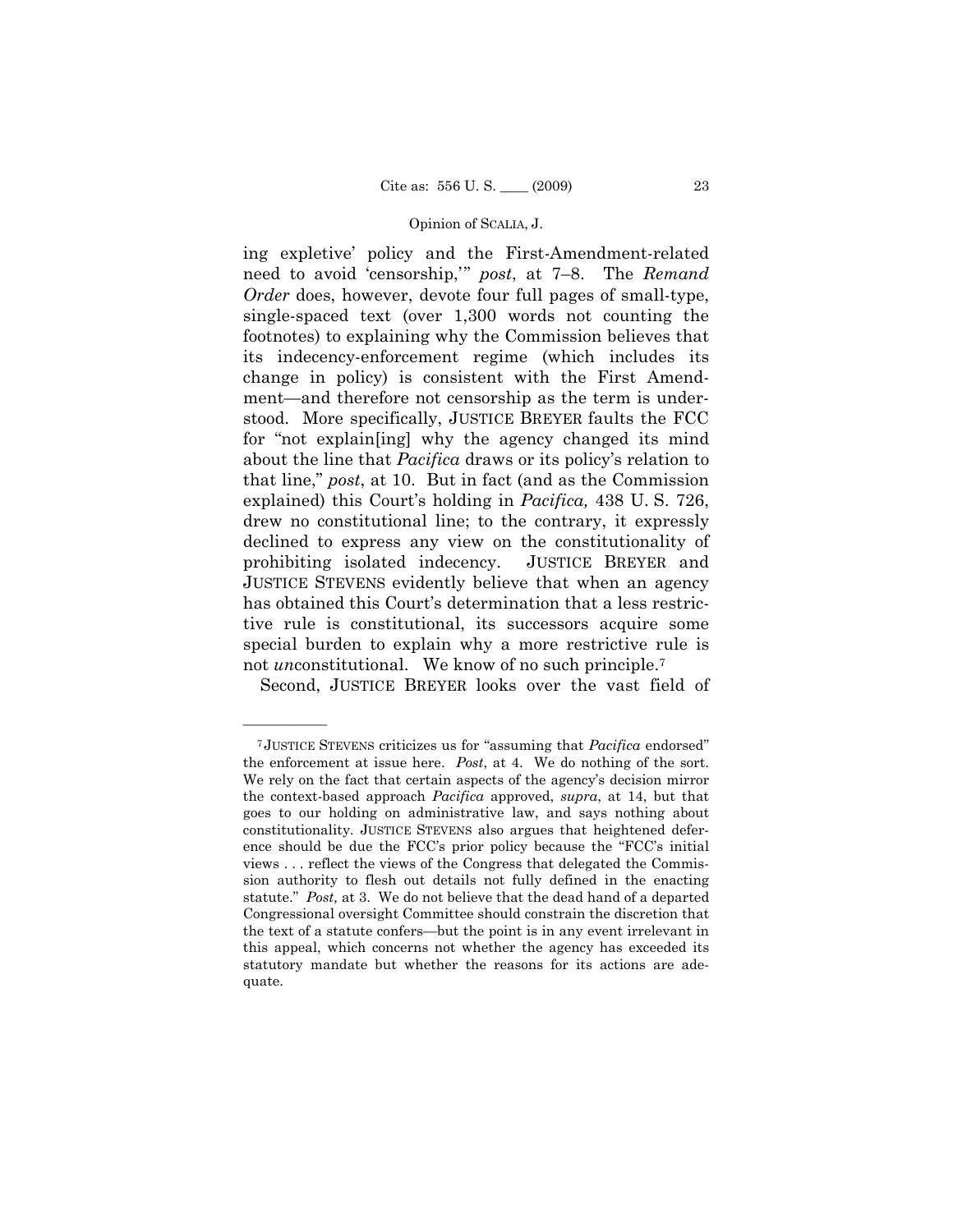ing expletive' policy and the First-Amendment-related need to avoid 'censorship,'" *post*, at 7–8. The *Remand Order* does, however, devote four full pages of small-type, single-spaced text (over 1,300 words not counting the footnotes) to explaining why the Commission believes that its indecency-enforcement regime (which includes its change in policy) is consistent with the First Amendment—and therefore not censorship as the term is understood. More specifically, JUSTICE BREYER faults the FCC for "not explain[ing] why the agency changed its mind about the line that *Pacifica* draws or its policy's relation to that line," *post*, at 10. But in fact (and as the Commission explained) this Court's holding in *Pacifica,* 438 U. S. 726, drew no constitutional line; to the contrary, it expressly declined to express any view on the constitutionality of prohibiting isolated indecency. JUSTICE BREYER and JUSTICE STEVENS evidently believe that when an agency has obtained this Court's determination that a less restrictive rule is constitutional, its successors acquire some special burden to explain why a more restrictive rule is not *un*constitutional. We know of no such principle.[7]

Second, JUSTICE BREYER looks over the vast field of

---

[7] JUSTICE STEVENS criticizes us for "assuming that *Pacifica* endorsed" the enforcement at issue here. *Post*, at 4. We do nothing of the sort. We rely on the fact that certain aspects of the agency's decision mirror the context-based approach *Pacifica* approved, *supra*, at 14, but that goes to our holding on administrative law, and says nothing about constitutionality. JUSTICE STEVENS also argues that heightened deference should be due the FCC's prior policy because the "FCC's initial views . . . reflect the views of the Congress that delegated the Commission authority to flesh out details not fully defined in the enacting statute." *Post,* at 3. We do not believe that the dead hand of a departed Congressional oversight Committee should constrain the discretion that the text of a statute confers—but the point is in any event irrelevant in this appeal, which concerns not whether the agency has exceeded its statutory mandate but whether the reasons for its actions are adequate.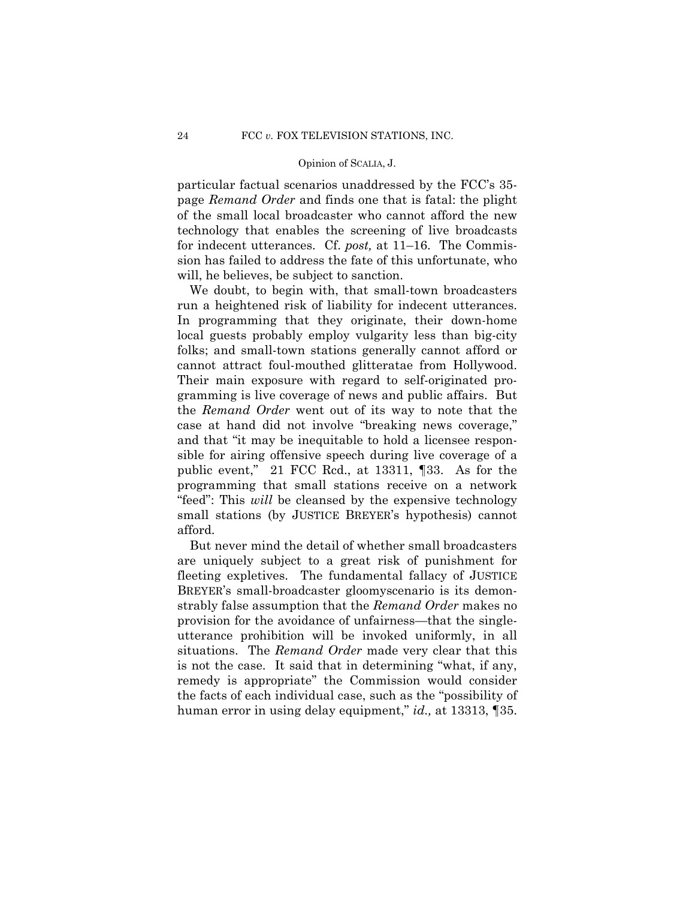particular factual scenarios unaddressed by the FCC's 35-page *Remand Order* and finds one that is fatal: the plight of the small local broadcaster who cannot afford the new technology that enables the screening of live broadcasts for indecent utterances. Cf. *post,* at 11–16. The Commission has failed to address the fate of this unfortunate, who will, he believes, be subject to sanction.

We doubt, to begin with, that small-town broadcasters run a heightened risk of liability for indecent utterances. In programming that they originate, their down-home local guests probably employ vulgarity less than big-city folks; and small-town stations generally cannot afford or cannot attract foul-mouthed glitteratae from Hollywood. Their main exposure with regard to self-originated programming is live coverage of news and public affairs. But the *Remand Order* went out of its way to note that the case at hand did not involve "breaking news coverage," and that "it may be inequitable to hold a licensee responsible for airing offensive speech during live coverage of a public event," 21 FCC Rcd., at 13311, ¶33. As for the programming that small stations receive on a network "feed": This *will* be cleansed by the expensive technology small stations (by JUSTICE BREYER's hypothesis) cannot afford.

But never mind the detail of whether small broadcasters are uniquely subject to a great risk of punishment for fleeting expletives. The fundamental fallacy of JUSTICE BREYER's small-broadcaster gloomyscenario is its demonstrably false assumption that the *Remand Order* makes no provision for the avoidance of unfairness—that the single-utterance prohibition will be invoked uniformly, in all situations. The *Remand Order* made very clear that this is not the case. It said that in determining "what, if any, remedy is appropriate" the Commission would consider the facts of each individual case, such as the "possibility of human error in using delay equipment," *id.,* at 13313, ¶35.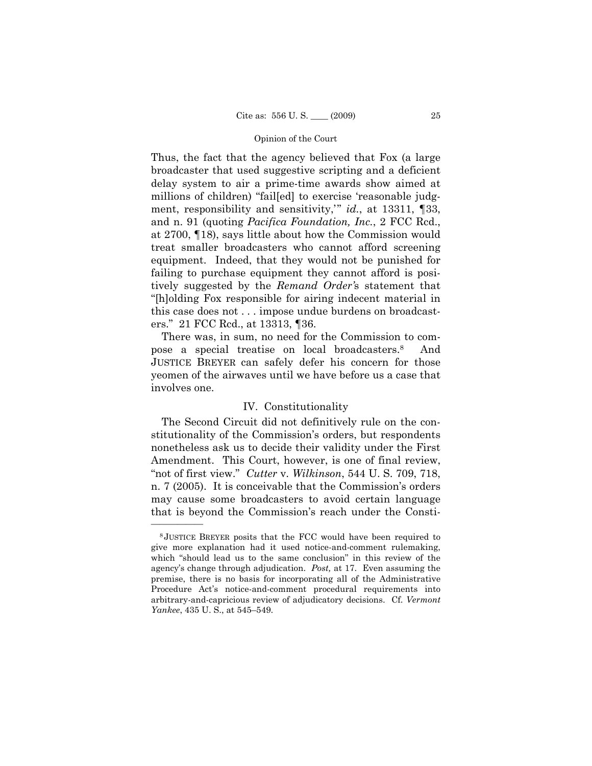Thus, the fact that the agency believed that Fox (a large broadcaster that used suggestive scripting and a deficient delay system to air a prime-time awards show aimed at millions of children) "fail[ed] to exercise 'reasonable judgment, responsibility and sensitivity,'" *id.*, at 13311, ¶33, and n. 91 (quoting *Pacifica Foundation, Inc.*, 2 FCC Rcd., at 2700, ¶18), says little about how the Commission would treat smaller broadcasters who cannot afford screening equipment. Indeed, that they would not be punished for failing to purchase equipment they cannot afford is positively suggested by the *Remand Order*'s statement that "[h]olding Fox responsible for airing indecent material in this case does not . . . impose undue burdens on broadcasters." 21 FCC Rcd., at 13313, ¶36.

There was, in sum, no need for the Commission to compose a special treatise on local broadcasters.[8] And JUSTICE BREYER can safely defer his concern for those yeomen of the airwaves until we have before us a case that involves one.

## IV. Constitutionality

The Second Circuit did not definitively rule on the constitutionality of the Commission's orders, but respondents nonetheless ask us to decide their validity under the First Amendment. This Court, however, is one of final review, "not of first view." *Cutter* v. *Wilkinson*, 544 U. S. 709, 718, n. 7 (2005). It is conceivable that the Commission's orders may cause some broadcasters to avoid certain language that is beyond the Commission's reach under the Consti-

---

[8] JUSTICE BREYER posits that the FCC would have been required to give more explanation had it used notice-and-comment rulemaking, which "should lead us to the same conclusion" in this review of the agency's change through adjudication. *Post,* at 17. Even assuming the premise, there is no basis for incorporating all of the Administrative Procedure Act's notice-and-comment procedural requirements into arbitrary-and-capricious review of adjudicatory decisions. Cf. *Vermont Yankee*, 435 U. S., at 545–549.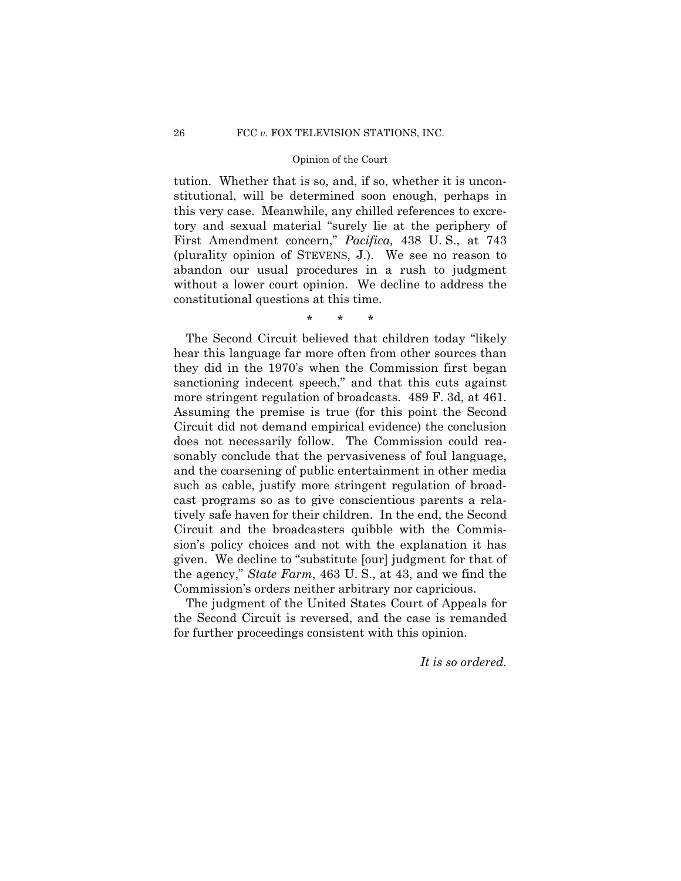tution. Whether that is so, and, if so, whether it is unconstitutional, will be determined soon enough, perhaps in this very case. Meanwhile, any chilled references to excretory and sexual material "surely lie at the periphery of First Amendment concern," *Pacifica,* 438 U. S., at 743 (plurality opinion of STEVENS, J.). We see no reason to abandon our usual procedures in a rush to judgment without a lower court opinion. We decline to address the constitutional questions at this time.

\* \* \*

The Second Circuit believed that children today "likely hear this language far more often from other sources than they did in the 1970's when the Commission first began sanctioning indecent speech," and that this cuts against more stringent regulation of broadcasts. 489 F. 3d, at 461. Assuming the premise is true (for this point the Second Circuit did not demand empirical evidence) the conclusion does not necessarily follow. The Commission could reasonably conclude that the pervasiveness of foul language, and the coarsening of public entertainment in other media such as cable, justify more stringent regulation of broadcast programs so as to give conscientious parents a relatively safe haven for their children. In the end, the Second Circuit and the broadcasters quibble with the Commission's policy choices and not with the explanation it has given. We decline to "substitute [our] judgment for that of the agency," *State Farm*, 463 U. S., at 43, and we find the Commission's orders neither arbitrary nor capricious.

The judgment of the United States Court of Appeals for the Second Circuit is reversed, and the case is remanded for further proceedings consistent with this opinion.

*It is so ordered.*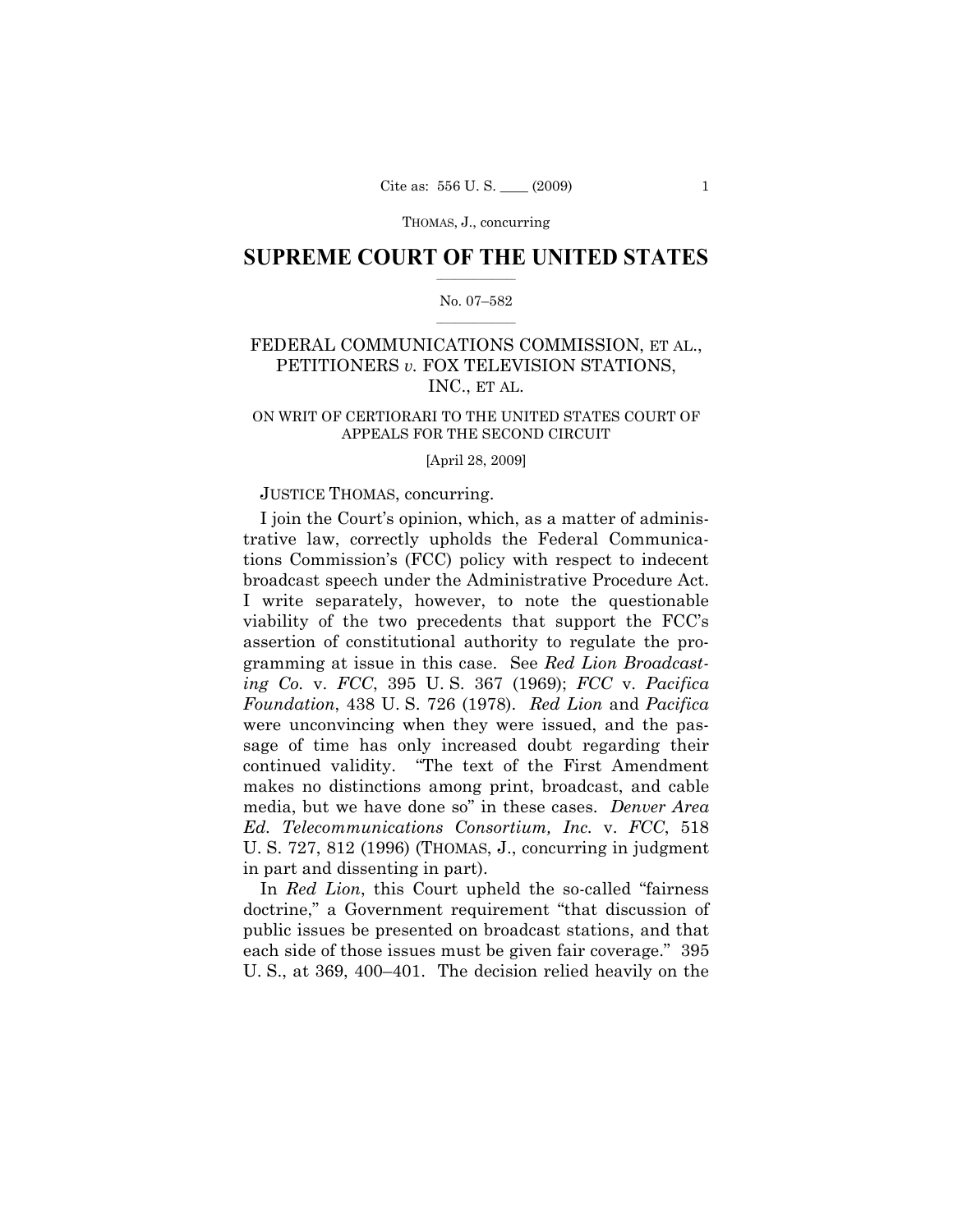# SUPREME COURT OF THE UNITED STATES

No. 07–582

FEDERAL COMMUNICATIONS COMMISSION, ET AL., PETITIONERS *v.* FOX TELEVISION STATIONS, INC., ET AL.

ON WRIT OF CERTIORARI TO THE UNITED STATES COURT OF APPEALS FOR THE SECOND CIRCUIT

[April 28, 2009]

JUSTICE THOMAS, concurring.

I join the Court's opinion, which, as a matter of administrative law, correctly upholds the Federal Communications Commission's (FCC) policy with respect to indecent broadcast speech under the Administrative Procedure Act. I write separately, however, to note the questionable viability of the two precedents that support the FCC's assertion of constitutional authority to regulate the programming at issue in this case. See *Red Lion Broadcasting Co.* v. *FCC*, 395 U. S. 367 (1969); *FCC* v. *Pacifica Foundation*, 438 U. S. 726 (1978). *Red Lion* and *Pacifica* were unconvincing when they were issued, and the passage of time has only increased doubt regarding their continued validity. "The text of the First Amendment makes no distinctions among print, broadcast, and cable media, but we have done so" in these cases. *Denver Area Ed. Telecommunications Consortium, Inc.* v. *FCC*, 518 U. S. 727, 812 (1996) (THOMAS, J., concurring in judgment in part and dissenting in part).

In *Red Lion*, this Court upheld the so-called "fairness doctrine," a Government requirement "that discussion of public issues be presented on broadcast stations, and that each side of those issues must be given fair coverage." 395 U. S., at 369, 400–401. The decision relied heavily on the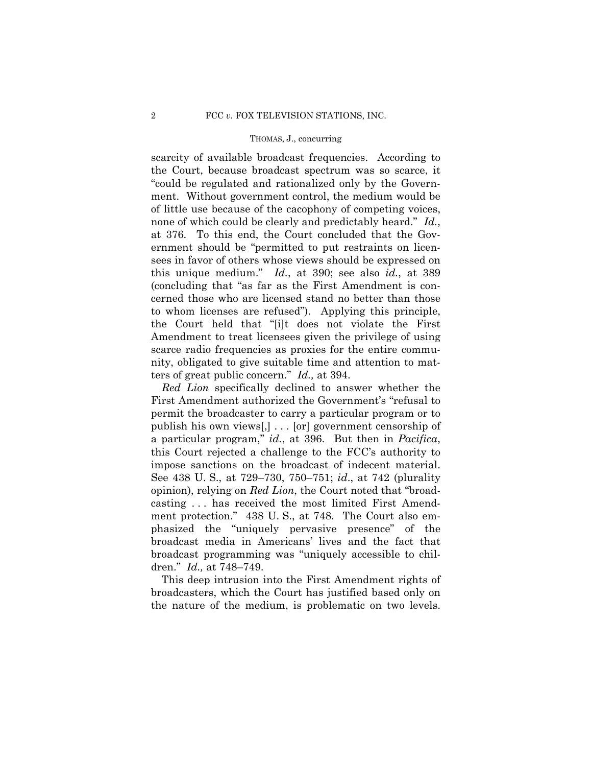scarcity of available broadcast frequencies. According to the Court, because broadcast spectrum was so scarce, it "could be regulated and rationalized only by the Government. Without government control, the medium would be of little use because of the cacophony of competing voices, none of which could be clearly and predictably heard." *Id.*, at 376. To this end, the Court concluded that the Government should be "permitted to put restraints on licensees in favor of others whose views should be expressed on this unique medium." *Id.*, at 390; see also *id.*, at 389 (concluding that "as far as the First Amendment is concerned those who are licensed stand no better than those to whom licenses are refused"). Applying this principle, the Court held that "[i]t does not violate the First Amendment to treat licensees given the privilege of using scarce radio frequencies as proxies for the entire community, obligated to give suitable time and attention to matters of great public concern." *Id.,* at 394.

*Red Lion* specifically declined to answer whether the First Amendment authorized the Government's "refusal to permit the broadcaster to carry a particular program or to publish his own views[,] . . . [or] government censorship of a particular program," *id.*, at 396. But then in *Pacifica*, this Court rejected a challenge to the FCC's authority to impose sanctions on the broadcast of indecent material. See 438 U. S., at 729–730, 750–751; *id*., at 742 (plurality opinion), relying on *Red Lion*, the Court noted that "broadcasting . . . has received the most limited First Amendment protection." 438 U. S., at 748. The Court also emphasized the "uniquely pervasive presence" of the broadcast media in Americans' lives and the fact that broadcast programming was "uniquely accessible to children." *Id.,* at 748–749.

This deep intrusion into the First Amendment rights of broadcasters, which the Court has justified based only on the nature of the medium, is problematic on two levels.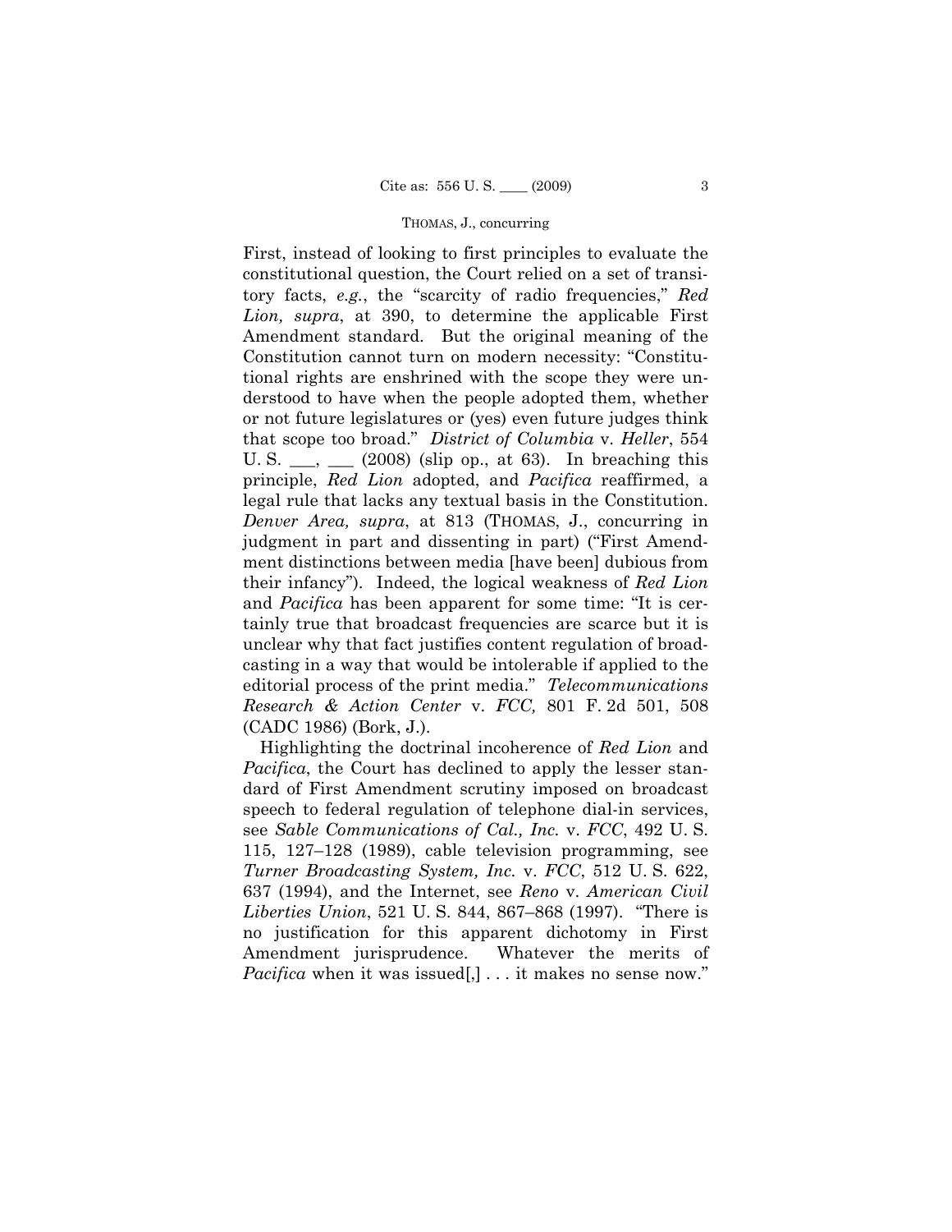First, instead of looking to first principles to evaluate the constitutional question, the Court relied on a set of transitory facts, *e.g.*, the "scarcity of radio frequencies," *Red Lion, supra*, at 390, to determine the applicable First Amendment standard. But the original meaning of the Constitution cannot turn on modern necessity: "Constitutional rights are enshrined with the scope they were understood to have when the people adopted them, whether or not future legislatures or (yes) even future judges think that scope too broad." *District of Columbia* v. *Heller*, 554 U. S. \_\_\_, \_\_\_ (2008) (slip op., at 63). In breaching this principle, *Red Lion* adopted, and *Pacifica* reaffirmed, a legal rule that lacks any textual basis in the Constitution. *Denver Area, supra*, at 813 (THOMAS, J., concurring in judgment in part and dissenting in part) ("First Amendment distinctions between media [have been] dubious from their infancy"). Indeed, the logical weakness of *Red Lion* and *Pacifica* has been apparent for some time: "It is certainly true that broadcast frequencies are scarce but it is unclear why that fact justifies content regulation of broadcasting in a way that would be intolerable if applied to the editorial process of the print media." *Telecommunications Research & Action Center* v. *FCC,* 801 F. 2d 501, 508 (CADC 1986) (Bork, J.).

Highlighting the doctrinal incoherence of *Red Lion* and *Pacifica*, the Court has declined to apply the lesser standard of First Amendment scrutiny imposed on broadcast speech to federal regulation of telephone dial-in services, see *Sable Communications of Cal., Inc.* v. *FCC*, 492 U. S. 115, 127–128 (1989), cable television programming, see *Turner Broadcasting System, Inc.* v. *FCC*, 512 U. S. 622, 637 (1994), and the Internet, see *Reno* v. *American Civil Liberties Union*, 521 U. S. 844, 867–868 (1997). "There is no justification for this apparent dichotomy in First Amendment jurisprudence. Whatever the merits of *Pacifica* when it was issued[,] . . . it makes no sense now."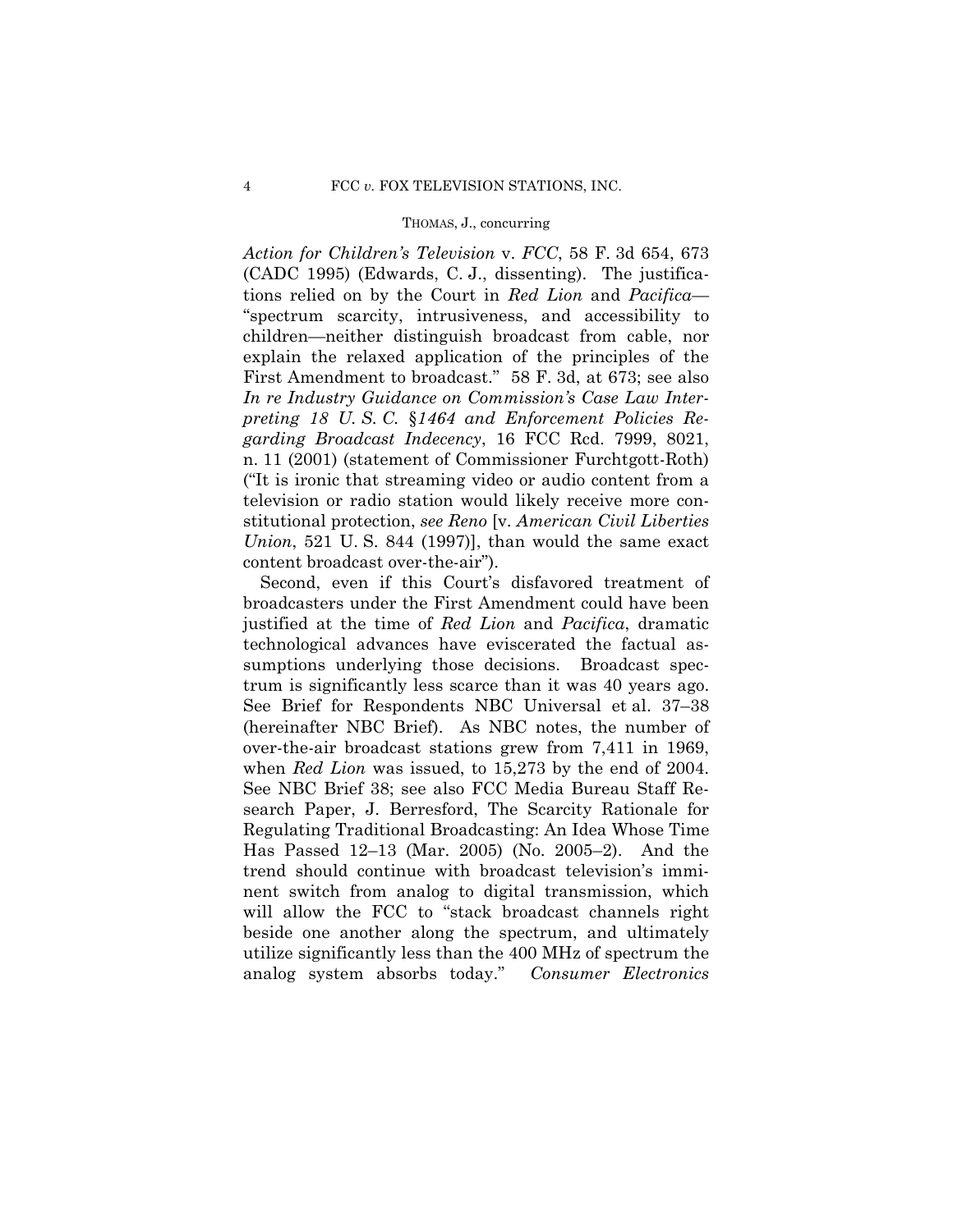*Action for Children's Television* v. *FCC*, 58 F. 3d 654, 673 (CADC 1995) (Edwards, C. J., dissenting). The justifications relied on by the Court in *Red Lion* and *Pacifica*—"spectrum scarcity, intrusiveness, and accessibility to children—neither distinguish broadcast from cable, nor explain the relaxed application of the principles of the First Amendment to broadcast." 58 F. 3d, at 673; see also *In re Industry Guidance on Commission's Case Law Interpreting 18 U. S. C. §1464 and Enforcement Policies Regarding Broadcast Indecency*, 16 FCC Rcd. 7999, 8021, n. 11 (2001) (statement of Commissioner Furchtgott-Roth) ("It is ironic that streaming video or audio content from a television or radio station would likely receive more constitutional protection, *see Reno* [v. *American Civil Liberties Union*, 521 U. S. 844 (1997)], than would the same exact content broadcast over-the-air").

Second, even if this Court's disfavored treatment of broadcasters under the First Amendment could have been justified at the time of *Red Lion* and *Pacifica*, dramatic technological advances have eviscerated the factual assumptions underlying those decisions. Broadcast spectrum is significantly less scarce than it was 40 years ago. See Brief for Respondents NBC Universal et al. 37–38 (hereinafter NBC Brief). As NBC notes, the number of over-the-air broadcast stations grew from 7,411 in 1969, when *Red Lion* was issued, to 15,273 by the end of 2004. See NBC Brief 38; see also FCC Media Bureau Staff Research Paper, J. Berresford, The Scarcity Rationale for Regulating Traditional Broadcasting: An Idea Whose Time Has Passed 12–13 (Mar. 2005) (No. 2005–2). And the trend should continue with broadcast television's imminent switch from analog to digital transmission, which will allow the FCC to "stack broadcast channels right beside one another along the spectrum, and ultimately utilize significantly less than the 400 MHz of spectrum the analog system absorbs today." *Consumer Electronics*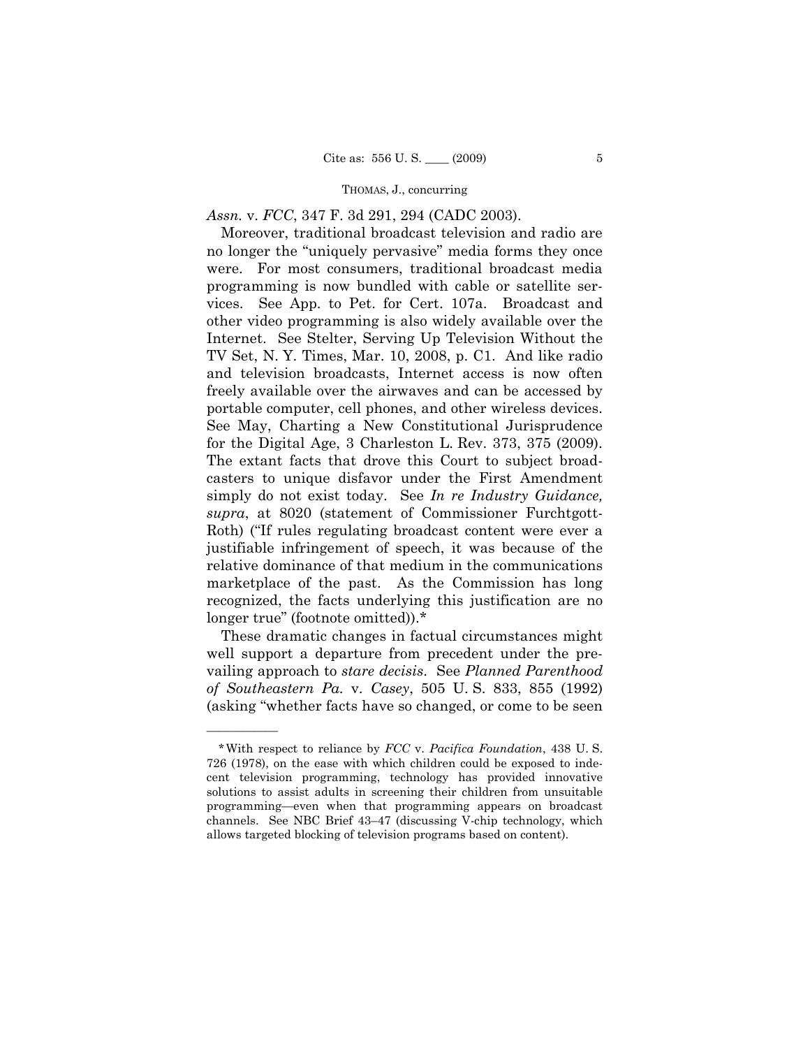*Assn.* v. *FCC*, 347 F. 3d 291, 294 (CADC 2003).

Moreover, traditional broadcast television and radio are no longer the "uniquely pervasive" media forms they once were. For most consumers, traditional broadcast media programming is now bundled with cable or satellite services. See App. to Pet. for Cert. 107a. Broadcast and other video programming is also widely available over the Internet. See Stelter, Serving Up Television Without the TV Set, N. Y. Times, Mar. 10, 2008, p. C1. And like radio and television broadcasts, Internet access is now often freely available over the airwaves and can be accessed by portable computer, cell phones, and other wireless devices. See May, Charting a New Constitutional Jurisprudence for the Digital Age, 3 Charleston L. Rev. 373, 375 (2009). The extant facts that drove this Court to subject broadcasters to unique disfavor under the First Amendment simply do not exist today. See *In re Industry Guidance, supra*, at 8020 (statement of Commissioner Furchtgott-Roth) ("If rules regulating broadcast content were ever a justifiable infringement of speech, it was because of the relative dominance of that medium in the communications marketplace of the past. As the Commission has long recognized, the facts underlying this justification are no longer true" (footnote omitted)).*

These dramatic changes in factual circumstances might well support a departure from precedent under the prevailing approach to *stare decisis*. See *Planned Parenthood of Southeastern Pa.* v. *Casey*, 505 U. S. 833, 855 (1992) (asking "whether facts have so changed, or come to be seen

---

*With respect to reliance by *FCC* v. *Pacifica Foundation*, 438 U. S. 726 (1978), on the ease with which children could be exposed to indecent television programming, technology has provided innovative solutions to assist adults in screening their children from unsuitable programming—even when that programming appears on broadcast channels. See NBC Brief 43–47 (discussing V-chip technology, which allows targeted blocking of television programs based on content).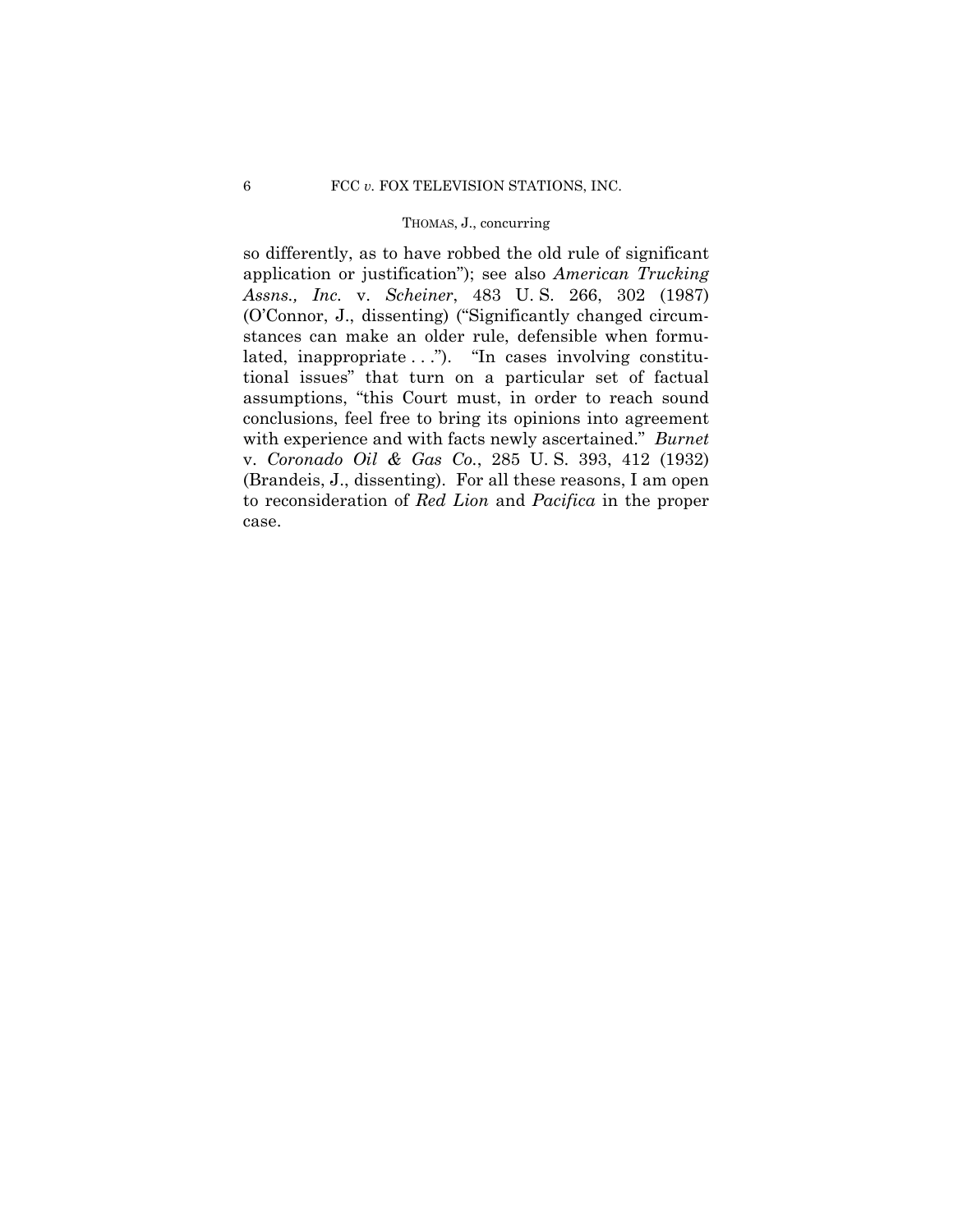so differently, as to have robbed the old rule of significant application or justification"); see also *American Trucking Assns., Inc.* v. *Scheiner*, 483 U. S. 266, 302 (1987) (O'Connor, J., dissenting) ("Significantly changed circumstances can make an older rule, defensible when formulated, inappropriate . . ."). "In cases involving constitutional issues" that turn on a particular set of factual assumptions, "this Court must, in order to reach sound conclusions, feel free to bring its opinions into agreement with experience and with facts newly ascertained." *Burnet* v. *Coronado Oil & Gas Co.*, 285 U. S. 393, 412 (1932) (Brandeis, J., dissenting). For all these reasons, I am open to reconsideration of *Red Lion* and *Pacifica* in the proper case.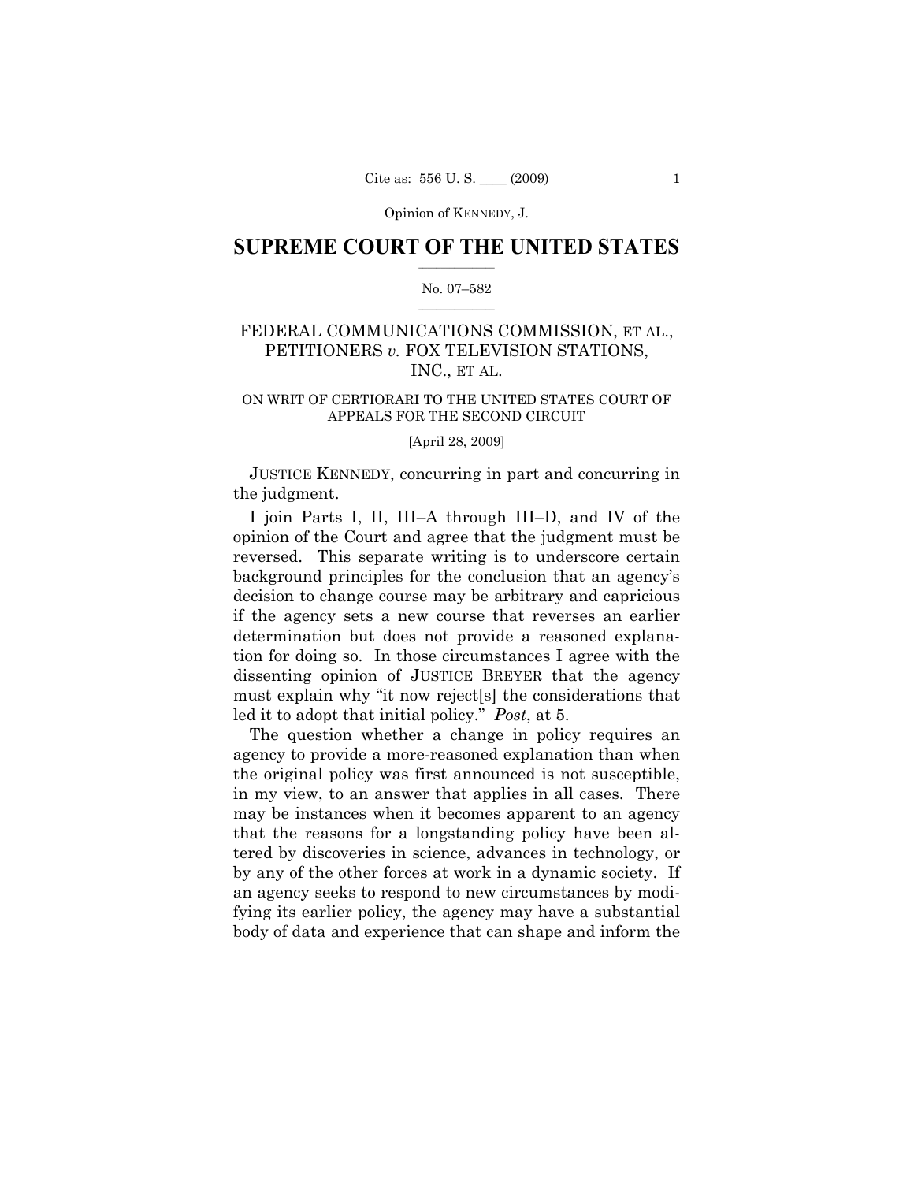Opinion of KENNEDY, J.

# SUPREME COURT OF THE UNITED STATES

No. 07–582

## FEDERAL COMMUNICATIONS COMMISSION, ET AL., PETITIONERS *v.* FOX TELEVISION STATIONS, INC., ET AL.

ON WRIT OF CERTIORARI TO THE UNITED STATES COURT OF APPEALS FOR THE SECOND CIRCUIT

[April 28, 2009]

JUSTICE KENNEDY, concurring in part and concurring in the judgment.

I join Parts I, II, III–A through III–D, and IV of the opinion of the Court and agree that the judgment must be reversed. This separate writing is to underscore certain background principles for the conclusion that an agency's decision to change course may be arbitrary and capricious if the agency sets a new course that reverses an earlier determination but does not provide a reasoned explanation for doing so. In those circumstances I agree with the dissenting opinion of JUSTICE BREYER that the agency must explain why "it now reject[s] the considerations that led it to adopt that initial policy." *Post*, at 5.

The question whether a change in policy requires an agency to provide a more-reasoned explanation than when the original policy was first announced is not susceptible, in my view, to an answer that applies in all cases. There may be instances when it becomes apparent to an agency that the reasons for a longstanding policy have been altered by discoveries in science, advances in technology, or by any of the other forces at work in a dynamic society. If an agency seeks to respond to new circumstances by modifying its earlier policy, the agency may have a substantial body of data and experience that can shape and inform the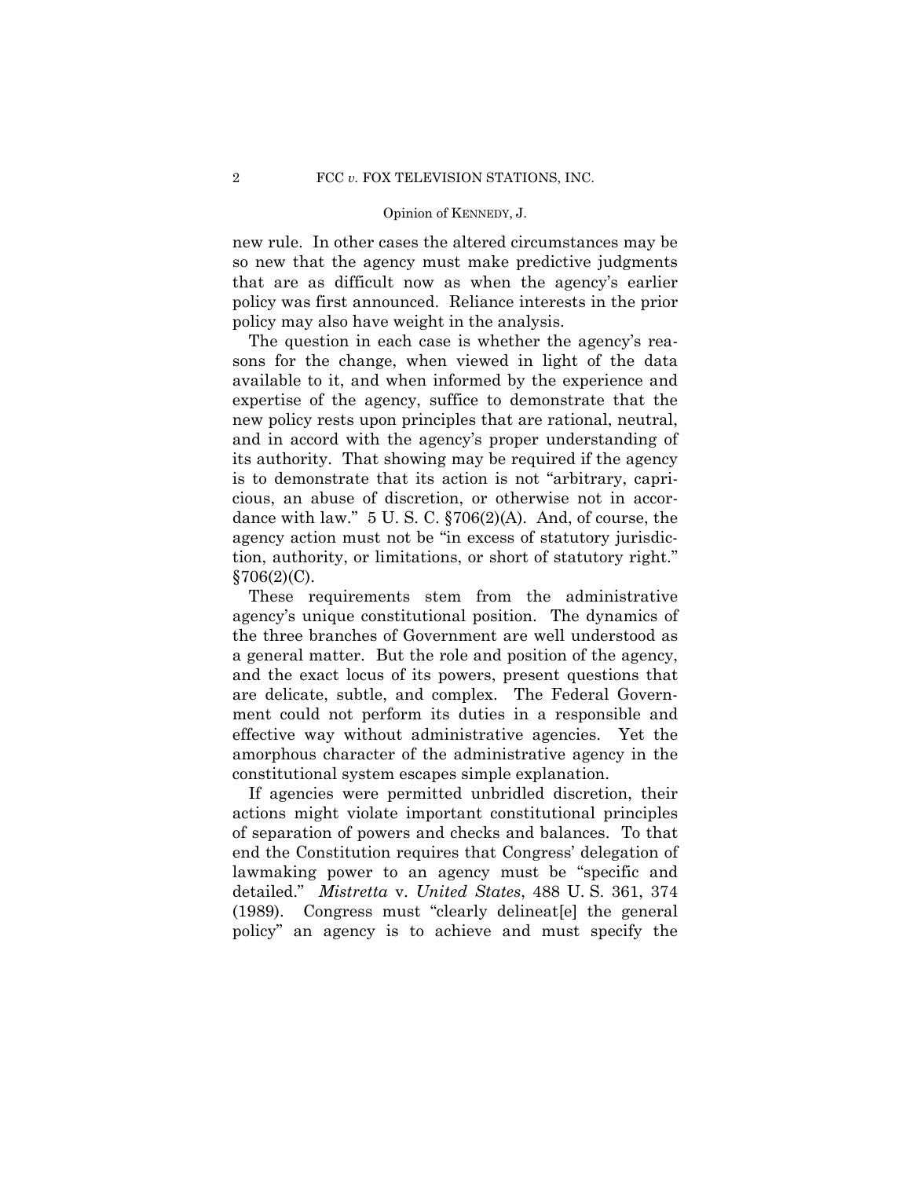new rule. In other cases the altered circumstances may be so new that the agency must make predictive judgments that are as difficult now as when the agency's earlier policy was first announced. Reliance interests in the prior policy may also have weight in the analysis.

The question in each case is whether the agency's reasons for the change, when viewed in light of the data available to it, and when informed by the experience and expertise of the agency, suffice to demonstrate that the new policy rests upon principles that are rational, neutral, and in accord with the agency's proper understanding of its authority. That showing may be required if the agency is to demonstrate that its action is not "arbitrary, capricious, an abuse of discretion, or otherwise not in accordance with law." 5 U. S. C. §706(2)(A). And, of course, the agency action must not be "in excess of statutory jurisdiction, authority, or limitations, or short of statutory right." §706(2)(C).

These requirements stem from the administrative agency's unique constitutional position. The dynamics of the three branches of Government are well understood as a general matter. But the role and position of the agency, and the exact locus of its powers, present questions that are delicate, subtle, and complex. The Federal Government could not perform its duties in a responsible and effective way without administrative agencies. Yet the amorphous character of the administrative agency in the constitutional system escapes simple explanation.

If agencies were permitted unbridled discretion, their actions might violate important constitutional principles of separation of powers and checks and balances. To that end the Constitution requires that Congress' delegation of lawmaking power to an agency must be "specific and detailed." *Mistretta* v. *United States*, 488 U. S. 361, 374 (1989). Congress must "clearly delineat[e] the general policy" an agency is to achieve and must specify the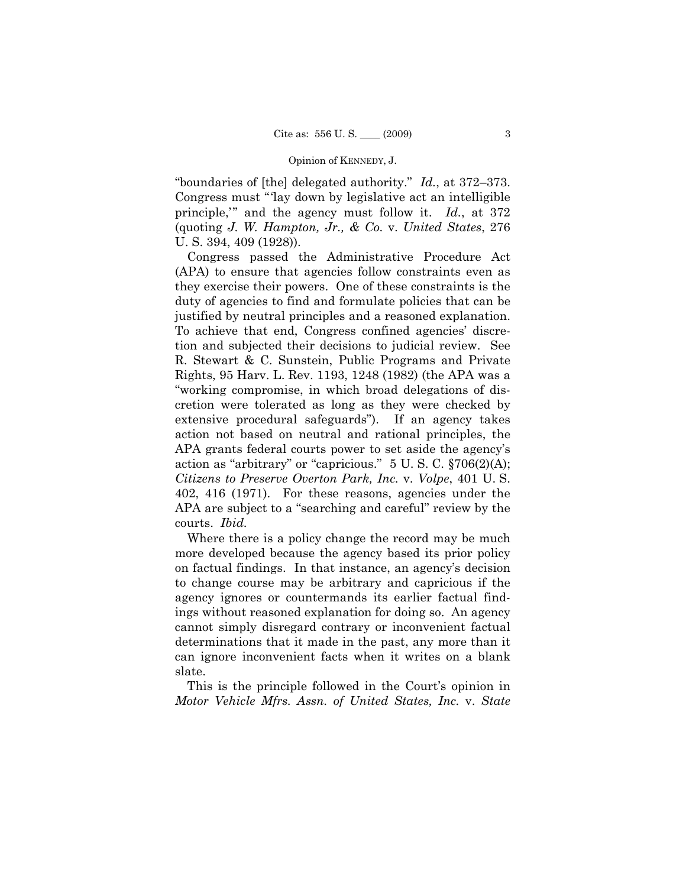"boundaries of [the] delegated authority." *Id.*, at 372–373. Congress must "'lay down by legislative act an intelligible principle,'" and the agency must follow it. *Id.*, at 372 (quoting *J. W. Hampton, Jr., & Co.* v. *United States*, 276 U. S. 394, 409 (1928)).

Congress passed the Administrative Procedure Act (APA) to ensure that agencies follow constraints even as they exercise their powers. One of these constraints is the duty of agencies to find and formulate policies that can be justified by neutral principles and a reasoned explanation. To achieve that end, Congress confined agencies' discretion and subjected their decisions to judicial review. See R. Stewart & C. Sunstein, Public Programs and Private Rights, 95 Harv. L. Rev. 1193, 1248 (1982) (the APA was a "working compromise, in which broad delegations of discretion were tolerated as long as they were checked by extensive procedural safeguards"). If an agency takes action not based on neutral and rational principles, the APA grants federal courts power to set aside the agency's action as "arbitrary" or "capricious." 5 U. S. C. §706(2)(A); *Citizens to Preserve Overton Park, Inc.* v. *Volpe*, 401 U. S. 402, 416 (1971). For these reasons, agencies under the APA are subject to a "searching and careful" review by the courts. *Ibid.*

Where there is a policy change the record may be much more developed because the agency based its prior policy on factual findings. In that instance, an agency's decision to change course may be arbitrary and capricious if the agency ignores or countermands its earlier factual findings without reasoned explanation for doing so. An agency cannot simply disregard contrary or inconvenient factual determinations that it made in the past, any more than it can ignore inconvenient facts when it writes on a blank slate.

This is the principle followed in the Court's opinion in *Motor Vehicle Mfrs. Assn. of United States, Inc.* v. *State*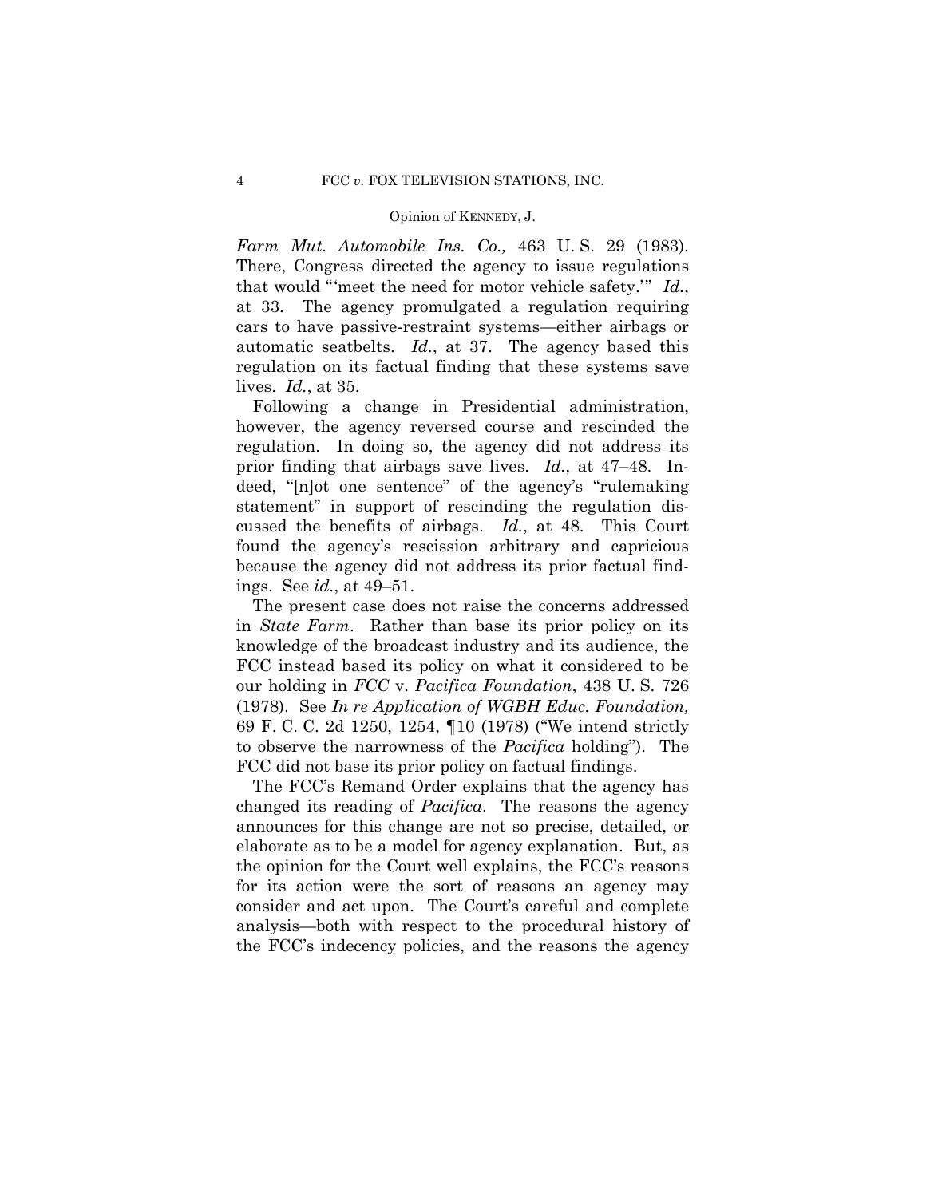*Farm Mut. Automobile Ins. Co.,* 463 U. S. 29 (1983). There, Congress directed the agency to issue regulations that would "'meet the need for motor vehicle safety.'" *Id.*, at 33. The agency promulgated a regulation requiring cars to have passive-restraint systems—either airbags or automatic seatbelts. *Id.*, at 37. The agency based this regulation on its factual finding that these systems save lives. *Id.*, at 35.

Following a change in Presidential administration, however, the agency reversed course and rescinded the regulation. In doing so, the agency did not address its prior finding that airbags save lives. *Id.*, at 47–48. Indeed, "[n]ot one sentence" of the agency's "rulemaking statement" in support of rescinding the regulation discussed the benefits of airbags. *Id.*, at 48. This Court found the agency's rescission arbitrary and capricious because the agency did not address its prior factual findings. See *id.*, at 49–51.

The present case does not raise the concerns addressed in *State Farm*. Rather than base its prior policy on its knowledge of the broadcast industry and its audience, the FCC instead based its policy on what it considered to be our holding in *FCC* v. *Pacifica Foundation*, 438 U. S. 726 (1978). See *In re Application of WGBH Educ. Foundation,* 69 F. C. C. 2d 1250, 1254, ¶10 (1978) ("We intend strictly to observe the narrowness of the *Pacifica* holding"). The FCC did not base its prior policy on factual findings.

The FCC's Remand Order explains that the agency has changed its reading of *Pacifica*. The reasons the agency announces for this change are not so precise, detailed, or elaborate as to be a model for agency explanation. But, as the opinion for the Court well explains, the FCC's reasons for its action were the sort of reasons an agency may consider and act upon. The Court's careful and complete analysis—both with respect to the procedural history of the FCC's indecency policies, and the reasons the agency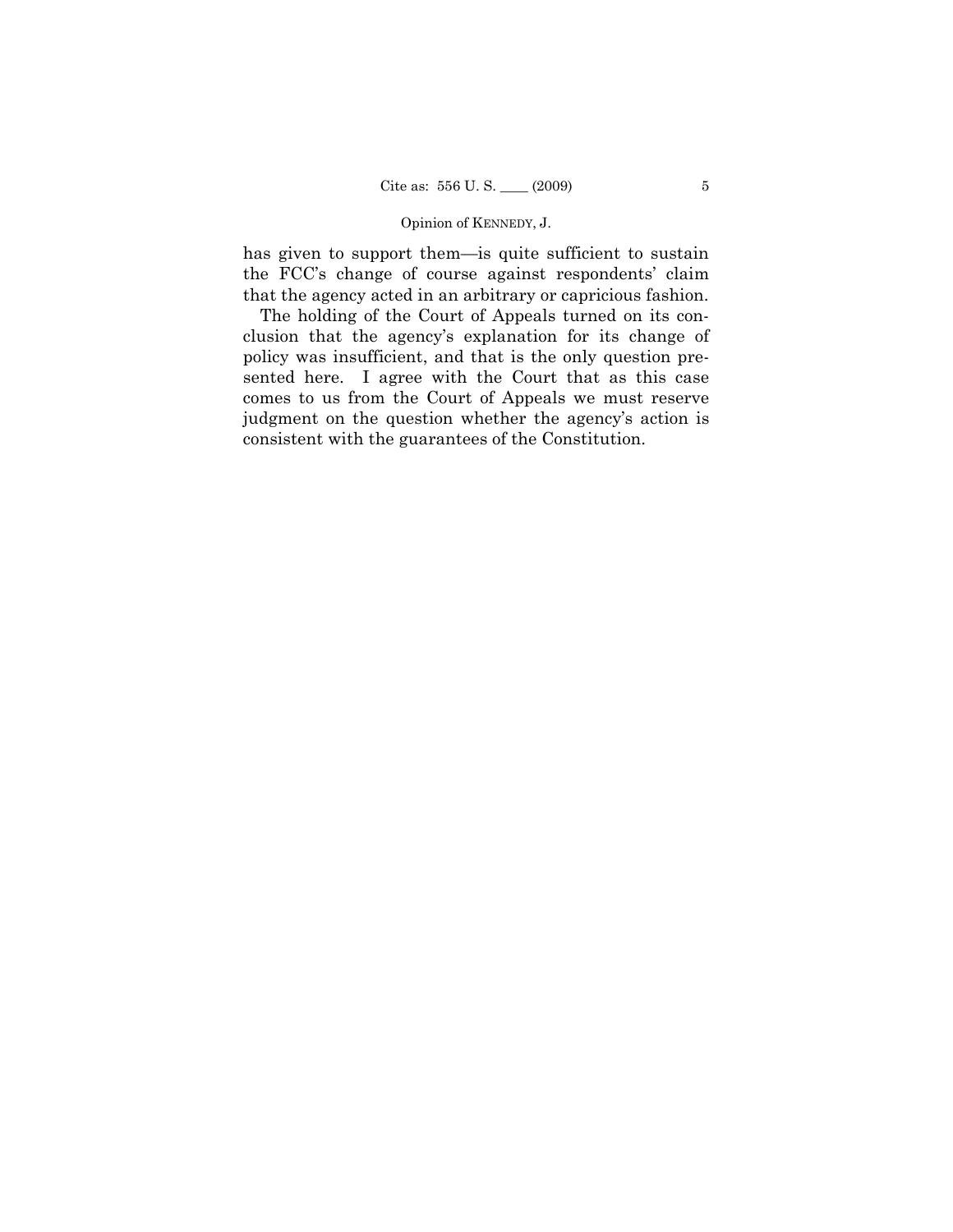has given to support them—is quite sufficient to sustain the FCC's change of course against respondents' claim that the agency acted in an arbitrary or capricious fashion.

The holding of the Court of Appeals turned on its conclusion that the agency's explanation for its change of policy was insufficient, and that is the only question presented here. I agree with the Court that as this case comes to us from the Court of Appeals we must reserve judgment on the question whether the agency's action is consistent with the guarantees of the Constitution.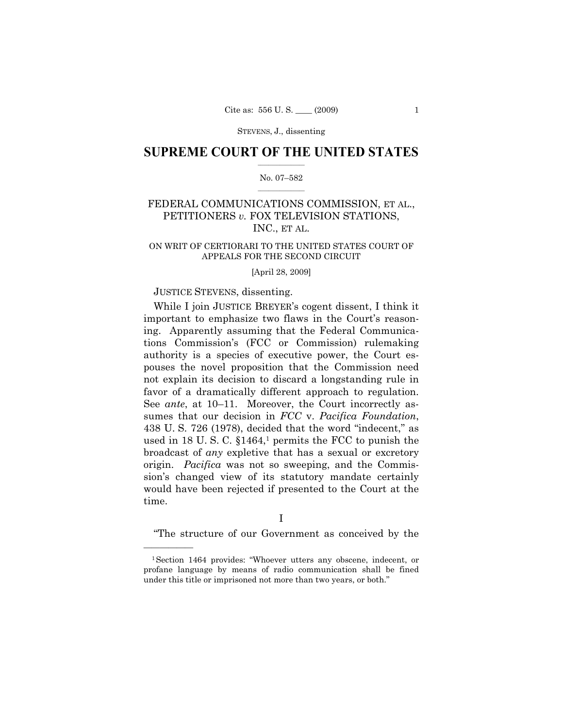STEVENS, J., dissenting

# SUPREME COURT OF THE UNITED STATES

No. 07–582

FEDERAL COMMUNICATIONS COMMISSION, ET AL., PETITIONERS *v.* FOX TELEVISION STATIONS, INC., ET AL.

ON WRIT OF CERTIORARI TO THE UNITED STATES COURT OF APPEALS FOR THE SECOND CIRCUIT

[April 28, 2009]

JUSTICE STEVENS, dissenting.

While I join JUSTICE BREYER's cogent dissent, I think it important to emphasize two flaws in the Court's reasoning. Apparently assuming that the Federal Communications Commission's (FCC or Commission) rulemaking authority is a species of executive power, the Court espouses the novel proposition that the Commission need not explain its decision to discard a longstanding rule in favor of a dramatically different approach to regulation. See *ante*, at 10–11. Moreover, the Court incorrectly assumes that our decision in *FCC* v. *Pacifica Foundation*, 438 U. S. 726 (1978), decided that the word "indecent," as used in 18 U. S. C. §1464,[1] permits the FCC to punish the broadcast of *any* expletive that has a sexual or excretory origin. *Pacifica* was not so sweeping, and the Commission's changed view of its statutory mandate certainly would have been rejected if presented to the Court at the time.

## I

"The structure of our Government as conceived by the

[1] Section 1464 provides: "Whoever utters any obscene, indecent, or profane language by means of radio communication shall be fined under this title or imprisoned not more than two years, or both."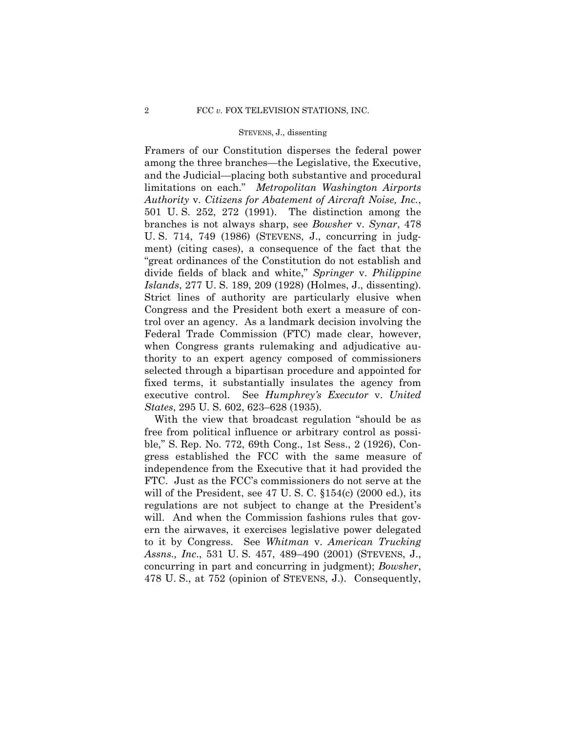Framers of our Constitution disperses the federal power among the three branches—the Legislative, the Executive, and the Judicial—placing both substantive and procedural limitations on each." *Metropolitan Washington Airports Authority* v. *Citizens for Abatement of Aircraft Noise, Inc.*, 501 U. S. 252, 272 (1991). The distinction among the branches is not always sharp, see *Bowsher* v. *Synar*, 478 U. S. 714, 749 (1986) (STEVENS, J., concurring in judgment) (citing cases), a consequence of the fact that the "great ordinances of the Constitution do not establish and divide fields of black and white," *Springer* v. *Philippine Islands*, 277 U. S. 189, 209 (1928) (Holmes, J., dissenting). Strict lines of authority are particularly elusive when Congress and the President both exert a measure of control over an agency. As a landmark decision involving the Federal Trade Commission (FTC) made clear, however, when Congress grants rulemaking and adjudicative authority to an expert agency composed of commissioners selected through a bipartisan procedure and appointed for fixed terms, it substantially insulates the agency from executive control. See *Humphrey's Executor* v. *United States*, 295 U. S. 602, 623–628 (1935).

With the view that broadcast regulation "should be as free from political influence or arbitrary control as possible," S. Rep. No. 772, 69th Cong., 1st Sess., 2 (1926), Congress established the FCC with the same measure of independence from the Executive that it had provided the FTC. Just as the FCC's commissioners do not serve at the will of the President, see 47 U. S. C. §154(c) (2000 ed.), its regulations are not subject to change at the President's will. And when the Commission fashions rules that govern the airwaves, it exercises legislative power delegated to it by Congress. See *Whitman* v. *American Trucking Assns., Inc*., 531 U. S. 457, 489–490 (2001) (STEVENS, J., concurring in part and concurring in judgment); *Bowsher*, 478 U. S., at 752 (opinion of STEVENS, J.). Consequently,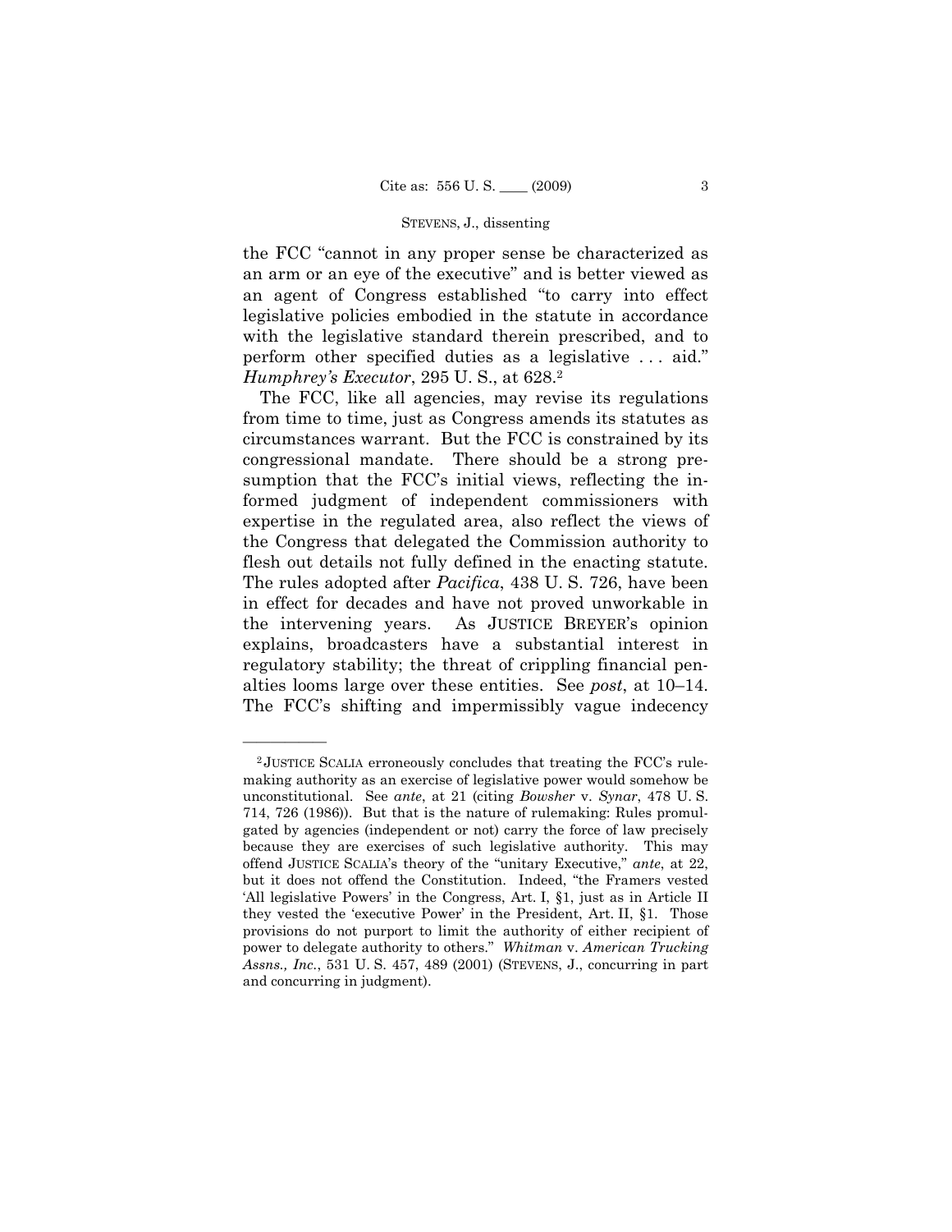the FCC "cannot in any proper sense be characterized as an arm or an eye of the executive" and is better viewed as an agent of Congress established "to carry into effect legislative policies embodied in the statute in accordance with the legislative standard therein prescribed, and to perform other specified duties as a legislative . . . aid." *Humphrey's Executor*, 295 U. S., at 628.[2]

The FCC, like all agencies, may revise its regulations from time to time, just as Congress amends its statutes as circumstances warrant. But the FCC is constrained by its congressional mandate. There should be a strong presumption that the FCC's initial views, reflecting the informed judgment of independent commissioners with expertise in the regulated area, also reflect the views of the Congress that delegated the Commission authority to flesh out details not fully defined in the enacting statute. The rules adopted after *Pacifica*, 438 U. S. 726, have been in effect for decades and have not proved unworkable in the intervening years. As JUSTICE BREYER's opinion explains, broadcasters have a substantial interest in regulatory stability; the threat of crippling financial penalties looms large over these entities. See *post*, at 10–14. The FCC's shifting and impermissibly vague indecency

---

[2] JUSTICE SCALIA erroneously concludes that treating the FCC's rulemaking authority as an exercise of legislative power would somehow be unconstitutional. See *ante*, at 21 (citing *Bowsher* v. *Synar*, 478 U. S. 714, 726 (1986)). But that is the nature of rulemaking: Rules promulgated by agencies (independent or not) carry the force of law precisely because they are exercises of such legislative authority. This may offend JUSTICE SCALIA's theory of the "unitary Executive," *ante*, at 22, but it does not offend the Constitution. Indeed, "the Framers vested 'All legislative Powers' in the Congress, Art. I, §1, just as in Article II they vested the 'executive Power' in the President, Art. II, §1. Those provisions do not purport to limit the authority of either recipient of power to delegate authority to others." *Whitman* v. *American Trucking Assns., Inc.*, 531 U. S. 457, 489 (2001) (STEVENS, J., concurring in part and concurring in judgment).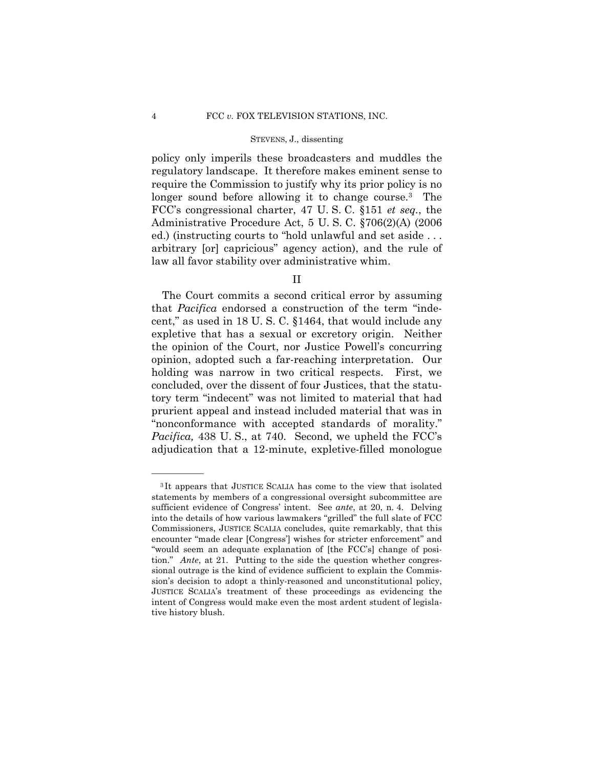policy only imperils these broadcasters and muddles the regulatory landscape. It therefore makes eminent sense to require the Commission to justify why its prior policy is no longer sound before allowing it to change course.[3] The FCC's congressional charter, 47 U. S. C. §151 *et seq.*, the Administrative Procedure Act, 5 U. S. C. §706(2)(A) (2006 ed.) (instructing courts to "hold unlawful and set aside . . . arbitrary [or] capricious" agency action), and the rule of law all favor stability over administrative whim.

## II

The Court commits a second critical error by assuming that *Pacifica* endorsed a construction of the term "indecent," as used in 18 U. S. C. §1464, that would include any expletive that has a sexual or excretory origin. Neither the opinion of the Court, nor Justice Powell's concurring opinion, adopted such a far-reaching interpretation. Our holding was narrow in two critical respects. First, we concluded, over the dissent of four Justices, that the statutory term "indecent" was not limited to material that had prurient appeal and instead included material that was in "nonconformance with accepted standards of morality." *Pacifica,* 438 U. S., at 740. Second, we upheld the FCC's adjudication that a 12-minute, expletive-filled monologue

---

[3] It appears that JUSTICE SCALIA has come to the view that isolated statements by members of a congressional oversight subcommittee are sufficient evidence of Congress' intent. See *ante*, at 20, n. 4. Delving into the details of how various lawmakers "grilled" the full slate of FCC Commissioners, JUSTICE SCALIA concludes, quite remarkably, that this encounter "made clear [Congress'] wishes for stricter enforcement" and "would seem an adequate explanation of [the FCC's] change of position." *Ante*, at 21. Putting to the side the question whether congressional outrage is the kind of evidence sufficient to explain the Commission's decision to adopt a thinly-reasoned and unconstitutional policy, JUSTICE SCALIA's treatment of these proceedings as evidencing the intent of Congress would make even the most ardent student of legislative history blush.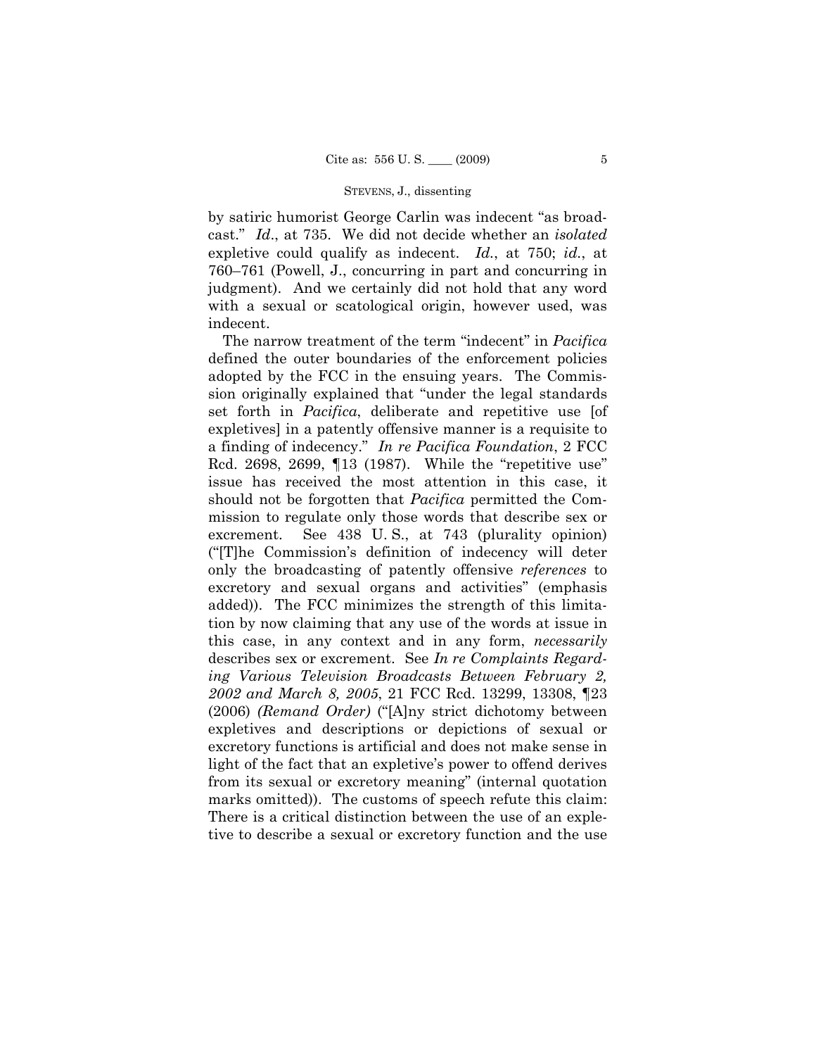by satiric humorist George Carlin was indecent "as broadcast." *Id*., at 735. We did not decide whether an *isolated* expletive could qualify as indecent. *Id.*, at 750; *id.*, at 760–761 (Powell, J., concurring in part and concurring in judgment). And we certainly did not hold that any word with a sexual or scatological origin, however used, was indecent.

The narrow treatment of the term "indecent" in *Pacifica* defined the outer boundaries of the enforcement policies adopted by the FCC in the ensuing years. The Commission originally explained that "under the legal standards set forth in *Pacifica*, deliberate and repetitive use [of expletives] in a patently offensive manner is a requisite to a finding of indecency." *In re Pacifica Foundation*, 2 FCC Rcd. 2698, 2699, ¶13 (1987). While the "repetitive use" issue has received the most attention in this case, it should not be forgotten that *Pacifica* permitted the Commission to regulate only those words that describe sex or excrement. See 438 U. S., at 743 (plurality opinion) ("[T]he Commission's definition of indecency will deter only the broadcasting of patently offensive *references* to excretory and sexual organs and activities" (emphasis added)). The FCC minimizes the strength of this limitation by now claiming that any use of the words at issue in this case, in any context and in any form, *necessarily* describes sex or excrement. See *In re Complaints Regarding Various Television Broadcasts Between February 2, 2002 and March 8, 2005*, 21 FCC Rcd. 13299, 13308, ¶23 (2006) *(Remand Order)* ("[A]ny strict dichotomy between expletives and descriptions or depictions of sexual or excretory functions is artificial and does not make sense in light of the fact that an expletive's power to offend derives from its sexual or excretory meaning" (internal quotation marks omitted)). The customs of speech refute this claim: There is a critical distinction between the use of an expletive to describe a sexual or excretory function and the use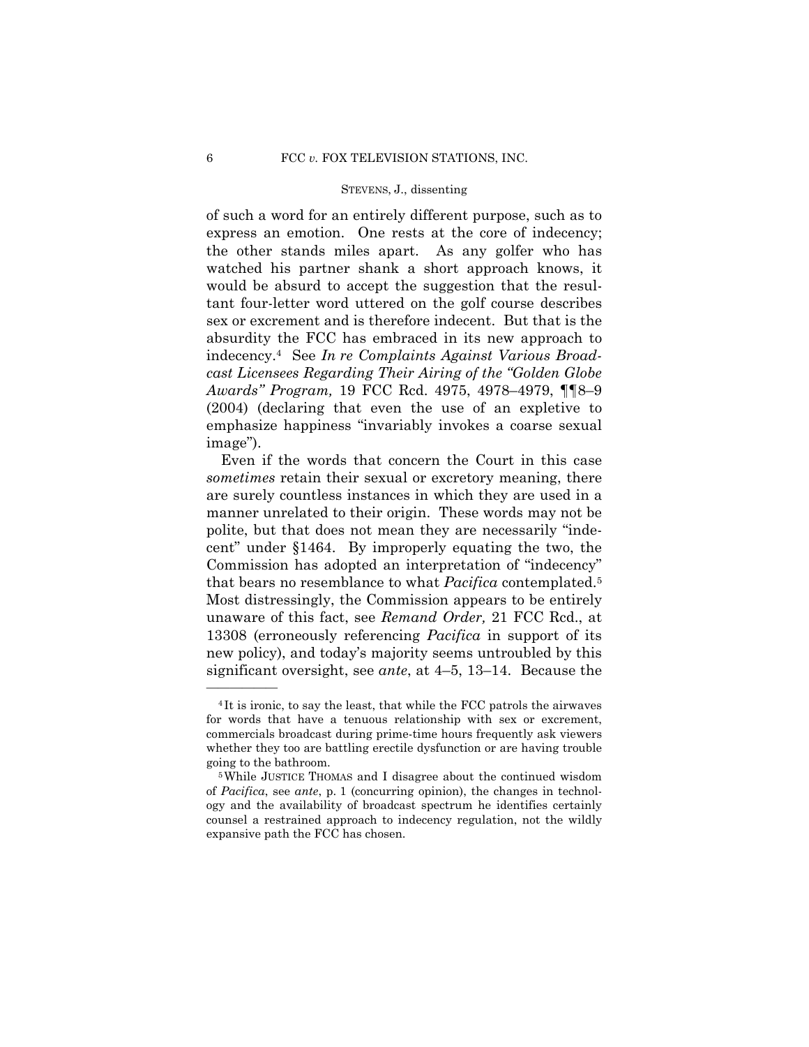of such a word for an entirely different purpose, such as to express an emotion. One rests at the core of indecency; the other stands miles apart. As any golfer who has watched his partner shank a short approach knows, it would be absurd to accept the suggestion that the resultant four-letter word uttered on the golf course describes sex or excrement and is therefore indecent. But that is the absurdity the FCC has embraced in its new approach to indecency.[4] See *In re Complaints Against Various Broadcast Licensees Regarding Their Airing of the "Golden Globe Awards" Program,* 19 FCC Rcd. 4975, 4978–4979, ¶¶8–9 (2004) (declaring that even the use of an expletive to emphasize happiness "invariably invokes a coarse sexual image").

Even if the words that concern the Court in this case *sometimes* retain their sexual or excretory meaning, there are surely countless instances in which they are used in a manner unrelated to their origin. These words may not be polite, but that does not mean they are necessarily "indecent" under §1464. By improperly equating the two, the Commission has adopted an interpretation of "indecency" that bears no resemblance to what *Pacifica* contemplated.[5] Most distressingly, the Commission appears to be entirely unaware of this fact, see *Remand Order,* 21 FCC Rcd., at 13308 (erroneously referencing *Pacifica* in support of its new policy), and today's majority seems untroubled by this significant oversight, see *ante*, at 4–5, 13–14. Because the

---

[4] It is ironic, to say the least, that while the FCC patrols the airwaves for words that have a tenuous relationship with sex or excrement, commercials broadcast during prime-time hours frequently ask viewers whether they too are battling erectile dysfunction or are having trouble going to the bathroom.

[5] While JUSTICE THOMAS and I disagree about the continued wisdom of *Pacifica*, see *ante*, p. 1 (concurring opinion), the changes in technology and the availability of broadcast spectrum he identifies certainly counsel a restrained approach to indecency regulation, not the wildly expansive path the FCC has chosen.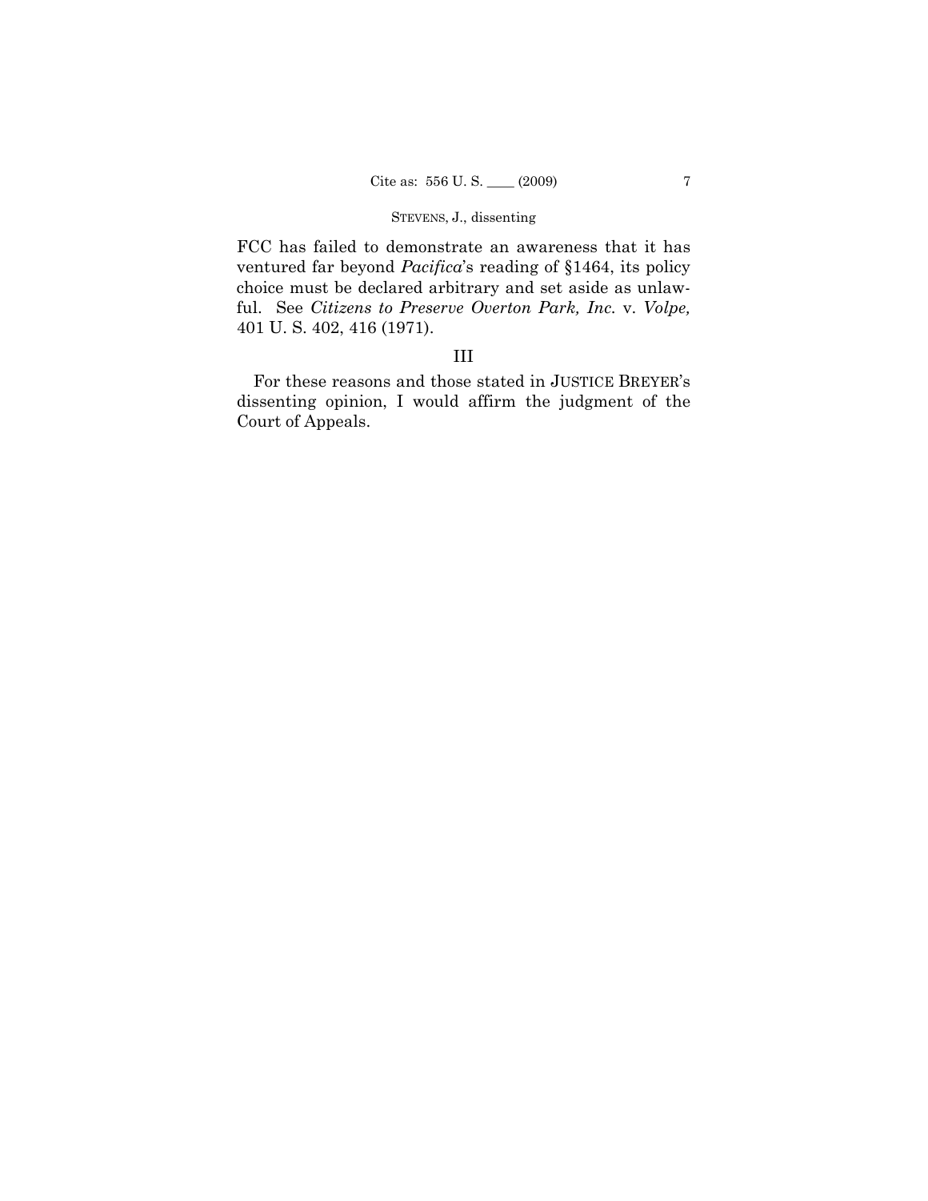FCC has failed to demonstrate an awareness that it has ventured far beyond *Pacifica*'s reading of §1464, its policy choice must be declared arbitrary and set aside as unlawful. See *Citizens to Preserve Overton Park, Inc.* v. *Volpe,* 401 U. S. 402, 416 (1971).

## III

For these reasons and those stated in JUSTICE BREYER's dissenting opinion, I would affirm the judgment of the Court of Appeals.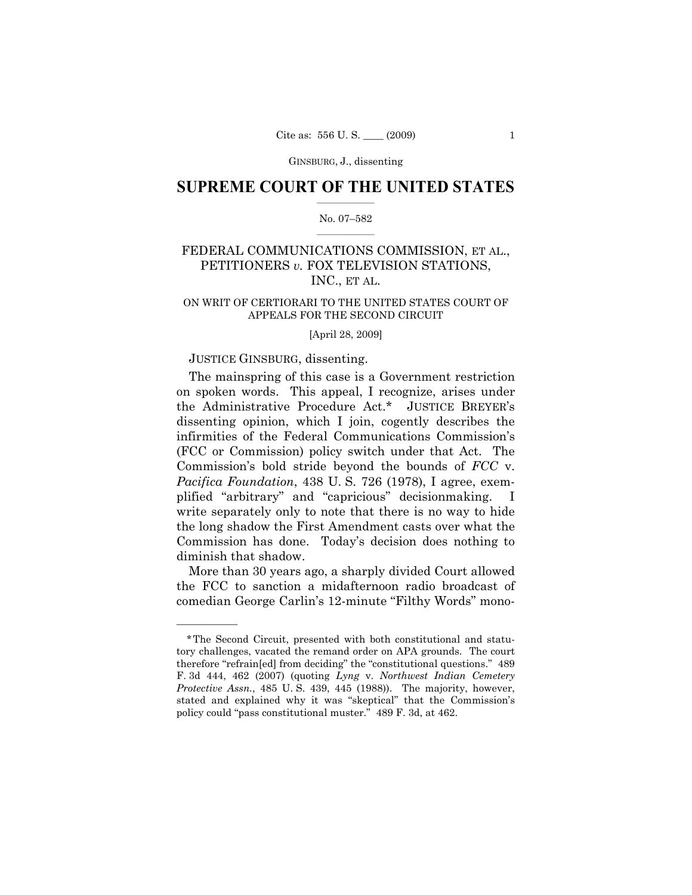## SUPREME COURT OF THE UNITED STATES

No. 07–582

FEDERAL COMMUNICATIONS COMMISSION, ET AL., PETITIONERS *v.* FOX TELEVISION STATIONS, INC., ET AL.

ON WRIT OF CERTIORARI TO THE UNITED STATES COURT OF APPEALS FOR THE SECOND CIRCUIT

[April 28, 2009]

JUSTICE GINSBURG, dissenting.

The mainspring of this case is a Government restriction on spoken words. This appeal, I recognize, arises under the Administrative Procedure Act.* JUSTICE BREYER's dissenting opinion, which I join, cogently describes the infirmities of the Federal Communications Commission's (FCC or Commission) policy switch under that Act. The Commission's bold stride beyond the bounds of *FCC* v. *Pacifica Foundation*, 438 U. S. 726 (1978), I agree, exemplified "arbitrary" and "capricious" decisionmaking. I write separately only to note that there is no way to hide the long shadow the First Amendment casts over what the Commission has done. Today's decision does nothing to diminish that shadow.

More than 30 years ago, a sharply divided Court allowed the FCC to sanction a midafternoon radio broadcast of comedian George Carlin's 12-minute "Filthy Words" mono-

---

*The Second Circuit, presented with both constitutional and statutory challenges, vacated the remand order on APA grounds. The court therefore "refrain[ed] from deciding" the "constitutional questions." 489 F. 3d 444, 462 (2007) (quoting *Lyng* v. *Northwest Indian Cemetery Protective Assn.*, 485 U. S. 439, 445 (1988)). The majority, however, stated and explained why it was "skeptical" that the Commission's policy could "pass constitutional muster." 489 F. 3d, at 462.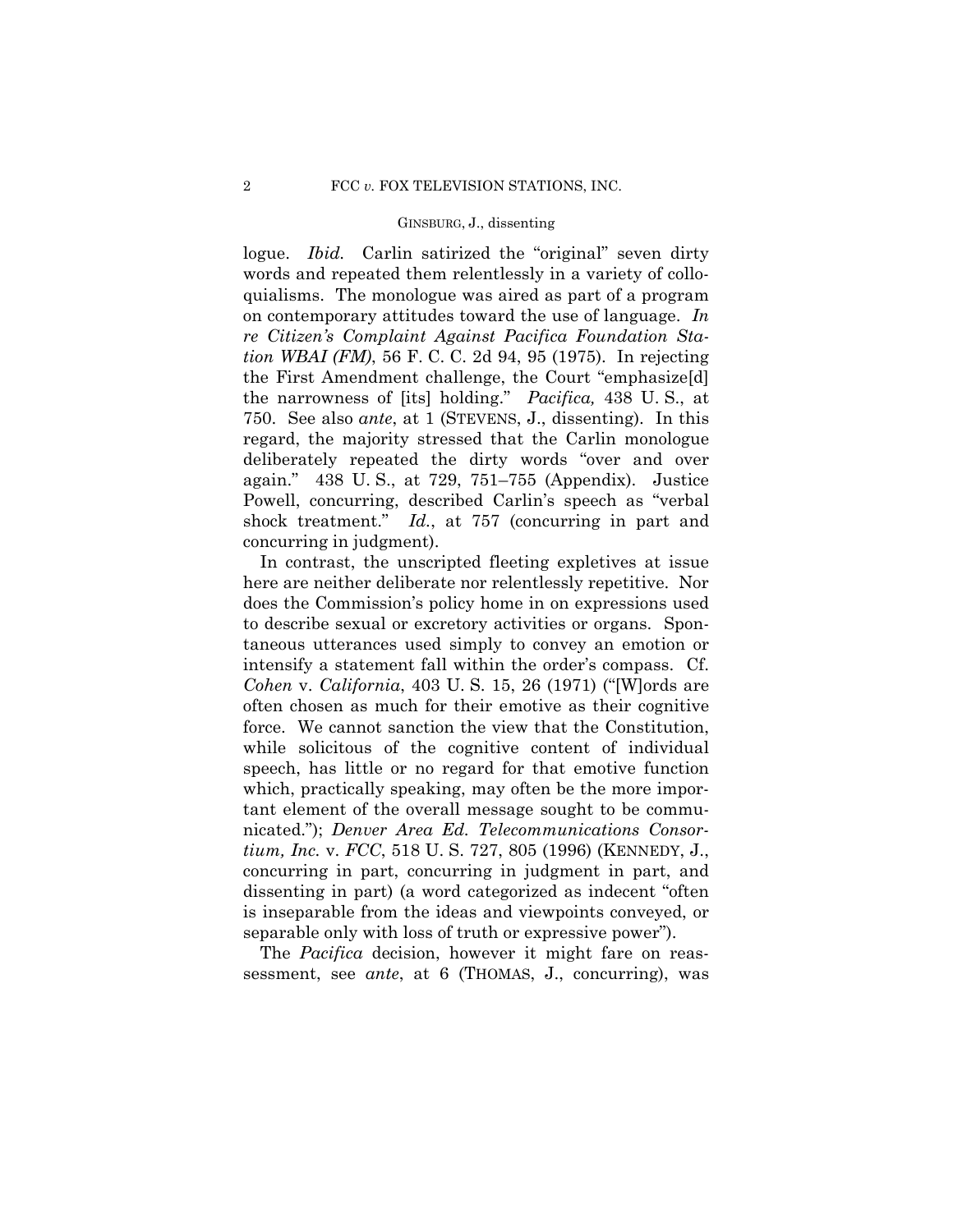logue. *Ibid.* Carlin satirized the "original" seven dirty words and repeated them relentlessly in a variety of colloquialisms. The monologue was aired as part of a program on contemporary attitudes toward the use of language. *In re Citizen's Complaint Against Pacifica Foundation Station WBAI (FM)*, 56 F. C. C. 2d 94, 95 (1975). In rejecting the First Amendment challenge, the Court "emphasize[d] the narrowness of [its] holding." *Pacifica,* 438 U. S., at 750. See also *ante*, at 1 (STEVENS, J., dissenting). In this regard, the majority stressed that the Carlin monologue deliberately repeated the dirty words "over and over again." 438 U. S., at 729, 751–755 (Appendix). Justice Powell, concurring, described Carlin's speech as "verbal shock treatment." *Id.*, at 757 (concurring in part and concurring in judgment).

In contrast, the unscripted fleeting expletives at issue here are neither deliberate nor relentlessly repetitive. Nor does the Commission's policy home in on expressions used to describe sexual or excretory activities or organs. Spontaneous utterances used simply to convey an emotion or intensify a statement fall within the order's compass. Cf. *Cohen* v. *California*, 403 U. S. 15, 26 (1971) ("[W]ords are often chosen as much for their emotive as their cognitive force. We cannot sanction the view that the Constitution, while solicitous of the cognitive content of individual speech, has little or no regard for that emotive function which, practically speaking, may often be the more important element of the overall message sought to be communicated."); *Denver Area Ed. Telecommunications Consortium, Inc.* v. *FCC*, 518 U. S. 727, 805 (1996) (KENNEDY, J., concurring in part, concurring in judgment in part, and dissenting in part) (a word categorized as indecent "often is inseparable from the ideas and viewpoints conveyed, or separable only with loss of truth or expressive power").

The *Pacifica* decision, however it might fare on reassessment, see *ante*, at 6 (THOMAS, J., concurring), was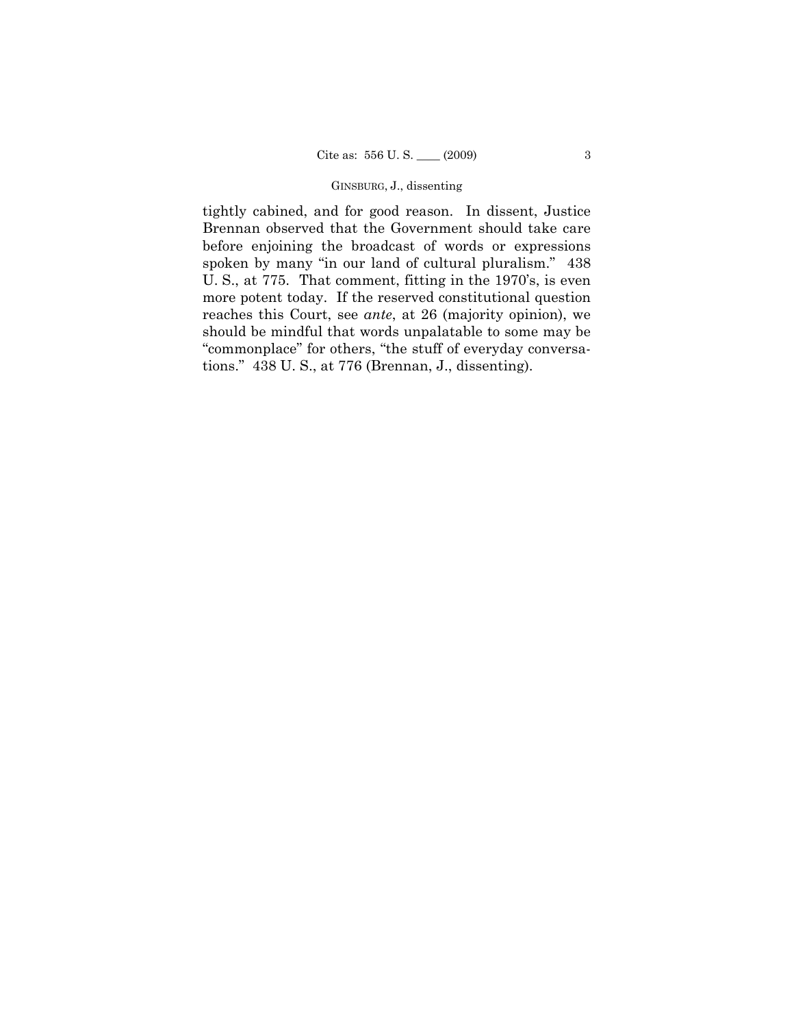tightly cabined, and for good reason. In dissent, Justice Brennan observed that the Government should take care before enjoining the broadcast of words or expressions spoken by many "in our land of cultural pluralism." 438 U. S., at 775. That comment, fitting in the 1970's, is even more potent today. If the reserved constitutional question reaches this Court, see *ante*, at 26 (majority opinion), we should be mindful that words unpalatable to some may be "commonplace" for others, "the stuff of everyday conversations." 438 U. S., at 776 (Brennan, J., dissenting).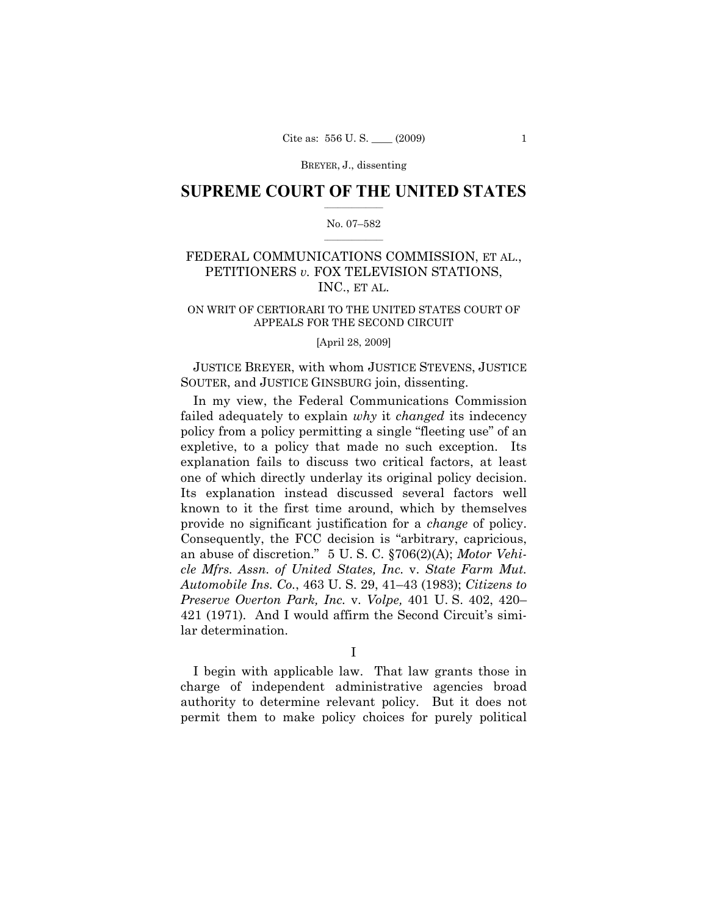## SUPREME COURT OF THE UNITED STATES

No. 07–582

FEDERAL COMMUNICATIONS COMMISSION, ET AL., PETITIONERS *v.* FOX TELEVISION STATIONS, INC., ET AL.

ON WRIT OF CERTIORARI TO THE UNITED STATES COURT OF APPEALS FOR THE SECOND CIRCUIT

[April 28, 2009]

JUSTICE BREYER, with whom JUSTICE STEVENS, JUSTICE SOUTER, and JUSTICE GINSBURG join, dissenting.

In my view, the Federal Communications Commission failed adequately to explain *why* it *changed* its indecency policy from a policy permitting a single "fleeting use" of an expletive, to a policy that made no such exception. Its explanation fails to discuss two critical factors, at least one of which directly underlay its original policy decision. Its explanation instead discussed several factors well known to it the first time around, which by themselves provide no significant justification for a *change* of policy. Consequently, the FCC decision is "arbitrary, capricious, an abuse of discretion." 5 U. S. C. §706(2)(A); *Motor Vehicle Mfrs. Assn. of United States, Inc.* v. *State Farm Mut. Automobile Ins. Co.*, 463 U. S. 29, 41–43 (1983); *Citizens to Preserve Overton Park, Inc.* v. *Volpe,* 401 U. S. 402, 420–421 (1971). And I would affirm the Second Circuit's similar determination.

I

I begin with applicable law. That law grants those in charge of independent administrative agencies broad authority to determine relevant policy. But it does not permit them to make policy choices for purely political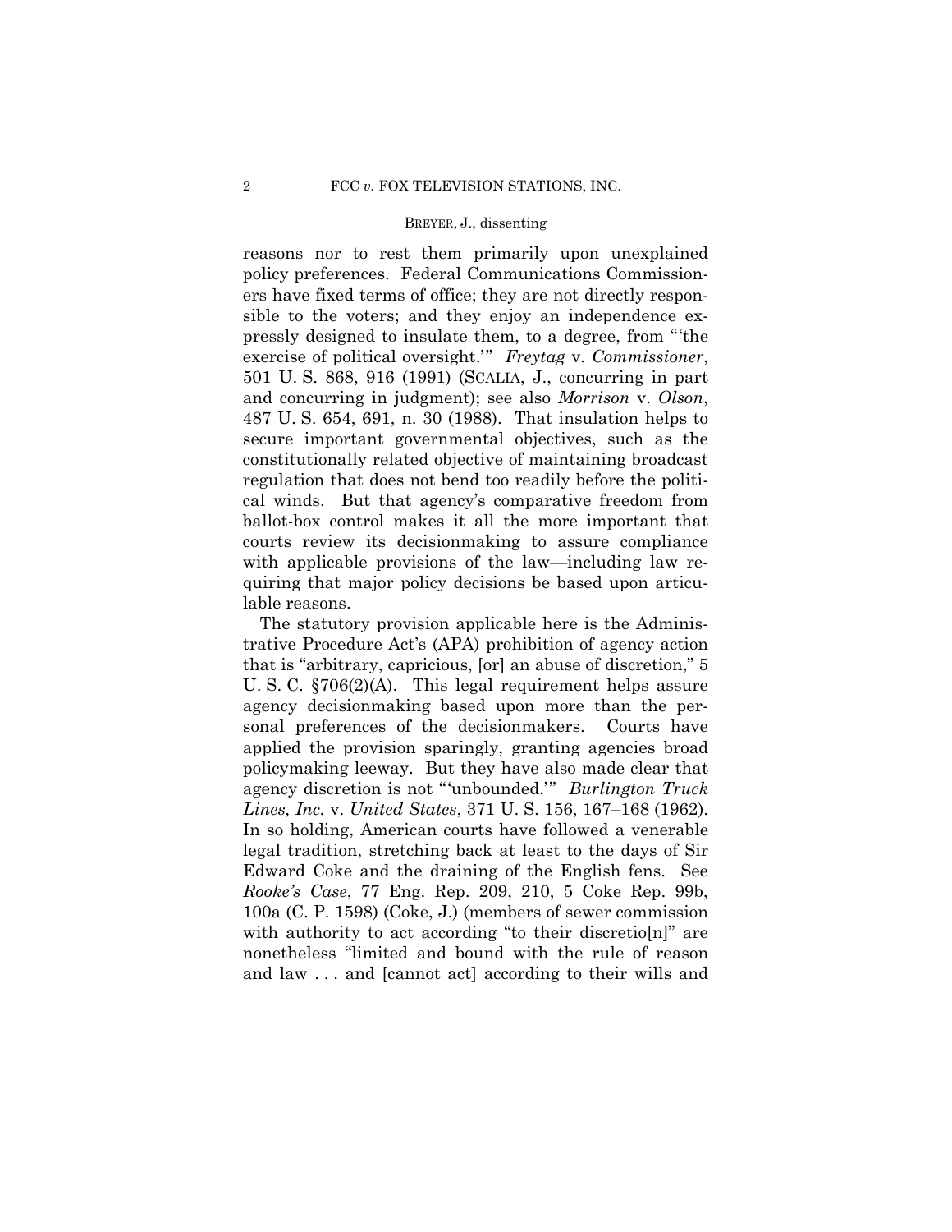reasons nor to rest them primarily upon unexplained policy preferences. Federal Communications Commissioners have fixed terms of office; they are not directly responsible to the voters; and they enjoy an independence expressly designed to insulate them, to a degree, from "'the exercise of political oversight.'" *Freytag* v. *Commissioner*, 501 U. S. 868, 916 (1991) (SCALIA, J., concurring in part and concurring in judgment); see also *Morrison* v. *Olson*, 487 U. S. 654, 691, n. 30 (1988). That insulation helps to secure important governmental objectives, such as the constitutionally related objective of maintaining broadcast regulation that does not bend too readily before the political winds. But that agency's comparative freedom from ballot-box control makes it all the more important that courts review its decisionmaking to assure compliance with applicable provisions of the law—including law requiring that major policy decisions be based upon articulable reasons.

The statutory provision applicable here is the Administrative Procedure Act's (APA) prohibition of agency action that is "arbitrary, capricious, [or] an abuse of discretion," 5 U. S. C. §706(2)(A). This legal requirement helps assure agency decisionmaking based upon more than the personal preferences of the decisionmakers. Courts have applied the provision sparingly, granting agencies broad policymaking leeway. But they have also made clear that agency discretion is not "'unbounded.'" *Burlington Truck Lines, Inc.* v. *United States*, 371 U. S. 156, 167–168 (1962). In so holding, American courts have followed a venerable legal tradition, stretching back at least to the days of Sir Edward Coke and the draining of the English fens. See *Rooke's Case*, 77 Eng. Rep. 209, 210, 5 Coke Rep. 99b, 100a (C. P. 1598) (Coke, J.) (members of sewer commission with authority to act according "to their discretio[n]" are nonetheless "limited and bound with the rule of reason and law . . . and [cannot act] according to their wills and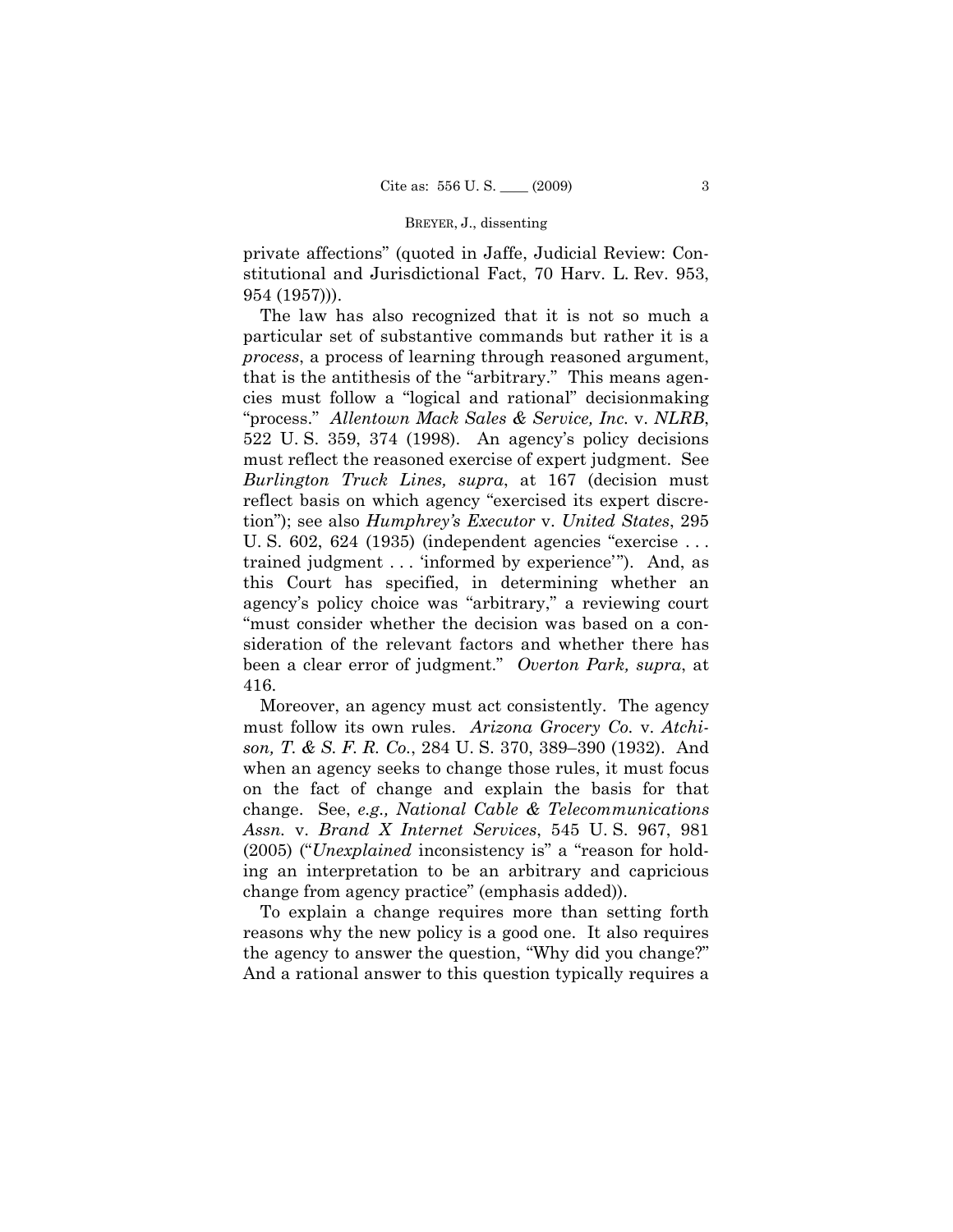private affections" (quoted in Jaffe, Judicial Review: Constitutional and Jurisdictional Fact, 70 Harv. L. Rev. 953, 954 (1957))).

The law has also recognized that it is not so much a particular set of substantive commands but rather it is a *process*, a process of learning through reasoned argument, that is the antithesis of the "arbitrary." This means agencies must follow a "logical and rational" decisionmaking "process." *Allentown Mack Sales & Service, Inc.* v. *NLRB*, 522 U. S. 359, 374 (1998). An agency's policy decisions must reflect the reasoned exercise of expert judgment. See *Burlington Truck Lines, supra*, at 167 (decision must reflect basis on which agency "exercised its expert discretion"); see also *Humphrey's Executor* v. *United States*, 295 U. S. 602, 624 (1935) (independent agencies "exercise . . . trained judgment . . . 'informed by experience'"). And, as this Court has specified, in determining whether an agency's policy choice was "arbitrary," a reviewing court "must consider whether the decision was based on a consideration of the relevant factors and whether there has been a clear error of judgment." *Overton Park, supra*, at 416.

Moreover, an agency must act consistently. The agency must follow its own rules. *Arizona Grocery Co.* v. *Atchison, T. & S. F. R. Co.*, 284 U. S. 370, 389–390 (1932). And when an agency seeks to change those rules, it must focus on the fact of change and explain the basis for that change. See, *e.g., National Cable & Telecommunications Assn.* v. *Brand X Internet Services*, 545 U. S. 967, 981 (2005) ("*Unexplained* inconsistency is" a "reason for holding an interpretation to be an arbitrary and capricious change from agency practice" (emphasis added)).

To explain a change requires more than setting forth reasons why the new policy is a good one. It also requires the agency to answer the question, "Why did you change?" And a rational answer to this question typically requires a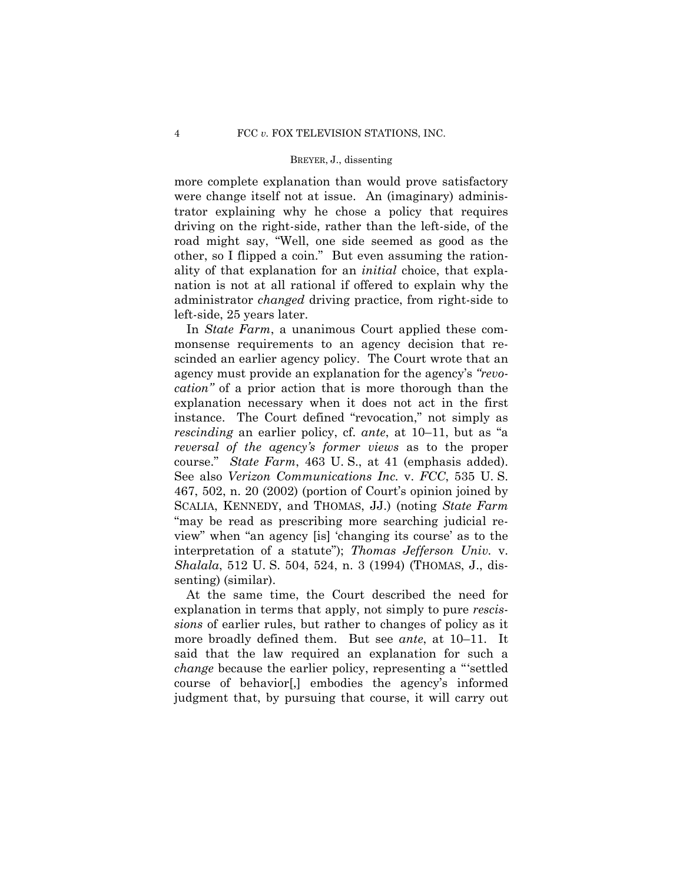more complete explanation than would prove satisfactory were change itself not at issue. An (imaginary) administrator explaining why he chose a policy that requires driving on the right-side, rather than the left-side, of the road might say, "Well, one side seemed as good as the other, so I flipped a coin." But even assuming the rationality of that explanation for an *initial* choice, that explanation is not at all rational if offered to explain why the administrator *changed* driving practice, from right-side to left-side, 25 years later.

In *State Farm*, a unanimous Court applied these commonsense requirements to an agency decision that rescinded an earlier agency policy. The Court wrote that an agency must provide an explanation for the agency's *"revocation"* of a prior action that is more thorough than the explanation necessary when it does not act in the first instance. The Court defined "revocation," not simply as *rescinding* an earlier policy, cf. *ante*, at 10–11, but as "a *reversal of the agency's former views* as to the proper course." *State Farm*, 463 U. S., at 41 (emphasis added). See also *Verizon Communications Inc.* v. *FCC*, 535 U. S. 467, 502, n. 20 (2002) (portion of Court's opinion joined by SCALIA, KENNEDY, and THOMAS, JJ.) (noting *State Farm* "may be read as prescribing more searching judicial review" when "an agency [is] 'changing its course' as to the interpretation of a statute"); *Thomas Jefferson Univ.* v. *Shalala*, 512 U. S. 504, 524, n. 3 (1994) (THOMAS, J., dissenting) (similar).

At the same time, the Court described the need for explanation in terms that apply, not simply to pure *rescissions* of earlier rules, but rather to changes of policy as it more broadly defined them. But see *ante*, at 10–11. It said that the law required an explanation for such a *change* because the earlier policy, representing a "'settled course of behavior[,] embodies the agency's informed judgment that, by pursuing that course, it will carry out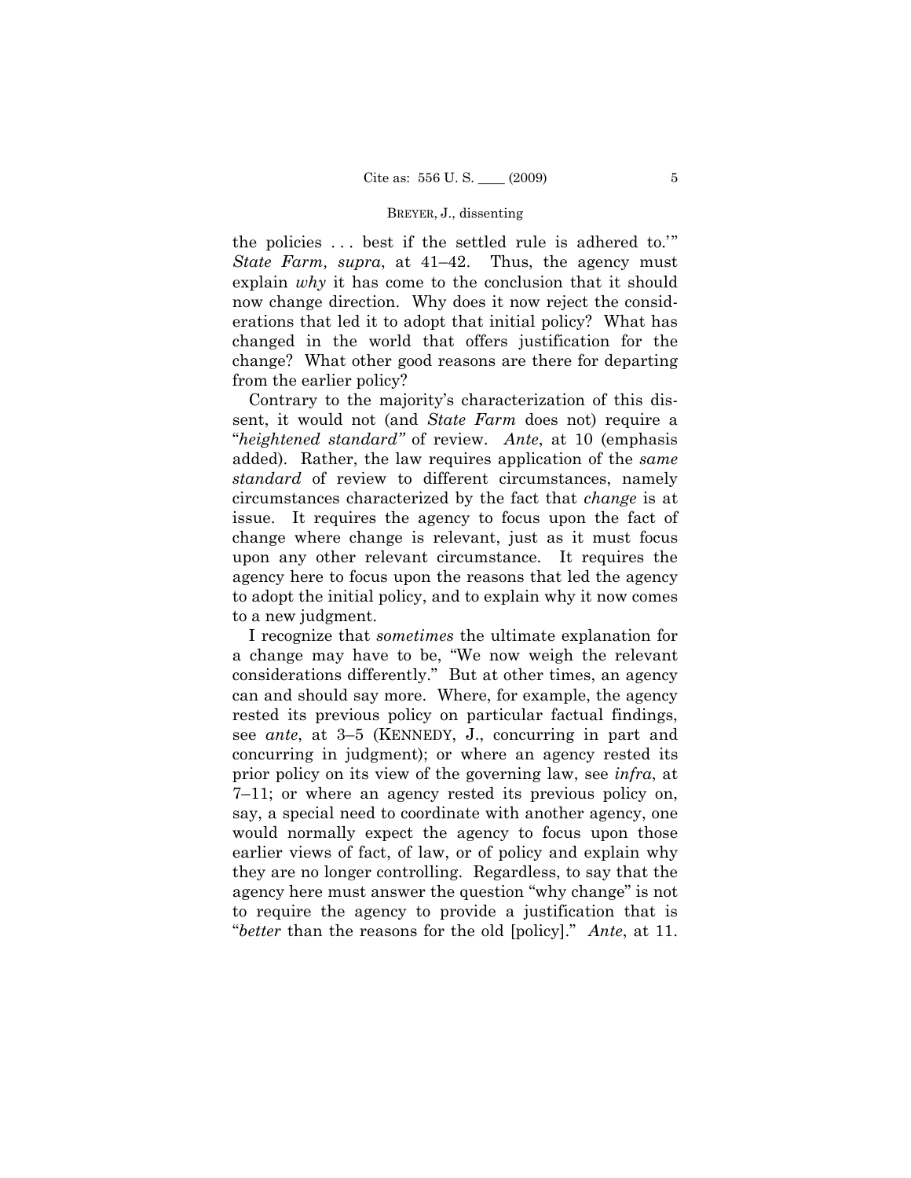the policies . . . best if the settled rule is adhered to.'" *State Farm, supra*, at 41–42. Thus, the agency must explain *why* it has come to the conclusion that it should now change direction. Why does it now reject the considerations that led it to adopt that initial policy? What has changed in the world that offers justification for the change? What other good reasons are there for departing from the earlier policy?

Contrary to the majority's characterization of this dissent, it would not (and *State Farm* does not) require a "*heightened standard"* of review. *Ante*, at 10 (emphasis added). Rather, the law requires application of the *same standard* of review to different circumstances, namely circumstances characterized by the fact that *change* is at issue. It requires the agency to focus upon the fact of change where change is relevant, just as it must focus upon any other relevant circumstance. It requires the agency here to focus upon the reasons that led the agency to adopt the initial policy, and to explain why it now comes to a new judgment.

I recognize that *sometimes* the ultimate explanation for a change may have to be, "We now weigh the relevant considerations differently." But at other times, an agency can and should say more. Where, for example, the agency rested its previous policy on particular factual findings, see *ante*, at 3–5 (KENNEDY, J., concurring in part and concurring in judgment); or where an agency rested its prior policy on its view of the governing law, see *infra*, at 7–11; or where an agency rested its previous policy on, say, a special need to coordinate with another agency, one would normally expect the agency to focus upon those earlier views of fact, of law, or of policy and explain why they are no longer controlling. Regardless, to say that the agency here must answer the question "why change" is not to require the agency to provide a justification that is "*better* than the reasons for the old [policy]." *Ante*, at 11.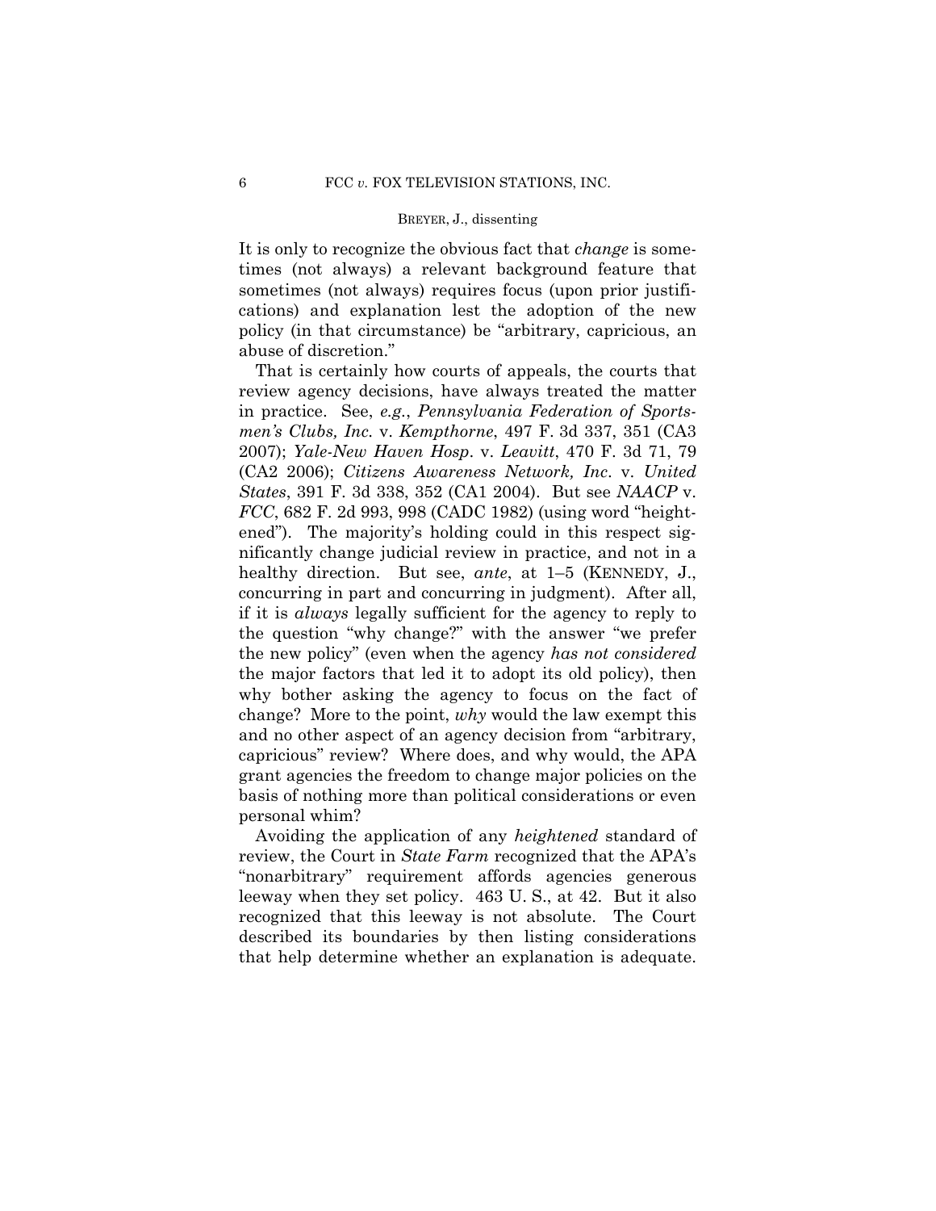It is only to recognize the obvious fact that *change* is sometimes (not always) a relevant background feature that sometimes (not always) requires focus (upon prior justifications) and explanation lest the adoption of the new policy (in that circumstance) be "arbitrary, capricious, an abuse of discretion."

That is certainly how courts of appeals, the courts that review agency decisions, have always treated the matter in practice. See, *e.g.*, *Pennsylvania Federation of Sportsmen's Clubs, Inc.* v. *Kempthorne*, 497 F. 3d 337, 351 (CA3 2007); *Yale-New Haven Hosp.* v. *Leavitt*, 470 F. 3d 71, 79 (CA2 2006); *Citizens Awareness Network, Inc.* v. *United States*, 391 F. 3d 338, 352 (CA1 2004). But see *NAACP* v. *FCC*, 682 F. 2d 993, 998 (CADC 1982) (using word "heightened"). The majority's holding could in this respect significantly change judicial review in practice, and not in a healthy direction. But see, *ante*, at 1–5 (KENNEDY, J., concurring in part and concurring in judgment). After all, if it is *always* legally sufficient for the agency to reply to the question "why change?" with the answer "we prefer the new policy" (even when the agency *has not considered* the major factors that led it to adopt its old policy), then why bother asking the agency to focus on the fact of change? More to the point, *why* would the law exempt this and no other aspect of an agency decision from "arbitrary, capricious" review? Where does, and why would, the APA grant agencies the freedom to change major policies on the basis of nothing more than political considerations or even personal whim?

Avoiding the application of any *heightened* standard of review, the Court in *State Farm* recognized that the APA's "nonarbitrary" requirement affords agencies generous leeway when they set policy. 463 U. S., at 42. But it also recognized that this leeway is not absolute. The Court described its boundaries by then listing considerations that help determine whether an explanation is adequate.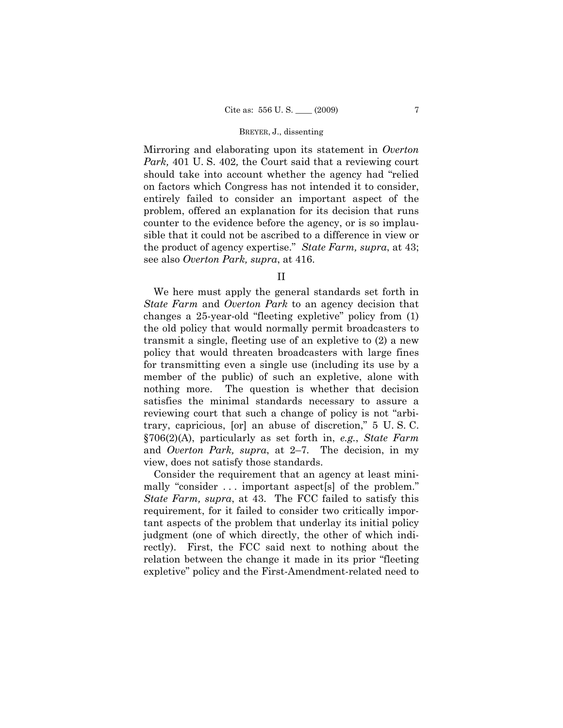Mirroring and elaborating upon its statement in *Overton Park,* 401 U. S. 402*,* the Court said that a reviewing court should take into account whether the agency had "relied on factors which Congress has not intended it to consider, entirely failed to consider an important aspect of the problem, offered an explanation for its decision that runs counter to the evidence before the agency, or is so implausible that it could not be ascribed to a difference in view or the product of agency expertise." *State Farm, supra*, at 43; see also *Overton Park, supra*, at 416.

## II

We here must apply the general standards set forth in *State Farm* and *Overton Park* to an agency decision that changes a 25-year-old "fleeting expletive" policy from (1) the old policy that would normally permit broadcasters to transmit a single, fleeting use of an expletive to (2) a new policy that would threaten broadcasters with large fines for transmitting even a single use (including its use by a member of the public) of such an expletive, alone with nothing more. The question is whether that decision satisfies the minimal standards necessary to assure a reviewing court that such a change of policy is not "arbitrary, capricious, [or] an abuse of discretion," 5 U. S. C. §706(2)(A), particularly as set forth in, *e.g.*, *State Farm* and *Overton Park, supra*, at 2–7. The decision, in my view, does not satisfy those standards.

Consider the requirement that an agency at least minimally "consider . . . important aspect[s] of the problem." *State Farm, supra*, at 43. The FCC failed to satisfy this requirement, for it failed to consider two critically important aspects of the problem that underlay its initial policy judgment (one of which directly, the other of which indirectly). First, the FCC said next to nothing about the relation between the change it made in its prior "fleeting expletive" policy and the First-Amendment-related need to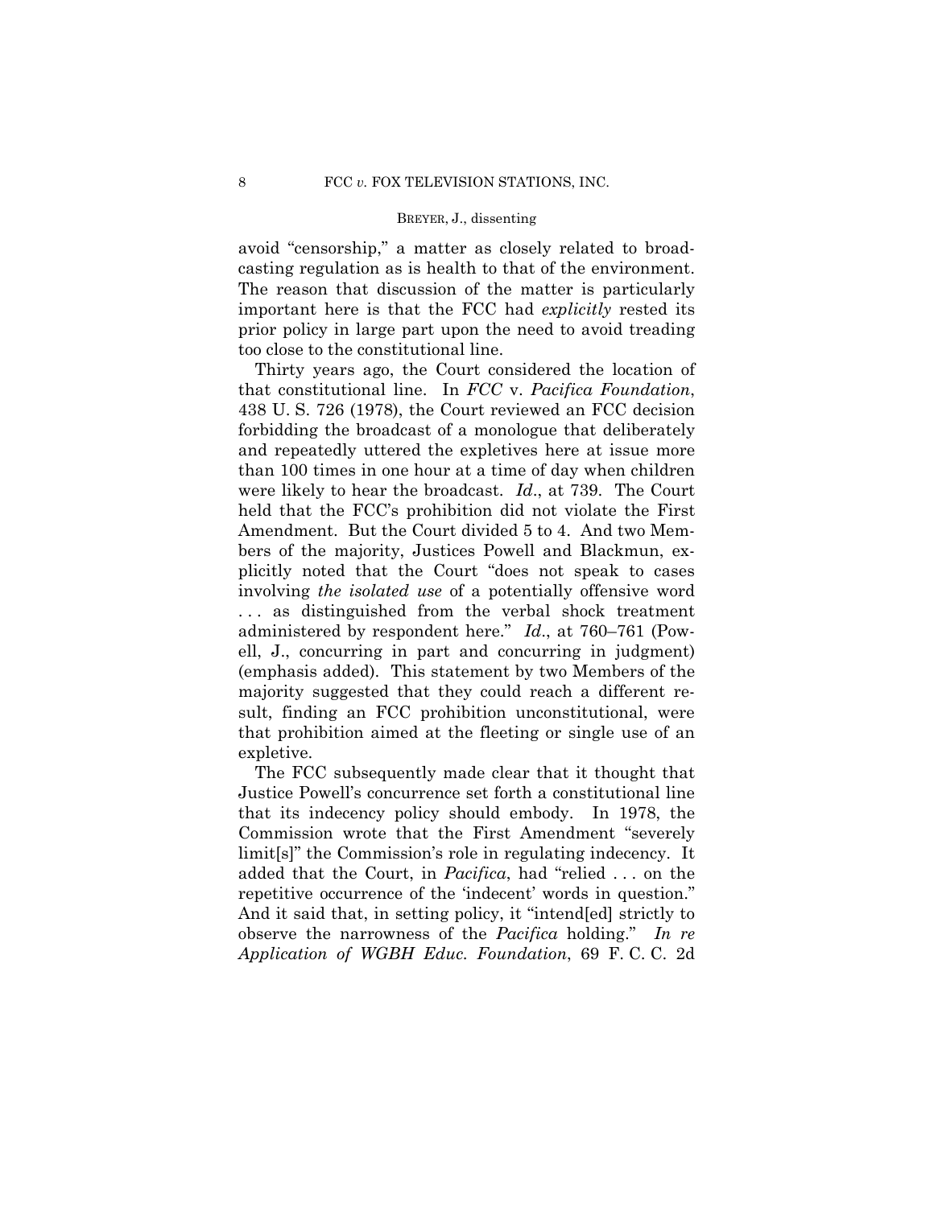avoid "censorship," a matter as closely related to broadcasting regulation as is health to that of the environment. The reason that discussion of the matter is particularly important here is that the FCC had *explicitly* rested its prior policy in large part upon the need to avoid treading too close to the constitutional line.

Thirty years ago, the Court considered the location of that constitutional line. In *FCC* v. *Pacifica Foundation*, 438 U. S. 726 (1978), the Court reviewed an FCC decision forbidding the broadcast of a monologue that deliberately and repeatedly uttered the expletives here at issue more than 100 times in one hour at a time of day when children were likely to hear the broadcast. *Id*., at 739. The Court held that the FCC's prohibition did not violate the First Amendment. But the Court divided 5 to 4. And two Members of the majority, Justices Powell and Blackmun, explicitly noted that the Court "does not speak to cases involving *the isolated use* of a potentially offensive word . . . as distinguished from the verbal shock treatment administered by respondent here." *Id*., at 760–761 (Powell, J., concurring in part and concurring in judgment) (emphasis added). This statement by two Members of the majority suggested that they could reach a different result, finding an FCC prohibition unconstitutional, were that prohibition aimed at the fleeting or single use of an expletive.

The FCC subsequently made clear that it thought that Justice Powell's concurrence set forth a constitutional line that its indecency policy should embody. In 1978, the Commission wrote that the First Amendment "severely limit[s]" the Commission's role in regulating indecency. It added that the Court, in *Pacifica*, had "relied . . . on the repetitive occurrence of the 'indecent' words in question." And it said that, in setting policy, it "intend[ed] strictly to observe the narrowness of the *Pacifica* holding." *In re Application of WGBH Educ. Foundation*, 69 F. C. C. 2d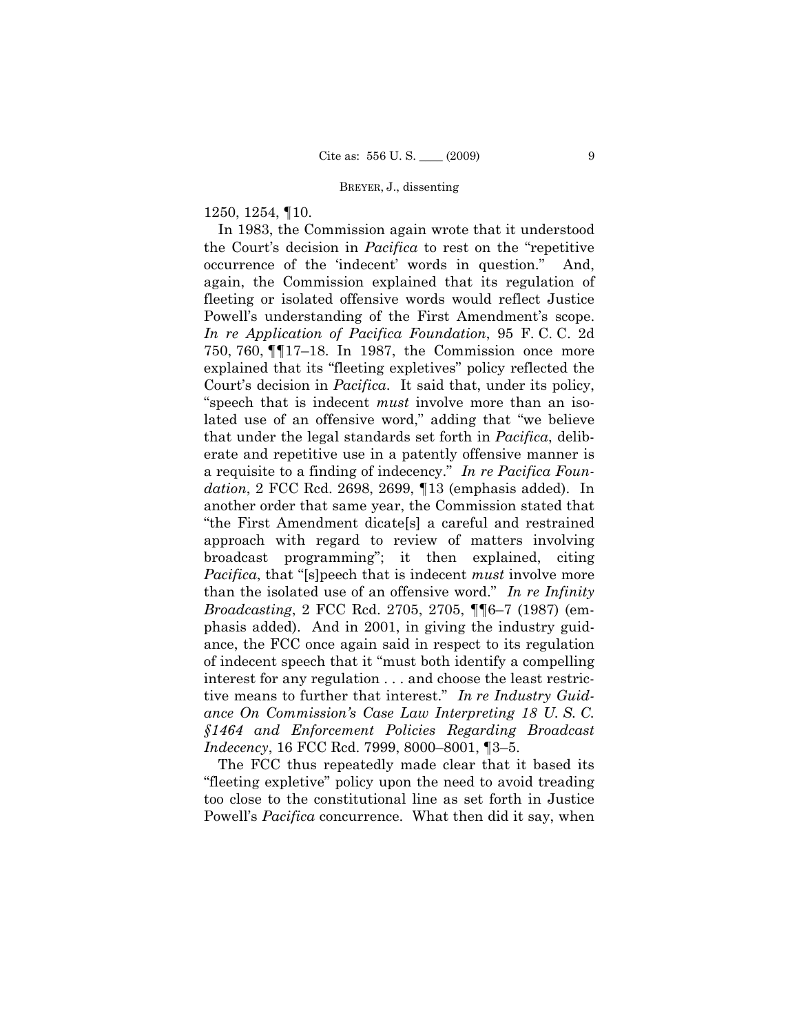1250, 1254, ¶10.

In 1983, the Commission again wrote that it understood the Court's decision in *Pacifica* to rest on the "repetitive occurrence of the 'indecent' words in question." And, again, the Commission explained that its regulation of fleeting or isolated offensive words would reflect Justice Powell's understanding of the First Amendment's scope. *In re Application of Pacifica Foundation*, 95 F. C. C. 2d 750, 760, ¶¶17–18. In 1987, the Commission once more explained that its "fleeting expletives" policy reflected the Court's decision in *Pacifica*. It said that, under its policy, "speech that is indecent *must* involve more than an isolated use of an offensive word," adding that "we believe that under the legal standards set forth in *Pacifica*, deliberate and repetitive use in a patently offensive manner is a requisite to a finding of indecency." *In re Pacifica Foundation*, 2 FCC Rcd. 2698, 2699, ¶13 (emphasis added). In another order that same year, the Commission stated that "the First Amendment dicate[s] a careful and restrained approach with regard to review of matters involving broadcast programming"; it then explained, citing *Pacifica*, that "[s]peech that is indecent *must* involve more than the isolated use of an offensive word." *In re Infinity Broadcasting*, 2 FCC Rcd. 2705, 2705, ¶¶6–7 (1987) (emphasis added). And in 2001, in giving the industry guidance, the FCC once again said in respect to its regulation of indecent speech that it "must both identify a compelling interest for any regulation . . . and choose the least restrictive means to further that interest." *In re Industry Guidance On Commission's Case Law Interpreting 18 U. S. C. §1464 and Enforcement Policies Regarding Broadcast Indecency*, 16 FCC Rcd. 7999, 8000–8001, ¶3–5.

The FCC thus repeatedly made clear that it based its "fleeting expletive" policy upon the need to avoid treading too close to the constitutional line as set forth in Justice Powell's *Pacifica* concurrence. What then did it say, when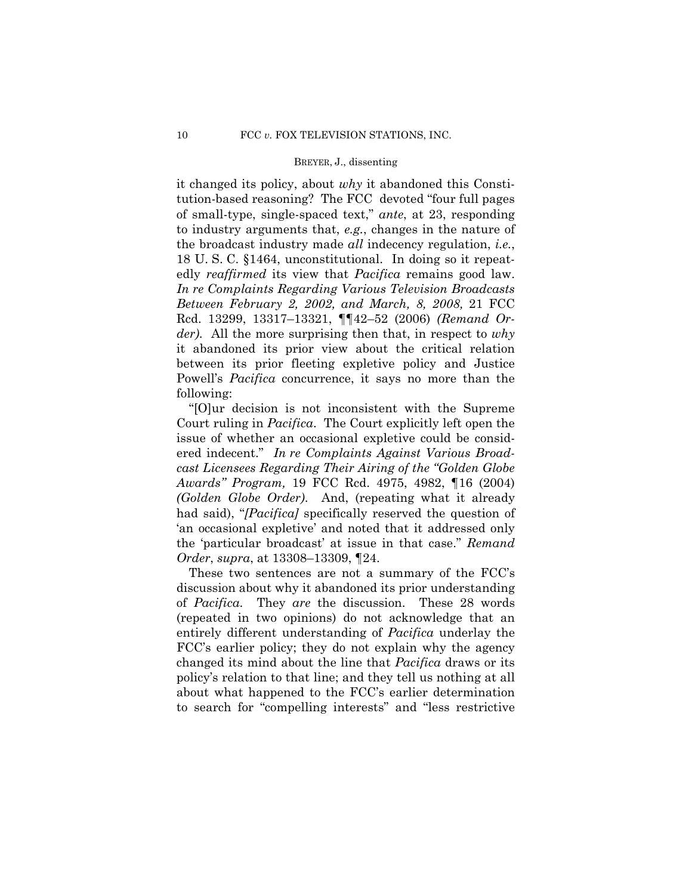it changed its policy, about *why* it abandoned this Constitution-based reasoning? The FCC devoted "four full pages of small-type, single-spaced text," *ante*, at 23, responding to industry arguments that, *e.g.*, changes in the nature of the broadcast industry made *all* indecency regulation, *i.e.*, 18 U. S. C. §1464, unconstitutional. In doing so it repeatedly *reaffirmed* its view that *Pacifica* remains good law. *In re Complaints Regarding Various Television Broadcasts Between February 2, 2002, and March, 8, 2008,* 21 FCC Rcd. 13299, 13317–13321, ¶¶42–52 (2006) *(Remand Order)*. All the more surprising then that, in respect to *why* it abandoned its prior view about the critical relation between its prior fleeting expletive policy and Justice Powell's *Pacifica* concurrence, it says no more than the following:

"[O]ur decision is not inconsistent with the Supreme Court ruling in *Pacifica*. The Court explicitly left open the issue of whether an occasional expletive could be considered indecent." *In re Complaints Against Various Broadcast Licensees Regarding Their Airing of the "Golden Globe Awards" Program,* 19 FCC Rcd. 4975, 4982, ¶16 (2004) *(Golden Globe Order)*. And, (repeating what it already had said), "*[Pacifica]* specifically reserved the question of 'an occasional expletive' and noted that it addressed only the 'particular broadcast' at issue in that case." *Remand Order*, *supra*, at 13308–13309, ¶24.

These two sentences are not a summary of the FCC's discussion about why it abandoned its prior understanding of *Pacifica*. They *are* the discussion. These 28 words (repeated in two opinions) do not acknowledge that an entirely different understanding of *Pacifica* underlay the FCC's earlier policy; they do not explain why the agency changed its mind about the line that *Pacifica* draws or its policy's relation to that line; and they tell us nothing at all about what happened to the FCC's earlier determination to search for "compelling interests" and "less restrictive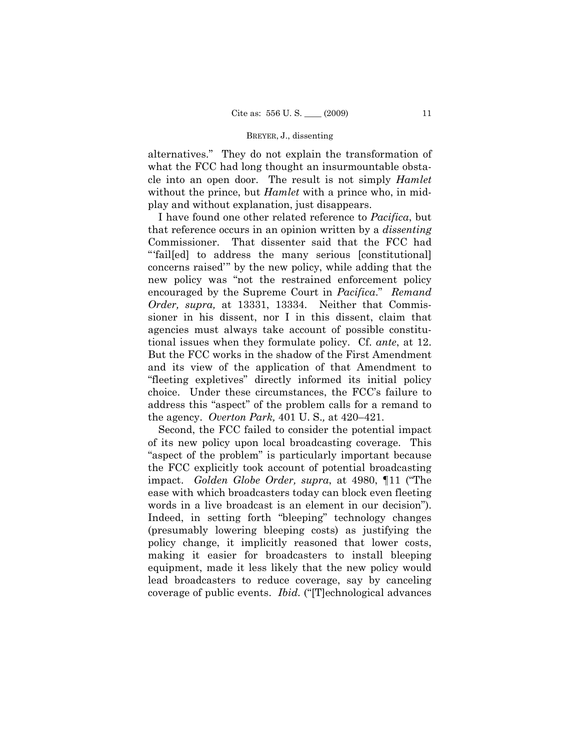alternatives." They do not explain the transformation of what the FCC had long thought an insurmountable obstacle into an open door. The result is not simply *Hamlet* without the prince, but *Hamlet* with a prince who, in mid-play and without explanation, just disappears.

I have found one other related reference to *Pacifica*, but that reference occurs in an opinion written by a *dissenting* Commissioner. That dissenter said that the FCC had "'fail[ed] to address the many serious [constitutional] concerns raised'" by the new policy, while adding that the new policy was "not the restrained enforcement policy encouraged by the Supreme Court in *Pacifica*." *Remand Order, supra,* at 13331, 13334. Neither that Commissioner in his dissent, nor I in this dissent, claim that agencies must always take account of possible constitutional issues when they formulate policy. Cf. *ante*, at 12. But the FCC works in the shadow of the First Amendment and its view of the application of that Amendment to "fleeting expletives" directly informed its initial policy choice. Under these circumstances, the FCC's failure to address this "aspect" of the problem calls for a remand to the agency. *Overton Park,* 401 U. S.*,* at 420–421.

Second, the FCC failed to consider the potential impact of its new policy upon local broadcasting coverage. This "aspect of the problem" is particularly important because the FCC explicitly took account of potential broadcasting impact. *Golden Globe Order, supra*, at 4980, ¶11 ("The ease with which broadcasters today can block even fleeting words in a live broadcast is an element in our decision"). Indeed, in setting forth "bleeping" technology changes (presumably lowering bleeping costs) as justifying the policy change, it implicitly reasoned that lower costs, making it easier for broadcasters to install bleeping equipment, made it less likely that the new policy would lead broadcasters to reduce coverage, say by canceling coverage of public events. *Ibid.* ("[T]echnological advances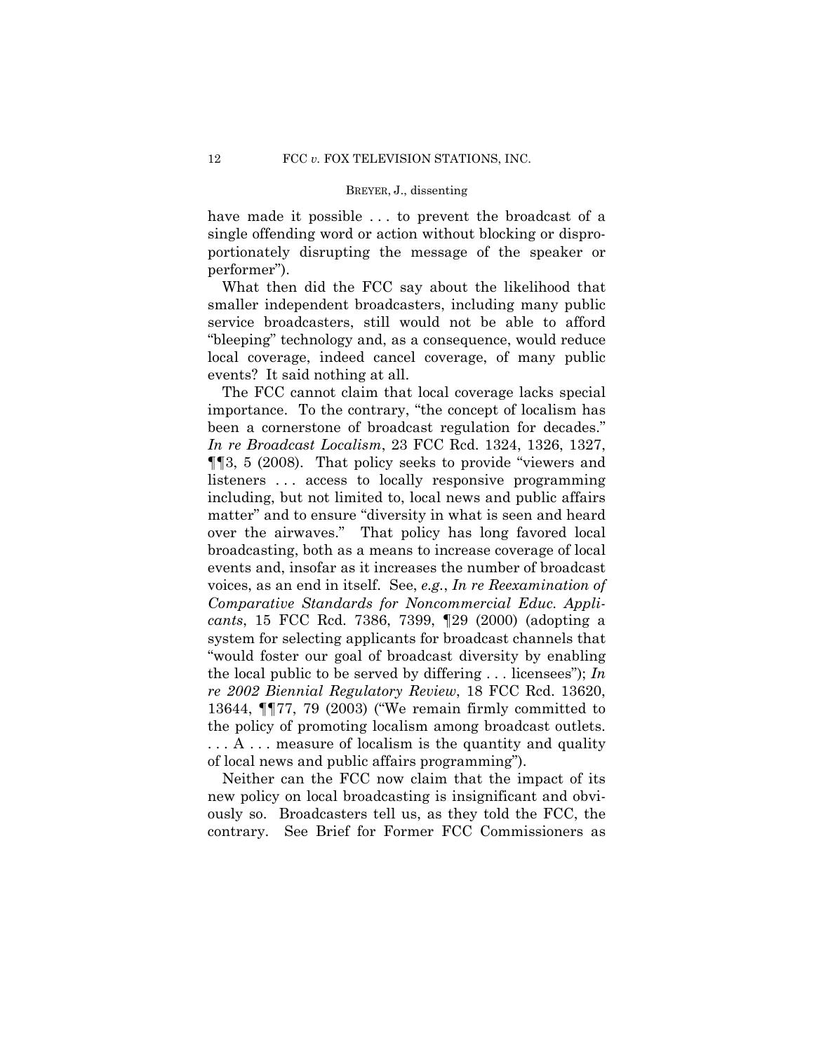have made it possible . . . to prevent the broadcast of a single offending word or action without blocking or disproportionately disrupting the message of the speaker or performer").

What then did the FCC say about the likelihood that smaller independent broadcasters, including many public service broadcasters, still would not be able to afford "bleeping" technology and, as a consequence, would reduce local coverage, indeed cancel coverage, of many public events? It said nothing at all.

The FCC cannot claim that local coverage lacks special importance. To the contrary, "the concept of localism has been a cornerstone of broadcast regulation for decades." *In re Broadcast Localism*, 23 FCC Rcd. 1324, 1326, 1327, ¶¶3, 5 (2008). That policy seeks to provide "viewers and listeners . . . access to locally responsive programming including, but not limited to, local news and public affairs matter" and to ensure "diversity in what is seen and heard over the airwaves." That policy has long favored local broadcasting, both as a means to increase coverage of local events and, insofar as it increases the number of broadcast voices, as an end in itself. See, *e.g.*, *In re Reexamination of Comparative Standards for Noncommercial Educ. Applicants*, 15 FCC Rcd. 7386, 7399, ¶29 (2000) (adopting a system for selecting applicants for broadcast channels that "would foster our goal of broadcast diversity by enabling the local public to be served by differing . . . licensees"); *In re 2002 Biennial Regulatory Review*, 18 FCC Rcd. 13620, 13644, ¶¶77, 79 (2003) ("We remain firmly committed to the policy of promoting localism among broadcast outlets. . . . A . . . measure of localism is the quantity and quality of local news and public affairs programming").

Neither can the FCC now claim that the impact of its new policy on local broadcasting is insignificant and obviously so. Broadcasters tell us, as they told the FCC, the contrary. See Brief for Former FCC Commissioners as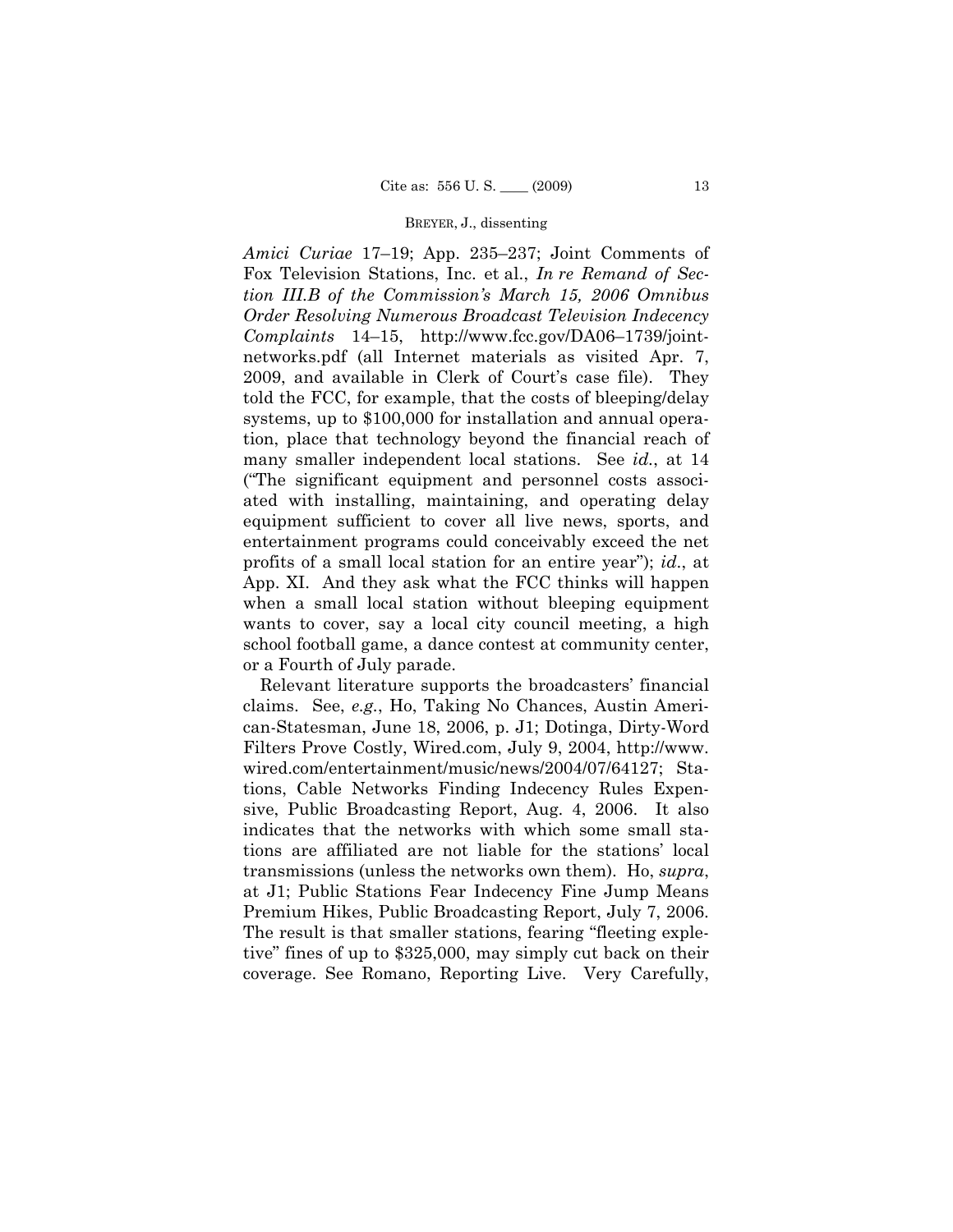*Amici Curiae* 17–19; App. 235–237; Joint Comments of Fox Television Stations, Inc. et al., *In re Remand of Section III.B of the Commission's March 15, 2006 Omnibus Order Resolving Numerous Broadcast Television Indecency Complaints* 14–15, http://www.fcc.gov/DA06–1739/joint-networks.pdf (all Internet materials as visited Apr. 7, 2009, and available in Clerk of Court's case file). They told the FCC, for example, that the costs of bleeping/delay systems, up to $100,000 for installation and annual operation, place that technology beyond the financial reach of many smaller independent local stations. See *id.*, at 14 ("The significant equipment and personnel costs associated with installing, maintaining, and operating delay equipment sufficient to cover all live news, sports, and entertainment programs could conceivably exceed the net profits of a small local station for an entire year"); *id.*, at App. XI. And they ask what the FCC thinks will happen when a small local station without bleeping equipment wants to cover, say a local city council meeting, a high school football game, a dance contest at community center, or a Fourth of July parade.

Relevant literature supports the broadcasters' financial claims. See, *e.g.*, Ho, Taking No Chances, Austin American-Statesman, June 18, 2006, p. J1; Dotinga, Dirty-Word Filters Prove Costly, Wired.com, July 9, 2004, http://www.wired.com/entertainment/music/news/2004/07/64127; Stations, Cable Networks Finding Indecency Rules Expensive, Public Broadcasting Report, Aug. 4, 2006. It also indicates that the networks with which some small stations are affiliated are not liable for the stations' local transmissions (unless the networks own them). Ho, *supra*, at J1; Public Stations Fear Indecency Fine Jump Means Premium Hikes, Public Broadcasting Report, July 7, 2006. The result is that smaller stations, fearing "fleeting expletive" fines of up to $325,000, may simply cut back on their coverage. See Romano, Reporting Live. Very Carefully,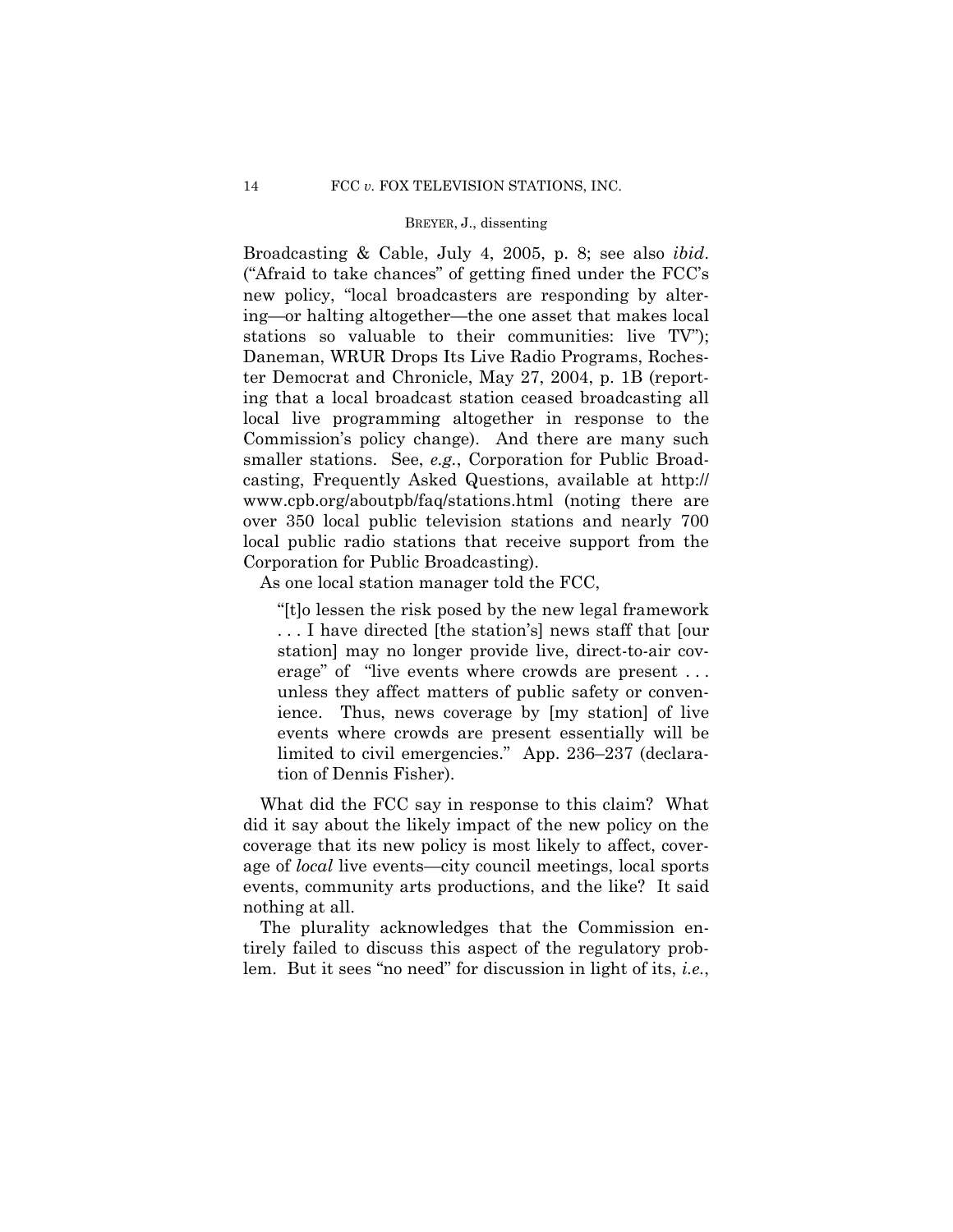Broadcasting & Cable, July 4, 2005, p. 8; see also *ibid.* ("Afraid to take chances" of getting fined under the FCC's new policy, "local broadcasters are responding by altering—or halting altogether—the one asset that makes local stations so valuable to their communities: live TV"); Daneman, WRUR Drops Its Live Radio Programs, Rochester Democrat and Chronicle, May 27, 2004, p. 1B (reporting that a local broadcast station ceased broadcasting all local live programming altogether in response to the Commission's policy change). And there are many such smaller stations. See, *e.g.*, Corporation for Public Broadcasting, Frequently Asked Questions, available at http://www.cpb.org/aboutpb/faq/stations.html (noting there are over 350 local public television stations and nearly 700 local public radio stations that receive support from the Corporation for Public Broadcasting).

As one local station manager told the FCC,

> "[t]o lessen the risk posed by the new legal framework . . . I have directed [the station's] news staff that [our station] may no longer provide live, direct-to-air coverage" of "live events where crowds are present . . . unless they affect matters of public safety or convenience. Thus, news coverage by [my station] of live events where crowds are present essentially will be limited to civil emergencies." App. 236–237 (declaration of Dennis Fisher).

What did the FCC say in response to this claim? What did it say about the likely impact of the new policy on the coverage that its new policy is most likely to affect, coverage of *local* live events—city council meetings, local sports events, community arts productions, and the like? It said nothing at all.

The plurality acknowledges that the Commission entirely failed to discuss this aspect of the regulatory problem. But it sees "no need" for discussion in light of its, *i.e.*,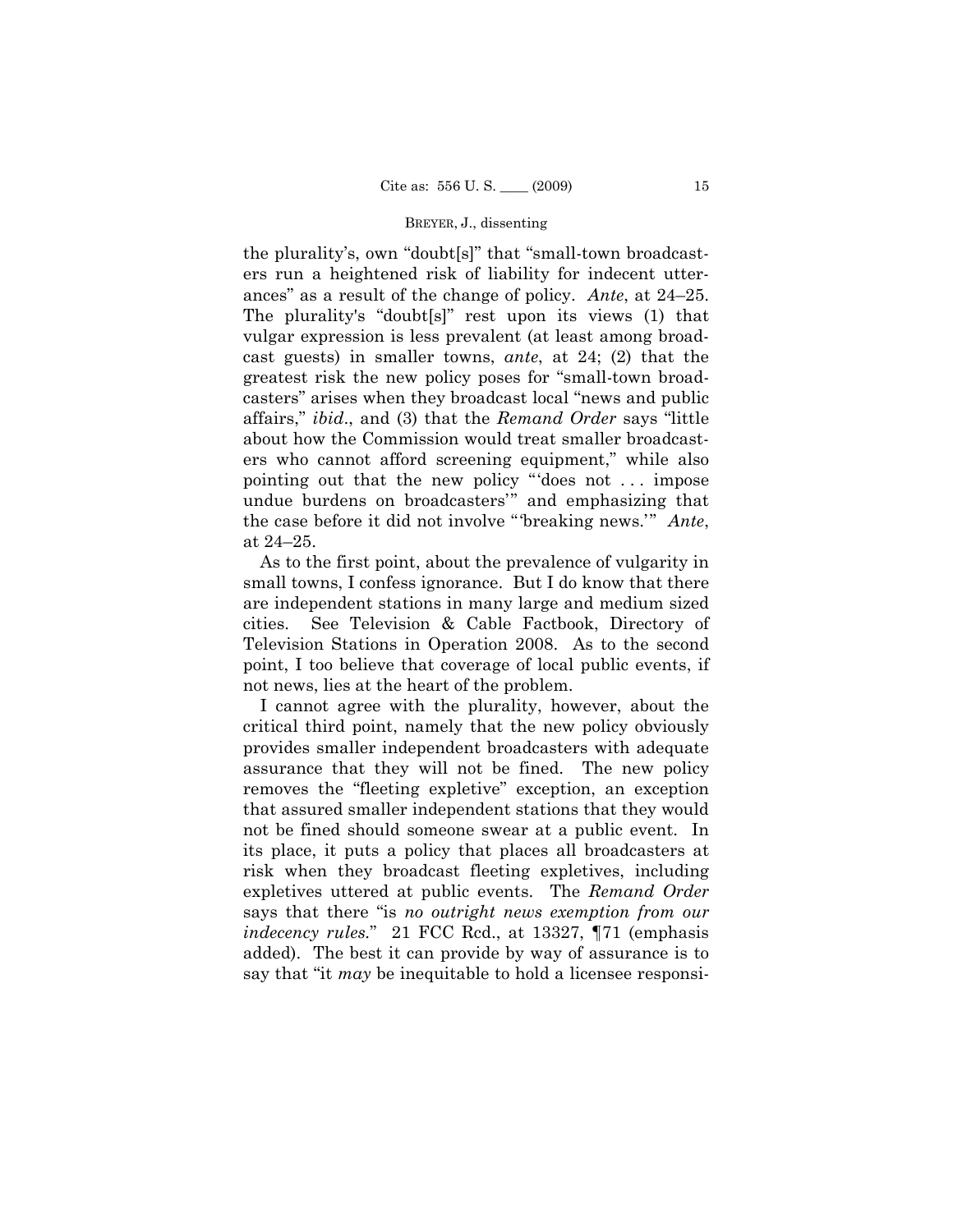the plurality's, own "doubt[s]" that "small-town broadcasters run a heightened risk of liability for indecent utterances" as a result of the change of policy. *Ante*, at 24–25. The plurality's "doubt[s]" rest upon its views (1) that vulgar expression is less prevalent (at least among broadcast guests) in smaller towns, *ante*, at 24; (2) that the greatest risk the new policy poses for "small-town broadcasters" arises when they broadcast local "news and public affairs," *ibid*., and (3) that the *Remand Order* says "little about how the Commission would treat smaller broadcasters who cannot afford screening equipment," while also pointing out that the new policy "'does not . . . impose undue burdens on broadcasters'" and emphasizing that the case before it did not involve "'breaking news.'" *Ante*, at 24–25.

As to the first point, about the prevalence of vulgarity in small towns, I confess ignorance. But I do know that there are independent stations in many large and medium sized cities. See Television & Cable Factbook, Directory of Television Stations in Operation 2008. As to the second point, I too believe that coverage of local public events, if not news, lies at the heart of the problem.

I cannot agree with the plurality, however, about the critical third point, namely that the new policy obviously provides smaller independent broadcasters with adequate assurance that they will not be fined. The new policy removes the "fleeting expletive" exception, an exception that assured smaller independent stations that they would not be fined should someone swear at a public event. In its place, it puts a policy that places all broadcasters at risk when they broadcast fleeting expletives, including expletives uttered at public events. The *Remand Order* says that there "is *no outright news exemption from our indecency rules*." 21 FCC Rcd., at 13327, ¶71 (emphasis added). The best it can provide by way of assurance is to say that "it *may* be inequitable to hold a licensee responsi-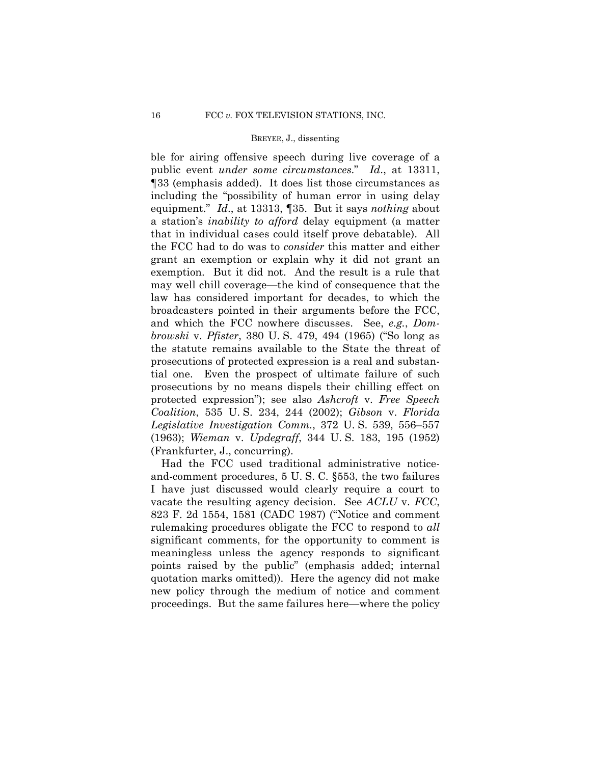ble for airing offensive speech during live coverage of a public event *under some circumstances*." *Id*., at 13311, ¶33 (emphasis added). It does list those circumstances as including the "possibility of human error in using delay equipment." *Id*., at 13313, ¶35. But it says *nothing* about a station's *inability to afford* delay equipment (a matter that in individual cases could itself prove debatable). All the FCC had to do was to *consider* this matter and either grant an exemption or explain why it did not grant an exemption. But it did not. And the result is a rule that may well chill coverage—the kind of consequence that the law has considered important for decades, to which the broadcasters pointed in their arguments before the FCC, and which the FCC nowhere discusses. See, *e.g.*, *Dombrowski* v. *Pfister*, 380 U. S. 479, 494 (1965) ("So long as the statute remains available to the State the threat of prosecutions of protected expression is a real and substantial one. Even the prospect of ultimate failure of such prosecutions by no means dispels their chilling effect on protected expression"); see also *Ashcroft* v. *Free Speech Coalition*, 535 U. S. 234, 244 (2002); *Gibson* v. *Florida Legislative Investigation Comm.*, 372 U. S. 539, 556–557 (1963); *Wieman* v. *Updegraff*, 344 U. S. 183, 195 (1952) (Frankfurter, J., concurring).

Had the FCC used traditional administrative notice-and-comment procedures, 5 U. S. C. §553, the two failures I have just discussed would clearly require a court to vacate the resulting agency decision. See *ACLU* v. *FCC*, 823 F. 2d 1554, 1581 (CADC 1987) ("Notice and comment rulemaking procedures obligate the FCC to respond to *all* significant comments, for the opportunity to comment is meaningless unless the agency responds to significant points raised by the public" (emphasis added; internal quotation marks omitted)). Here the agency did not make new policy through the medium of notice and comment proceedings. But the same failures here—where the policy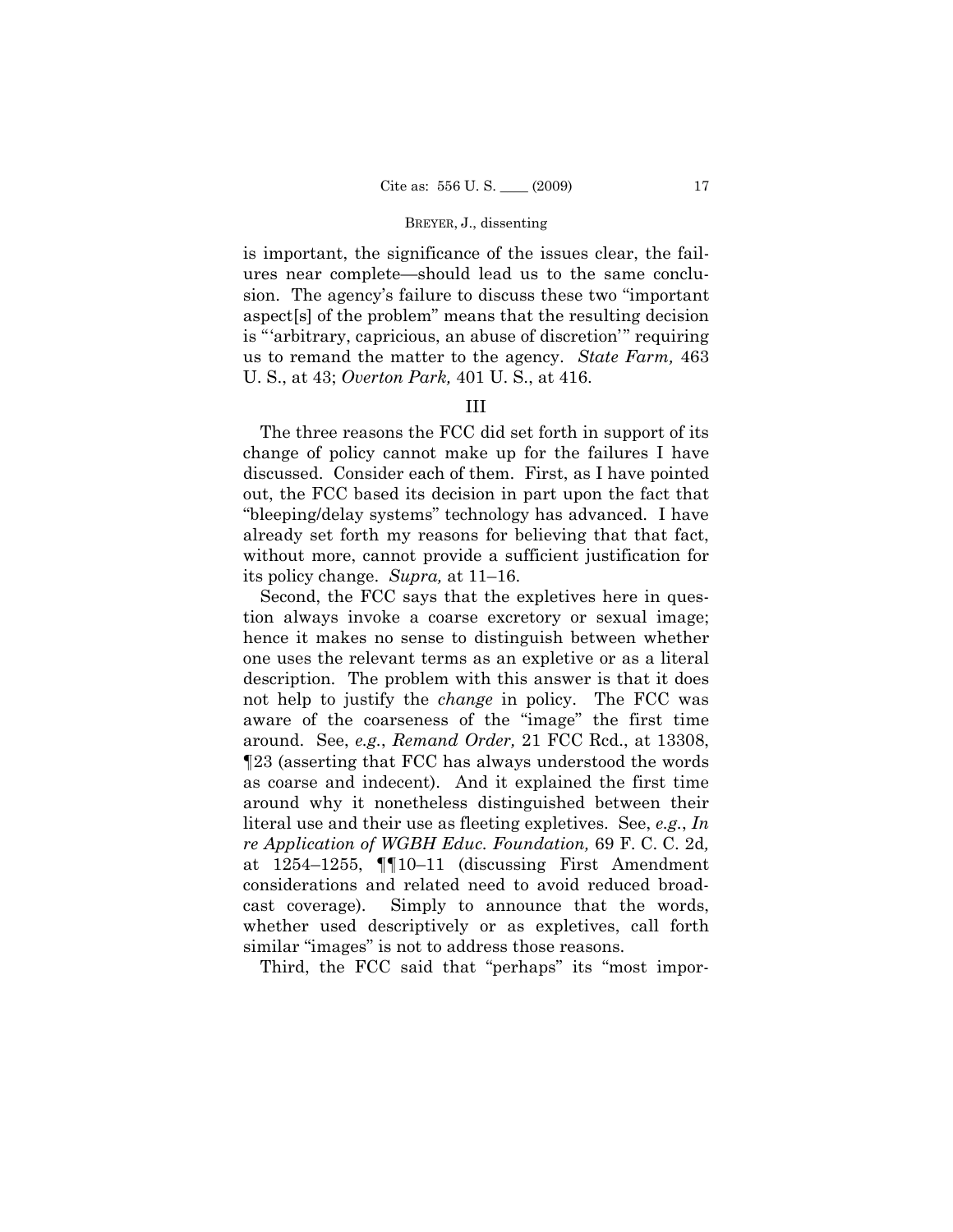is important, the significance of the issues clear, the failures near complete—should lead us to the same conclusion. The agency's failure to discuss these two "important aspect[s] of the problem" means that the resulting decision is "'arbitrary, capricious, an abuse of discretion'" requiring us to remand the matter to the agency. *State Farm,* 463 U. S., at 43; *Overton Park,* 401 U. S., at 416.

## III

The three reasons the FCC did set forth in support of its change of policy cannot make up for the failures I have discussed. Consider each of them. First, as I have pointed out, the FCC based its decision in part upon the fact that "bleeping/delay systems" technology has advanced. I have already set forth my reasons for believing that that fact, without more, cannot provide a sufficient justification for its policy change. *Supra,* at 11–16.

Second, the FCC says that the expletives here in question always invoke a coarse excretory or sexual image; hence it makes no sense to distinguish between whether one uses the relevant terms as an expletive or as a literal description. The problem with this answer is that it does not help to justify the *change* in policy. The FCC was aware of the coarseness of the "image" the first time around. See, *e.g.*, *Remand Order,* 21 FCC Rcd., at 13308, ¶23 (asserting that FCC has always understood the words as coarse and indecent). And it explained the first time around why it nonetheless distinguished between their literal use and their use as fleeting expletives. See, *e.g.*, *In re Application of WGBH Educ. Foundation,* 69 F. C. C. 2d, at 1254–1255, ¶¶10–11 (discussing First Amendment considerations and related need to avoid reduced broadcast coverage). Simply to announce that the words, whether used descriptively or as expletives, call forth similar "images" is not to address those reasons.

Third, the FCC said that "perhaps" its "most impor-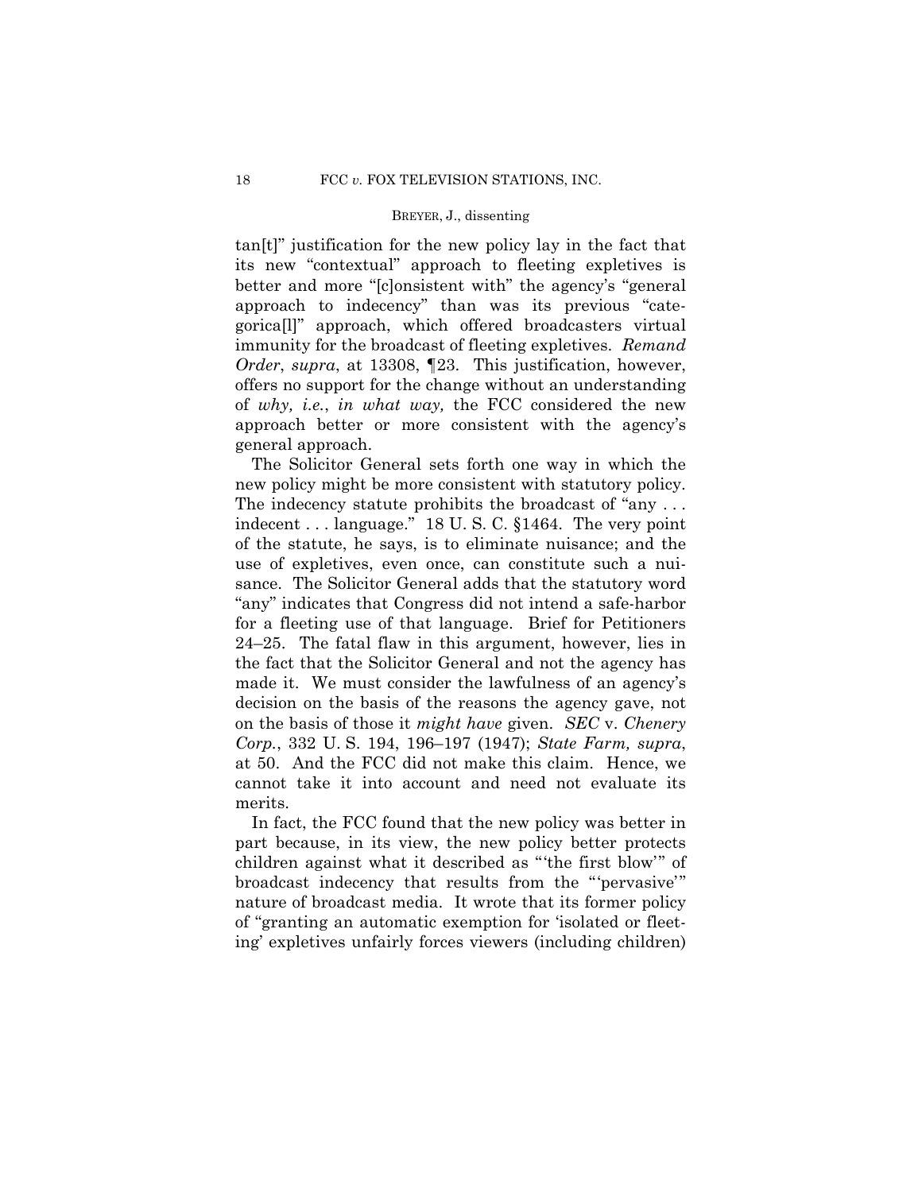tan[t]" justification for the new policy lay in the fact that its new "contextual" approach to fleeting expletives is better and more "[c]onsistent with" the agency's "general approach to indecency" than was its previous "categorica[l]" approach, which offered broadcasters virtual immunity for the broadcast of fleeting expletives. *Remand Order*, *supra*, at 13308, ¶23. This justification, however, offers no support for the change without an understanding of *why, i.e.*, *in what way,* the FCC considered the new approach better or more consistent with the agency's general approach.

The Solicitor General sets forth one way in which the new policy might be more consistent with statutory policy. The indecency statute prohibits the broadcast of "any . . . indecent . . . language." 18 U. S. C. §1464. The very point of the statute, he says, is to eliminate nuisance; and the use of expletives, even once, can constitute such a nuisance. The Solicitor General adds that the statutory word "any" indicates that Congress did not intend a safe-harbor for a fleeting use of that language. Brief for Petitioners 24–25. The fatal flaw in this argument, however, lies in the fact that the Solicitor General and not the agency has made it. We must consider the lawfulness of an agency's decision on the basis of the reasons the agency gave, not on the basis of those it *might have* given. *SEC* v. *Chenery Corp.*, 332 U. S. 194, 196–197 (1947); *State Farm, supra*, at 50. And the FCC did not make this claim. Hence, we cannot take it into account and need not evaluate its merits.

In fact, the FCC found that the new policy was better in part because, in its view, the new policy better protects children against what it described as "'the first blow'" of broadcast indecency that results from the "'pervasive'" nature of broadcast media. It wrote that its former policy of "granting an automatic exemption for 'isolated or fleeting' expletives unfairly forces viewers (including children)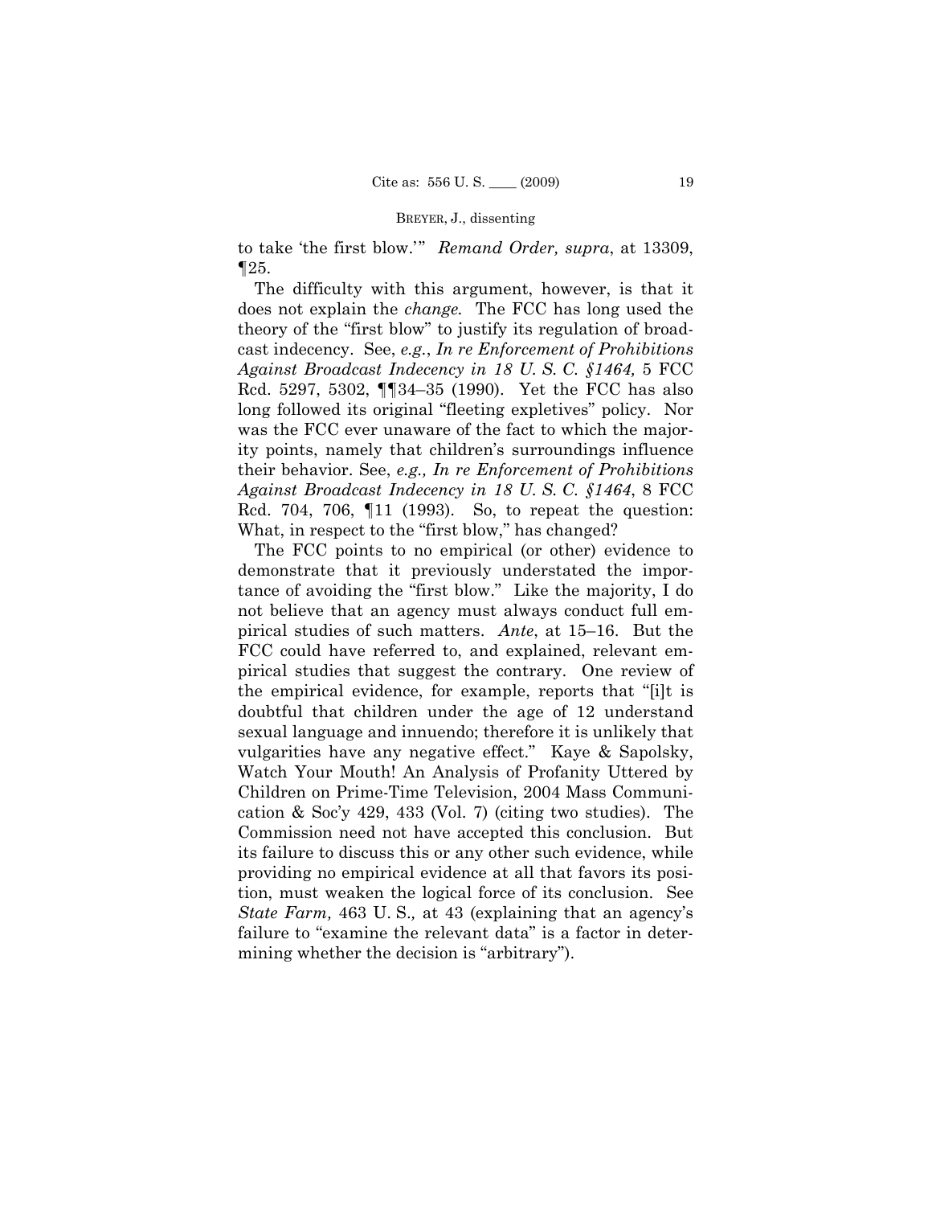to take 'the first blow.'" *Remand Order, supra*, at 13309, ¶25.

The difficulty with this argument, however, is that it does not explain the *change.* The FCC has long used the theory of the "first blow" to justify its regulation of broadcast indecency. See, *e.g.*, *In re Enforcement of Prohibitions Against Broadcast Indecency in 18 U. S. C. §1464,* 5 FCC Rcd. 5297, 5302, ¶¶34–35 (1990). Yet the FCC has also long followed its original "fleeting expletives" policy. Nor was the FCC ever unaware of the fact to which the majority points, namely that children's surroundings influence their behavior. See, *e.g., In re Enforcement of Prohibitions Against Broadcast Indecency in 18 U. S. C. §1464*, 8 FCC Rcd. 704, 706, ¶11 (1993). So, to repeat the question: What, in respect to the "first blow," has changed?

The FCC points to no empirical (or other) evidence to demonstrate that it previously understated the importance of avoiding the "first blow." Like the majority, I do not believe that an agency must always conduct full empirical studies of such matters. *Ante*, at 15–16. But the FCC could have referred to, and explained, relevant empirical studies that suggest the contrary. One review of the empirical evidence, for example, reports that "[i]t is doubtful that children under the age of 12 understand sexual language and innuendo; therefore it is unlikely that vulgarities have any negative effect." Kaye & Sapolsky, Watch Your Mouth! An Analysis of Profanity Uttered by Children on Prime-Time Television, 2004 Mass Communication & Soc'y 429, 433 (Vol. 7) (citing two studies). The Commission need not have accepted this conclusion. But its failure to discuss this or any other such evidence, while providing no empirical evidence at all that favors its position, must weaken the logical force of its conclusion. See *State Farm,* 463 U. S.*,* at 43 (explaining that an agency's failure to "examine the relevant data" is a factor in determining whether the decision is "arbitrary").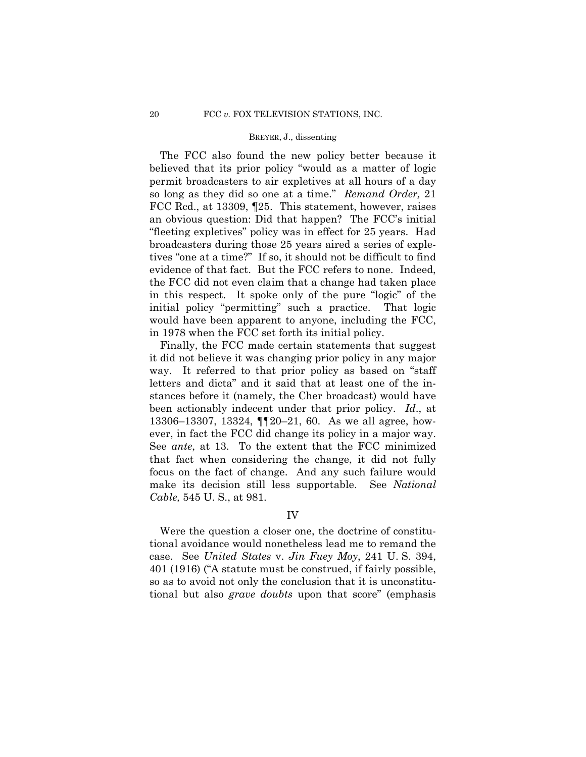The FCC also found the new policy better because it believed that its prior policy "would as a matter of logic permit broadcasters to air expletives at all hours of a day so long as they did so one at a time." *Remand Order,* 21 FCC Rcd., at 13309, ¶25. This statement, however, raises an obvious question: Did that happen? The FCC's initial "fleeting expletives" policy was in effect for 25 years. Had broadcasters during those 25 years aired a series of expletives "one at a time?" If so, it should not be difficult to find evidence of that fact. But the FCC refers to none. Indeed, the FCC did not even claim that a change had taken place in this respect. It spoke only of the pure "logic" of the initial policy "permitting" such a practice. That logic would have been apparent to anyone, including the FCC, in 1978 when the FCC set forth its initial policy.

Finally, the FCC made certain statements that suggest it did not believe it was changing prior policy in any major way. It referred to that prior policy as based on "staff letters and dicta" and it said that at least one of the instances before it (namely, the Cher broadcast) would have been actionably indecent under that prior policy. *Id*., at 13306–13307, 13324, ¶¶20–21, 60. As we all agree, however, in fact the FCC did change its policy in a major way. See *ante*, at 13. To the extent that the FCC minimized that fact when considering the change, it did not fully focus on the fact of change. And any such failure would make its decision still less supportable. See *National Cable,* 545 U. S., at 981.

## IV

Were the question a closer one, the doctrine of constitutional avoidance would nonetheless lead me to remand the case. See *United States* v. *Jin Fuey Moy*, 241 U. S. 394, 401 (1916) ("A statute must be construed, if fairly possible, so as to avoid not only the conclusion that it is unconstitutional but also *grave doubts* upon that score" (emphasis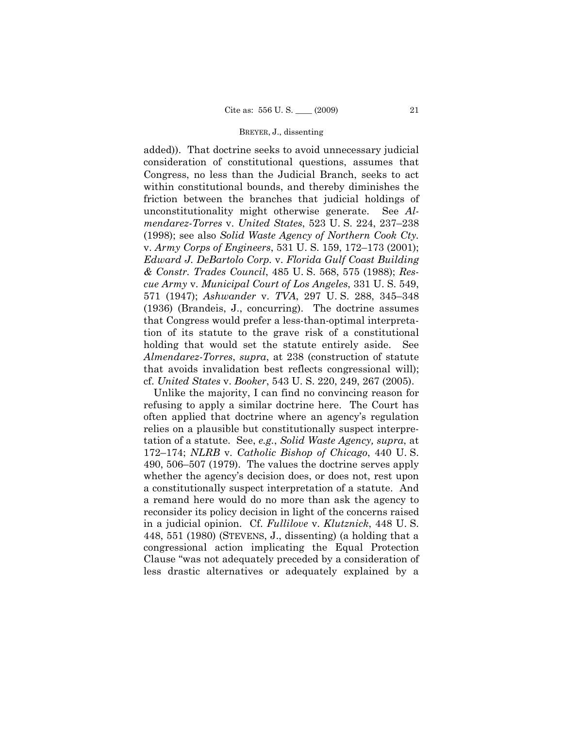added)). That doctrine seeks to avoid unnecessary judicial consideration of constitutional questions, assumes that Congress, no less than the Judicial Branch, seeks to act within constitutional bounds, and thereby diminishes the friction between the branches that judicial holdings of unconstitutionality might otherwise generate. See *Almendarez-Torres* v. *United States*, 523 U. S. 224, 237–238 (1998); see also *Solid Waste Agency of Northern Cook Cty.* v. *Army Corps of Engineers*, 531 U. S. 159, 172–173 (2001); *Edward J. DeBartolo Corp.* v. *Florida Gulf Coast Building & Constr. Trades Council*, 485 U. S. 568, 575 (1988); *Rescue Army* v. *Municipal Court of Los Angeles*, 331 U. S. 549, 571 (1947); *Ashwander* v. *TVA*, 297 U. S. 288, 345–348 (1936) (Brandeis, J., concurring). The doctrine assumes that Congress would prefer a less-than-optimal interpretation of its statute to the grave risk of a constitutional holding that would set the statute entirely aside. See *Almendarez-Torres*, *supra*, at 238 (construction of statute that avoids invalidation best reflects congressional will); cf. *United States* v. *Booker*, 543 U. S. 220, 249, 267 (2005).

Unlike the majority, I can find no convincing reason for refusing to apply a similar doctrine here. The Court has often applied that doctrine where an agency's regulation relies on a plausible but constitutionally suspect interpretation of a statute. See, *e.g.*, *Solid Waste Agency, supra*, at 172–174; *NLRB* v. *Catholic Bishop of Chicago*, 440 U. S. 490, 506–507 (1979). The values the doctrine serves apply whether the agency's decision does, or does not, rest upon a constitutionally suspect interpretation of a statute. And a remand here would do no more than ask the agency to reconsider its policy decision in light of the concerns raised in a judicial opinion. Cf. *Fullilove* v. *Klutznick*, 448 U. S. 448, 551 (1980) (STEVENS, J., dissenting) (a holding that a congressional action implicating the Equal Protection Clause "was not adequately preceded by a consideration of less drastic alternatives or adequately explained by a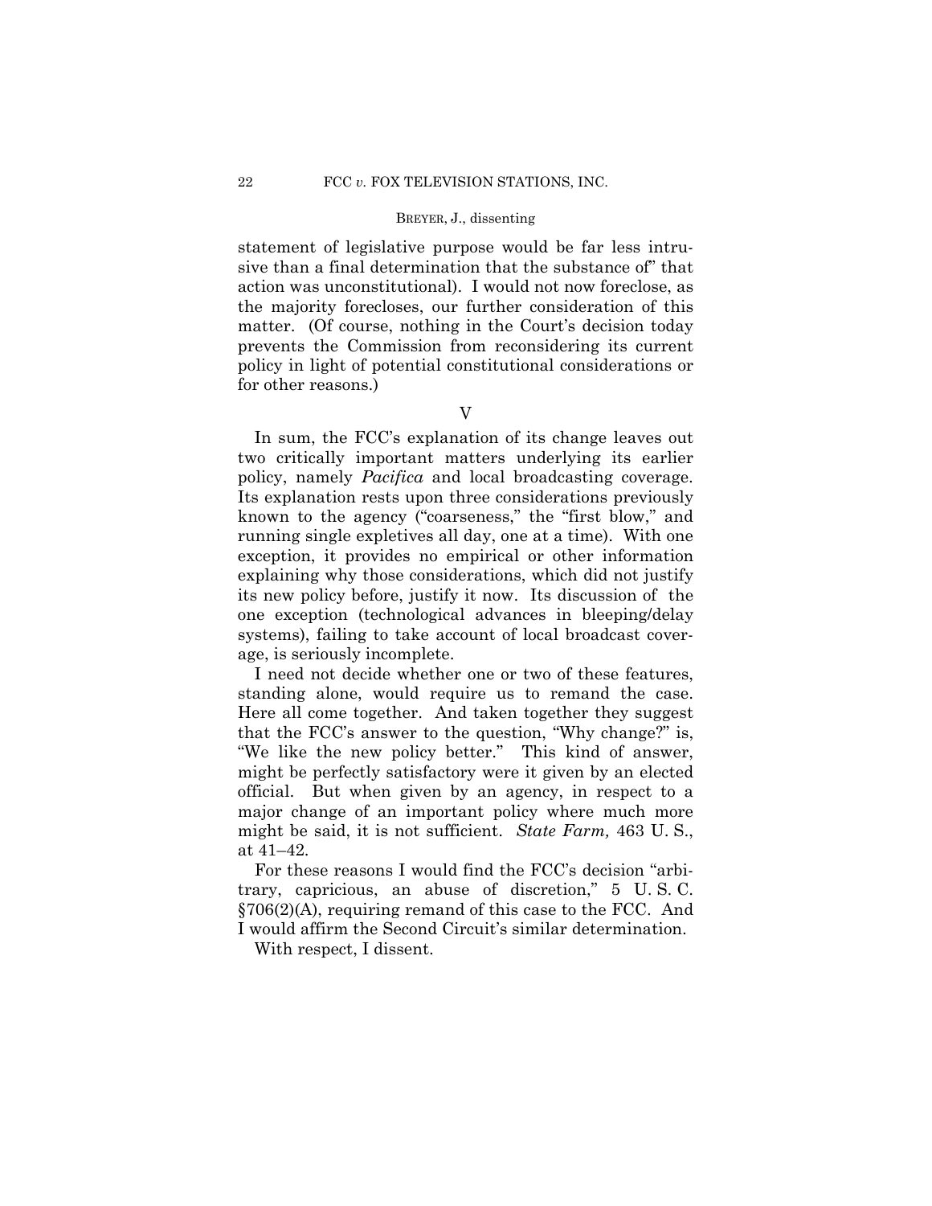statement of legislative purpose would be far less intrusive than a final determination that the substance of" that action was unconstitutional). I would not now foreclose, as the majority forecloses, our further consideration of this matter. (Of course, nothing in the Court's decision today prevents the Commission from reconsidering its current policy in light of potential constitutional considerations or for other reasons.)

## V

In sum, the FCC's explanation of its change leaves out two critically important matters underlying its earlier policy, namely *Pacifica* and local broadcasting coverage. Its explanation rests upon three considerations previously known to the agency ("coarseness," the "first blow," and running single expletives all day, one at a time). With one exception, it provides no empirical or other information explaining why those considerations, which did not justify its new policy before, justify it now. Its discussion of the one exception (technological advances in bleeping/delay systems), failing to take account of local broadcast coverage, is seriously incomplete.

I need not decide whether one or two of these features, standing alone, would require us to remand the case. Here all come together. And taken together they suggest that the FCC's answer to the question, "Why change?" is, "We like the new policy better." This kind of answer, might be perfectly satisfactory were it given by an elected official. But when given by an agency, in respect to a major change of an important policy where much more might be said, it is not sufficient. *State Farm,* 463 U. S., at 41–42.

For these reasons I would find the FCC's decision "arbitrary, capricious, an abuse of discretion," 5 U. S. C. §706(2)(A), requiring remand of this case to the FCC. And I would affirm the Second Circuit's similar determination.

With respect, I dissent.